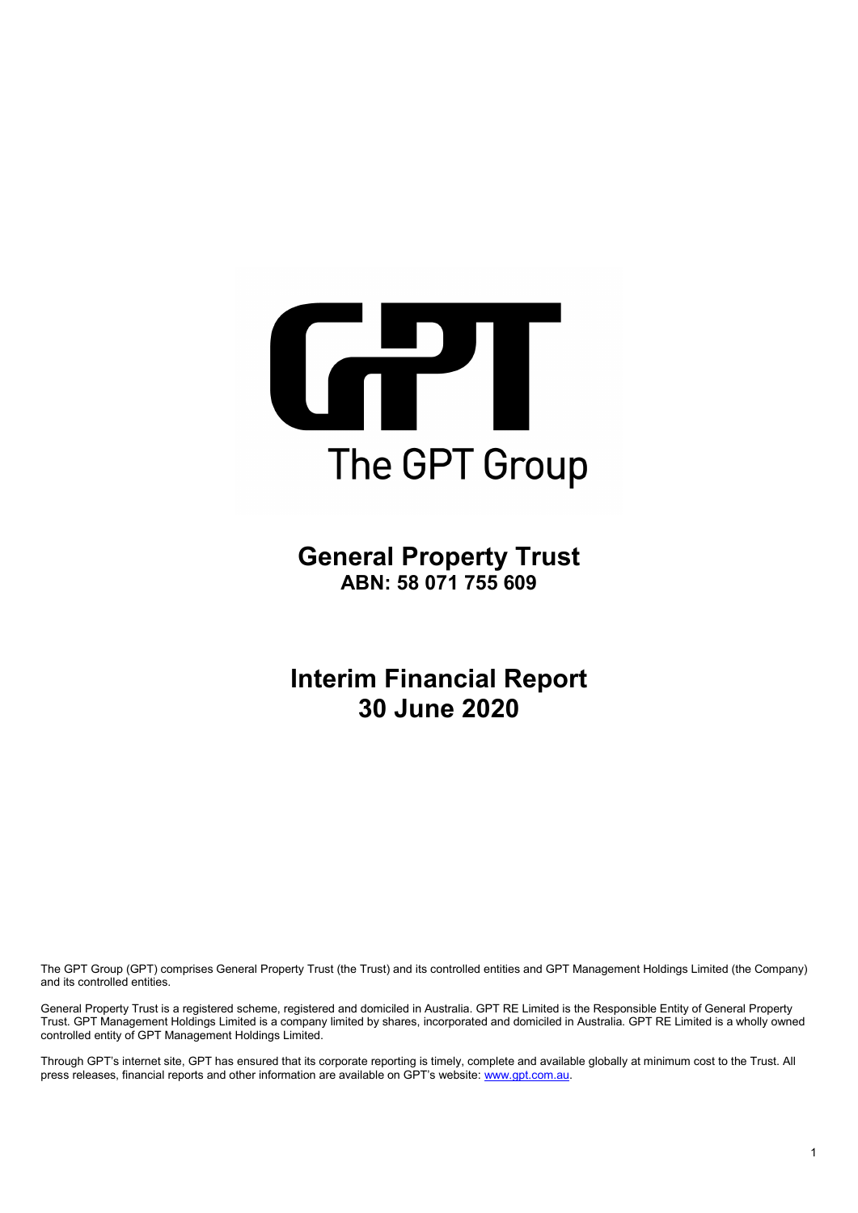The GPT Group

# General Property Trust

**ABN: 58 071 755 609**

# Interim Financial Report
# 30 June 2020

The GPT Group (GPT) comprises General Property Trust (the Trust) and its controlled entities and GPT Management Holdings Limited (the Company) and its controlled entities.

General Property Trust is a registered scheme, registered and domiciled in Australia. GPT RE Limited is the Responsible Entity of General Property Trust. GPT Management Holdings Limited is a company limited by shares, incorporated and domiciled in Australia. GPT RE Limited is a wholly owned controlled entity of GPT Management Holdings Limited.

Through GPT's internet site, GPT has ensured that its corporate reporting is timely, complete and available globally at minimum cost to the Trust. All press releases, financial reports and other information are available on GPT's website: www.gpt.com.au.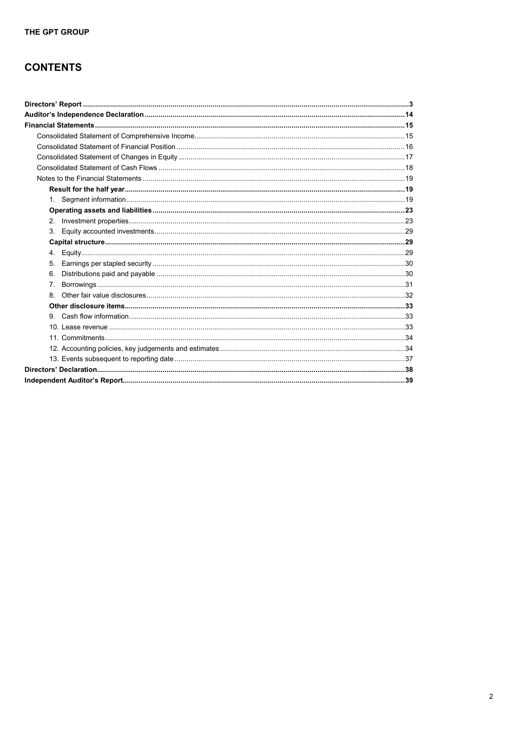# CONTENTS

| | |
|---|---|
| **Directors' Report** | **3** |
| **Auditor's Independence Declaration** | **14** |
| **Financial Statements** | **15** |
| Consolidated Statement of Comprehensive Income | 15 |
| Consolidated Statement of Financial Position | 16 |
| Consolidated Statement of Changes in Equity | 17 |
| Consolidated Statement of Cash Flows | 18 |
| Notes to the Financial Statements | 19 |
| **Result for the half year** | **19** |
| 1. Segment information | 19 |
| **Operating assets and liabilities** | **23** |
| 2. Investment properties | 23 |
| 3. Equity accounted investments | 29 |
| **Capital structure** | **29** |
| 4. Equity | 29 |
| 5. Earnings per stapled security | 30 |
| 6. Distributions paid and payable | 30 |
| 7. Borrowings | 31 |
| 8. Other fair value disclosures | 32 |
| **Other disclosure items** | **33** |
| 9. Cash flow information | 33 |
| 10. Lease revenue | 33 |
| 11. Commitments | 34 |
| 12. Accounting policies, key judgements and estimates | 34 |
| 13. Events subsequent to reporting date | 37 |
| **Directors' Declaration** | **38** |
| **Independent Auditor's Report** | **39** |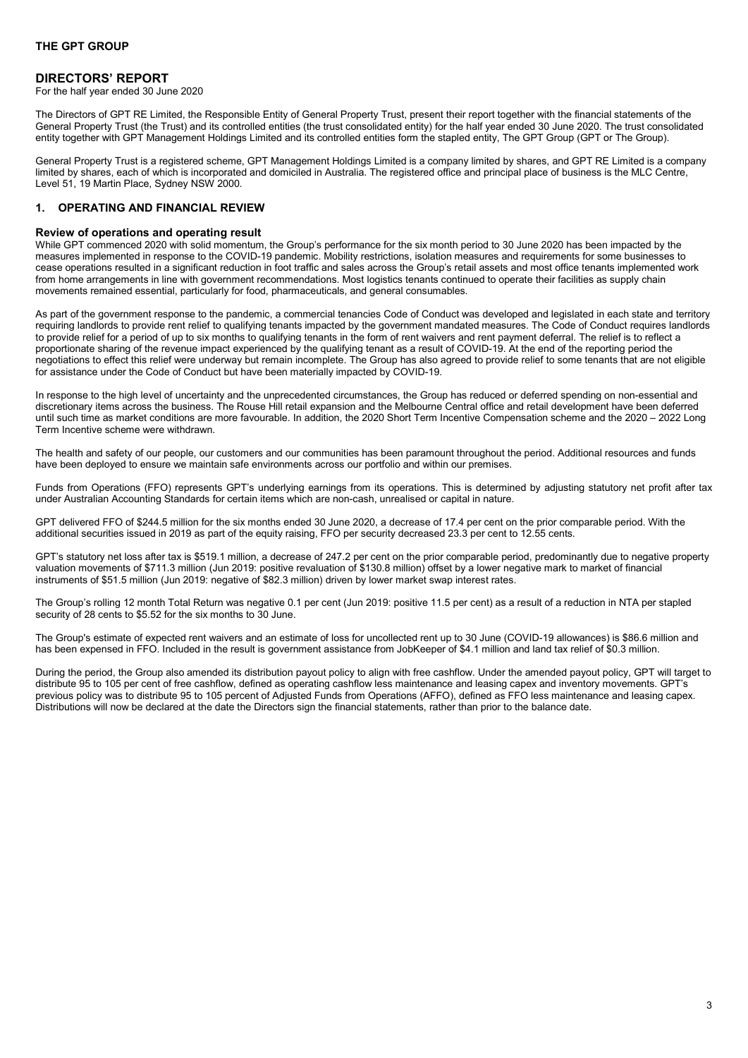**THE GPT GROUP**

## DIRECTORS' REPORT

For the half year ended 30 June 2020

The Directors of GPT RE Limited, the Responsible Entity of General Property Trust, present their report together with the financial statements of the General Property Trust (the Trust) and its controlled entities (the trust consolidated entity) for the half year ended 30 June 2020. The trust consolidated entity together with GPT Management Holdings Limited and its controlled entities form the stapled entity, The GPT Group (GPT or The Group).

General Property Trust is a registered scheme, GPT Management Holdings Limited is a company limited by shares, and GPT RE Limited is a company limited by shares, each of which is incorporated and domiciled in Australia. The registered office and principal place of business is the MLC Centre, Level 51, 19 Martin Place, Sydney NSW 2000.

### 1. OPERATING AND FINANCIAL REVIEW

#### Review of operations and operating result

While GPT commenced 2020 with solid momentum, the Group's performance for the six month period to 30 June 2020 has been impacted by the measures implemented in response to the COVID-19 pandemic. Mobility restrictions, isolation measures and requirements for some businesses to cease operations resulted in a significant reduction in foot traffic and sales across the Group's retail assets and most office tenants implemented work from home arrangements in line with government recommendations. Most logistics tenants continued to operate their facilities as supply chain movements remained essential, particularly for food, pharmaceuticals, and general consumables.

As part of the government response to the pandemic, a commercial tenancies Code of Conduct was developed and legislated in each state and territory requiring landlords to provide rent relief to qualifying tenants impacted by the government mandated measures. The Code of Conduct requires landlords to provide relief for a period of up to six months to qualifying tenants in the form of rent waivers and rent payment deferral. The relief is to reflect a proportionate sharing of the revenue impact experienced by the qualifying tenant as a result of COVID-19. At the end of the reporting period the negotiations to effect this relief were underway but remain incomplete. The Group has also agreed to provide relief to some tenants that are not eligible for assistance under the Code of Conduct but have been materially impacted by COVID-19.

In response to the high level of uncertainty and the unprecedented circumstances, the Group has reduced or deferred spending on non-essential and discretionary items across the business. The Rouse Hill retail expansion and the Melbourne Central office and retail development have been deferred until such time as market conditions are more favourable. In addition, the 2020 Short Term Incentive Compensation scheme and the 2020 – 2022 Long Term Incentive scheme were withdrawn.

The health and safety of our people, our customers and our communities has been paramount throughout the period. Additional resources and funds have been deployed to ensure we maintain safe environments across our portfolio and within our premises.

Funds from Operations (FFO) represents GPT's underlying earnings from its operations. This is determined by adjusting statutory net profit after tax under Australian Accounting Standards for certain items which are non-cash, unrealised or capital in nature.

GPT delivered FFO of $244.5 million for the six months ended 30 June 2020, a decrease of 17.4 per cent on the prior comparable period. With the additional securities issued in 2019 as part of the equity raising, FFO per security decreased 23.3 per cent to 12.55 cents.

GPT's statutory net loss after tax is $519.1 million, a decrease of 247.2 per cent on the prior comparable period, predominantly due to negative property valuation movements of $711.3 million (Jun 2019: positive revaluation of $130.8 million) offset by a lower negative mark to market of financial instruments of $51.5 million (Jun 2019: negative of $82.3 million) driven by lower market swap interest rates.

The Group's rolling 12 month Total Return was negative 0.1 per cent (Jun 2019: positive 11.5 per cent) as a result of a reduction in NTA per stapled security of 28 cents to $5.52 for the six months to 30 June.

The Group's estimate of expected rent waivers and an estimate of loss for uncollected rent up to 30 June (COVID-19 allowances) is $86.6 million and has been expensed in FFO. Included in the result is government assistance from JobKeeper of $4.1 million and land tax relief of $0.3 million.

During the period, the Group also amended its distribution payout policy to align with free cashflow. Under the amended payout policy, GPT will target to distribute 95 to 105 per cent of free cashflow, defined as operating cashflow less maintenance and leasing capex and inventory movements. GPT's previous policy was to distribute 95 to 105 percent of Adjusted Funds from Operations (AFFO), defined as FFO less maintenance and leasing capex. Distributions will now be declared at the date the Directors sign the financial statements, rather than prior to the balance date.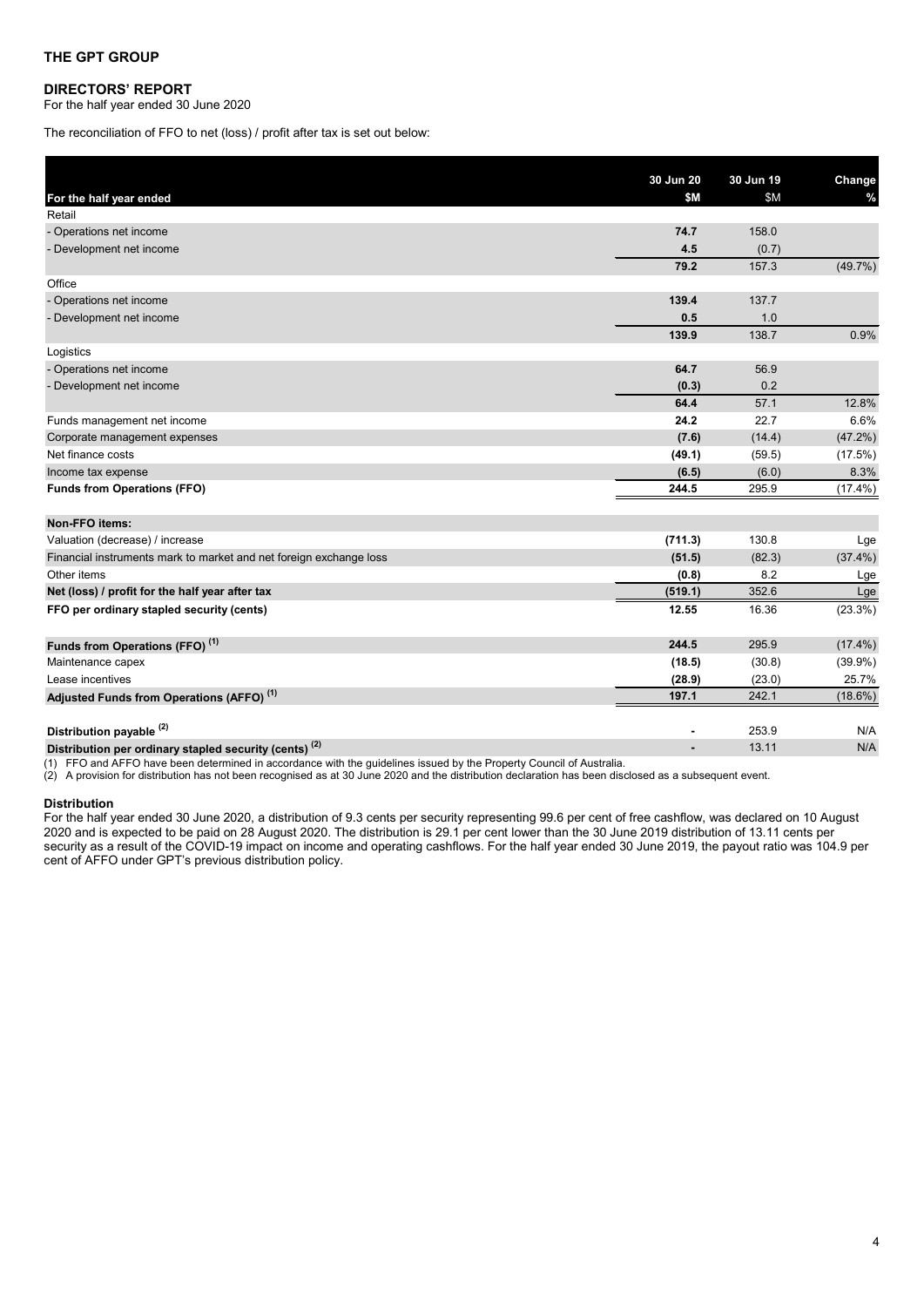**THE GPT GROUP**

**DIRECTORS' REPORT**
For the half year ended 30 June 2020

The reconciliation of FFO to net (loss) / profit after tax is set out below:

| For the half year ended | 30 Jun 20 $M | 30 Jun 19 $M | Change % |
|---|---|---|---|
| Retail | | | |
| - Operations net income | **74.7** | 158.0 | |
| - Development net income | **4.5** | (0.7) | |
| | **79.2** | 157.3 | (49.7%) |
| Office | | | |
| - Operations net income | **139.4** | 137.7 | |
| - Development net income | **0.5** | 1.0 | |
| | **139.9** | 138.7 | 0.9% |
| Logistics | | | |
| - Operations net income | **64.7** | 56.9 | |
| - Development net income | **(0.3)** | 0.2 | |
| | **64.4** | 57.1 | 12.8% |
| Funds management net income | **24.2** | 22.7 | 6.6% |
| Corporate management expenses | **(7.6)** | (14.4) | (47.2%) |
| Net finance costs | **(49.1)** | (59.5) | (17.5%) |
| Income tax expense | **(6.5)** | (6.0) | 8.3% |
| **Funds from Operations (FFO)** | **244.5** | 295.9 | (17.4%) |
| | | | |
| **Non-FFO items:** | | | |
| Valuation (decrease) / increase | **(711.3)** | 130.8 | Lge |
| Financial instruments mark to market and net foreign exchange loss | **(51.5)** | (82.3) | (37.4%) |
| Other items | **(0.8)** | 8.2 | Lge |
| **Net (loss) / profit for the half year after tax** | **(519.1)** | 352.6 | Lge |
| **FFO per ordinary stapled security (cents)** | **12.55** | 16.36 | (23.3%) |
| | | | |
| **Funds from Operations (FFO) (1)** | **244.5** | 295.9 | (17.4%) |
| Maintenance capex | **(18.5)** | (30.8) | (39.9%) |
| Lease incentives | **(28.9)** | (23.0) | 25.7% |
| **Adjusted Funds from Operations (AFFO) (1)** | **197.1** | 242.1 | (18.6%) |
| | | | |
| **Distribution payable (2)** | **-** | 253.9 | N/A |
| **Distribution per ordinary stapled security (cents) (2)** | **-** | 13.11 | N/A |

(1) FFO and AFFO have been determined in accordance with the guidelines issued by the Property Council of Australia.
(2) A provision for distribution has not been recognised as at 30 June 2020 and the distribution declaration has been disclosed as a subsequent event.

**Distribution**

For the half year ended 30 June 2020, a distribution of 9.3 cents per security representing 99.6 per cent of free cashflow, was declared on 10 August 2020 and is expected to be paid on 28 August 2020. The distribution is 29.1 per cent lower than the 30 June 2019 distribution of 13.11 cents per security as a result of the COVID-19 impact on income and operating cashflows. For the half year ended 30 June 2019, the payout ratio was 104.9 per cent of AFFO under GPT's previous distribution policy.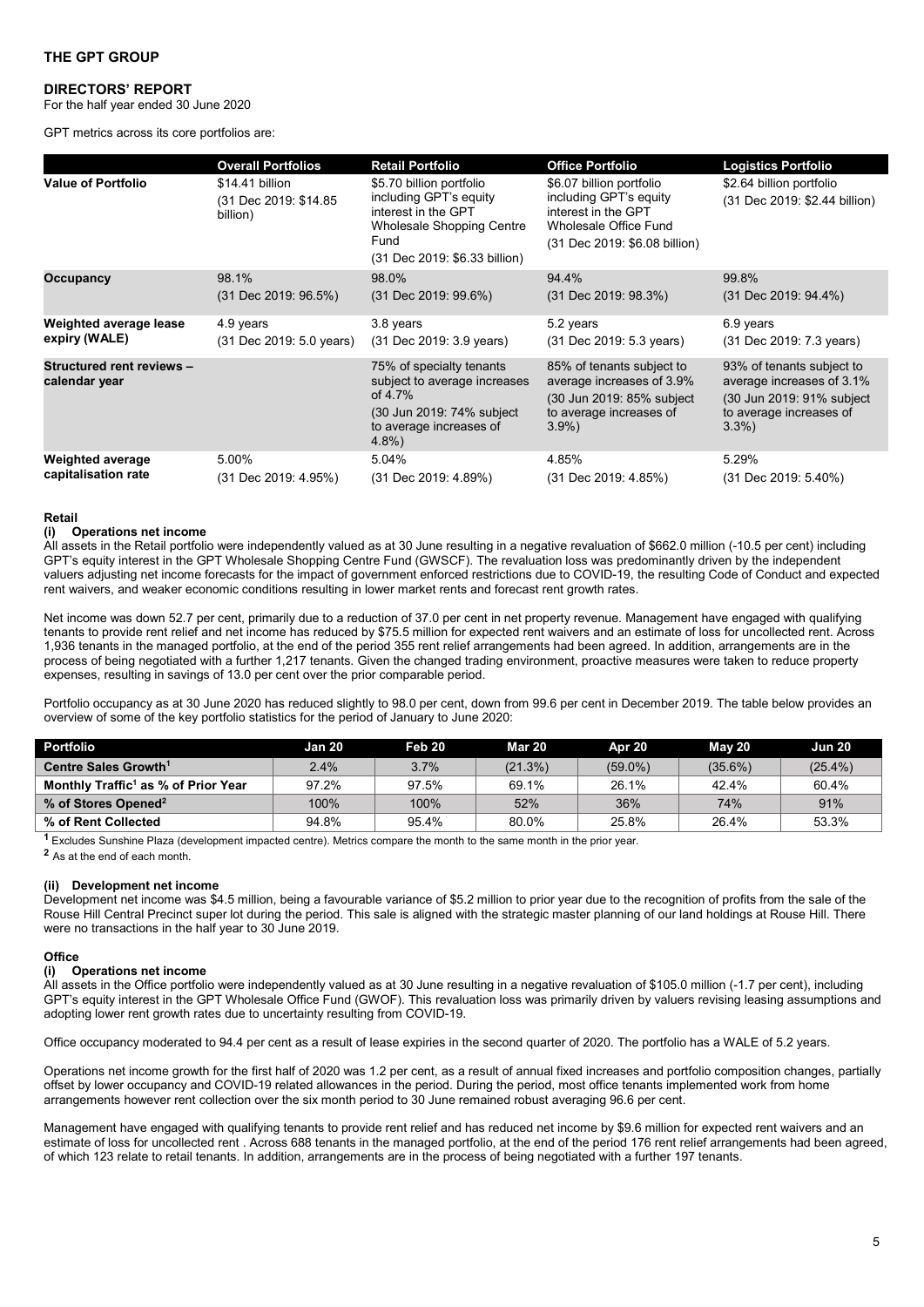# THE GPT GROUP

## DIRECTORS' REPORT

For the half year ended 30 June 2020

GPT metrics across its core portfolios are:

| | Overall Portfolios | Retail Portfolio | Office Portfolio | Logistics Portfolio |
|---|---|---|---|---|
| **Value of Portfolio** | \$14.41 billion (31 Dec 2019: \$14.85 billion) | \$5.70 billion portfolio including GPT's equity interest in the GPT Wholesale Shopping Centre Fund (31 Dec 2019: \$6.33 billion) | \$6.07 billion portfolio including GPT's equity interest in the GPT Wholesale Office Fund (31 Dec 2019: \$6.08 billion) | \$2.64 billion portfolio (31 Dec 2019: \$2.44 billion) |
| **Occupancy** | 98.1% (31 Dec 2019: 96.5%) | 98.0% (31 Dec 2019: 99.6%) | 94.4% (31 Dec 2019: 98.3%) | 99.8% (31 Dec 2019: 94.4%) |
| **Weighted average lease expiry (WALE)** | 4.9 years (31 Dec 2019: 5.0 years) | 3.8 years (31 Dec 2019: 3.9 years) | 5.2 years (31 Dec 2019: 5.3 years) | 6.9 years (31 Dec 2019: 7.3 years) |
| **Structured rent reviews – calendar year** | | 75% of specialty tenants subject to average increases of 4.7% (30 Jun 2019: 74% subject to average increases of 4.8%) | 85% of tenants subject to average increases of 3.9% (30 Jun 2019: 85% subject to average increases of 3.9%) | 93% of tenants subject to average increases of 3.1% (30 Jun 2019: 91% subject to average increases of 3.3%) |
| **Weighted average capitalisation rate** | 5.00% (31 Dec 2019: 4.95%) | 5.04% (31 Dec 2019: 4.89%) | 4.85% (31 Dec 2019: 4.85%) | 5.29% (31 Dec 2019: 5.40%) |

### Retail

#### (i) Operations net income

All assets in the Retail portfolio were independently valued as at 30 June resulting in a negative revaluation of \$662.0 million (-10.5 per cent) including GPT's equity interest in the GPT Wholesale Shopping Centre Fund (GWSCF). The revaluation loss was predominantly driven by the independent valuers adjusting net income forecasts for the impact of government enforced restrictions due to COVID-19, the resulting Code of Conduct and expected rent waivers, and weaker economic conditions resulting in lower market rents and forecast rent growth rates.

Net income was down 52.7 per cent, primarily due to a reduction of 37.0 per cent in net property revenue. Management have engaged with qualifying tenants to provide rent relief and net income has reduced by \$75.5 million for expected rent waivers and an estimate of loss for uncollected rent. Across 1,936 tenants in the managed portfolio, at the end of the period 355 rent relief arrangements had been agreed. In addition, arrangements are in the process of being negotiated with a further 1,217 tenants. Given the changed trading environment, proactive measures were taken to reduce property expenses, resulting in savings of 13.0 per cent over the prior comparable period.

Portfolio occupancy as at 30 June 2020 has reduced slightly to 98.0 per cent, down from 99.6 per cent in December 2019. The table below provides an overview of some of the key portfolio statistics for the period of January to June 2020:

| Portfolio | Jan 20 | Feb 20 | Mar 20 | Apr 20 | May 20 | Jun 20 |
|---|---|---|---|---|---|---|
| Centre Sales Growth[1] | 2.4% | 3.7% | (21.3%) | (59.0%) | (35.6%) | (25.4%) |
| Monthly Traffic[1] as % of Prior Year | 97.2% | 97.5% | 69.1% | 26.1% | 42.4% | 60.4% |
| % of Stores Opened[2] | 100% | 100% | 52% | 36% | 74% | 91% |
| % of Rent Collected | 94.8% | 95.4% | 80.0% | 25.8% | 26.4% | 53.3% |

[1] Excludes Sunshine Plaza (development impacted centre). Metrics compare the month to the same month in the prior year.

[2] As at the end of each month.

#### (ii) Development net income

Development net income was \$4.5 million, being a favourable variance of \$5.2 million to prior year due to the recognition of profits from the sale of the Rouse Hill Central Precinct super lot during the period. This sale is aligned with the strategic master planning of our land holdings at Rouse Hill. There were no transactions in the half year to 30 June 2019.

### Office

#### (i) Operations net income

All assets in the Office portfolio were independently valued as at 30 June resulting in a negative revaluation of \$105.0 million (-1.7 per cent), including GPT's equity interest in the GPT Wholesale Office Fund (GWOF). This revaluation loss was primarily driven by valuers revising leasing assumptions and adopting lower rent growth rates due to uncertainty resulting from COVID-19.

Office occupancy moderated to 94.4 per cent as a result of lease expiries in the second quarter of 2020. The portfolio has a WALE of 5.2 years.

Operations net income growth for the first half of 2020 was 1.2 per cent, as a result of annual fixed increases and portfolio composition changes, partially offset by lower occupancy and COVID-19 related allowances in the period. During the period, most office tenants implemented work from home arrangements however rent collection over the six month period to 30 June remained robust averaging 96.6 per cent.

Management have engaged with qualifying tenants to provide rent relief and has reduced net income by \$9.6 million for expected rent waivers and an estimate of loss for uncollected rent . Across 688 tenants in the managed portfolio, at the end of the period 176 rent relief arrangements had been agreed, of which 123 relate to retail tenants. In addition, arrangements are in the process of being negotiated with a further 197 tenants.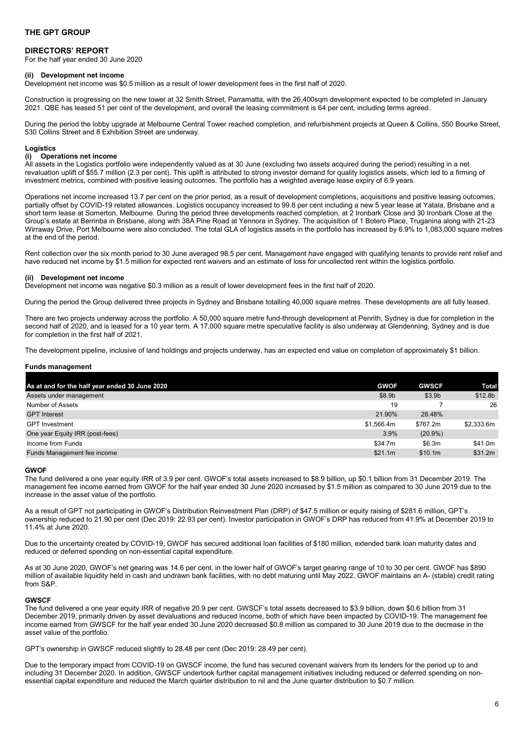# THE GPT GROUP

## DIRECTORS' REPORT

For the half year ended 30 June 2020

#### (ii) Development net income

Development net income was $0.5 million as a result of lower development fees in the first half of 2020.

Construction is progressing on the new tower at 32 Smith Street, Parramatta, with the 26,400sqm development expected to be completed in January 2021. QBE has leased 51 per cent of the development, and overall the leasing commitment is 64 per cent, including terms agreed.

During the period the lobby upgrade at Melbourne Central Tower reached completion, and refurbishment projects at Queen & Collins, 550 Bourke Street, 530 Collins Street and 8 Exhibition Street are underway.

### Logistics

#### (i) Operations net income

All assets in the Logistics portfolio were independently valued as at 30 June (excluding two assets acquired during the period) resulting in a net revaluation uplift of $55.7 million (2.3 per cent). This uplift is attributed to strong investor demand for quality logistics assets, which led to a firming of investment metrics, combined with positive leasing outcomes. The portfolio has a weighted average lease expiry of 6.9 years.

Operations net income increased 13.7 per cent on the prior period, as a result of development completions, acquisitions and positive leasing outcomes, partially offset by COVID-19 related allowances. Logistics occupancy increased to 99.8 per cent including a new 5 year lease at Yatala, Brisbane and a short term lease at Somerton, Melbourne. During the period three developments reached completion, at 2 Ironbark Close and 30 Ironbark Close at the Group's estate at Berrinba in Brisbane, along with 38A Pine Road at Yennora in Sydney. The acquisition of 1 Botero Place, Truganina along with 21-23 Wirraway Drive, Port Melbourne were also concluded. The total GLA of logistics assets in the portfolio has increased by 6.9% to 1,083,000 square metres at the end of the period.

Rent collection over the six month period to 30 June averaged 98.5 per cent. Management have engaged with qualifying tenants to provide rent relief and have reduced net income by $1.5 million for expected rent waivers and an estimate of loss for uncollected rent within the logistics portfolio.

#### (ii) Development net income

Development net income was negative $0.3 million as a result of lower development fees in the first half of 2020.

During the period the Group delivered three projects in Sydney and Brisbane totalling 40,000 square metres. These developments are all fully leased.

There are two projects underway across the portfolio. A 50,000 square metre fund-through development at Penrith, Sydney is due for completion in the second half of 2020, and is leased for a 10 year term. A 17,000 square metre speculative facility is also underway at Glendenning, Sydney and is due for completion in the first half of 2021.

The development pipeline, inclusive of land holdings and projects underway, has an expected end value on completion of approximately $1 billion.

### Funds management

| As at and for the half year ended 30 June 2020 | GWOF | GWSCF | Total |
|---|---|---|---|
| Assets under management | $8.9b | $3.9b | $12.8b |
| Number of Assets | 19 | 7 | 26 |
| GPT Interest | 21.90% | 28.48% | |
| GPT Investment | $1,566.4m | $767.2m | $2,333.6m |
| One year Equity IRR (post-fees) | 3.9% | (20.9%) | |
| Income from Funds | $34.7m | $6.3m | $41.0m |
| Funds Management fee income | $21.1m | $10.1m | $31.2m |

#### GWOF

The fund delivered a one year equity IRR of 3.9 per cent. GWOF's total assets increased to $8.9 billion, up $0.1 billion from 31 December 2019. The management fee income earned from GWOF for the half year ended 30 June 2020 increased by $1.5 million as compared to 30 June 2019 due to the increase in the asset value of the portfolio.

As a result of GPT not participating in GWOF's Distribution Reinvestment Plan (DRP) of $47.5 million or equity raising of $281.6 million, GPT's ownership reduced to 21.90 per cent (Dec 2019: 22.93 per cent). Investor participation in GWOF's DRP has reduced from 41.9% at December 2019 to 11.4% at June 2020.

Due to the uncertainty created by COVID-19, GWOF has secured additional loan facilities of $180 million, extended bank loan maturity dates and reduced or deferred spending on non-essential capital expenditure.

As at 30 June 2020, GWOF's net gearing was 14.6 per cent, in the lower half of GWOF's target gearing range of 10 to 30 per cent. GWOF has $890 million of available liquidity held in cash and undrawn bank facilities, with no debt maturing until May 2022. GWOF maintains an A- (stable) credit rating from S&P.

#### GWSCF

The fund delivered a one year equity IRR of negative 20.9 per cent. GWSCF's total assets decreased to $3.9 billion, down $0.6 billion from 31 December 2019, primarily driven by asset devaluations and reduced income, both of which have been impacted by COVID-19. The management fee income earned from GWSCF for the half year ended 30 June 2020 decreased $0.8 million as compared to 30 June 2019 due to the decrease in the asset value of the portfolio.

GPT's ownership in GWSCF reduced slightly to 28.48 per cent (Dec 2019: 28.49 per cent).

Due to the temporary impact from COVID-19 on GWSCF income, the fund has secured covenant waivers from its lenders for the period up to and including 31 December 2020. In addition, GWSCF undertook further capital management initiatives including reduced or deferred spending on non-essential capital expenditure and reduced the March quarter distribution to nil and the June quarter distribution to $0.7 million.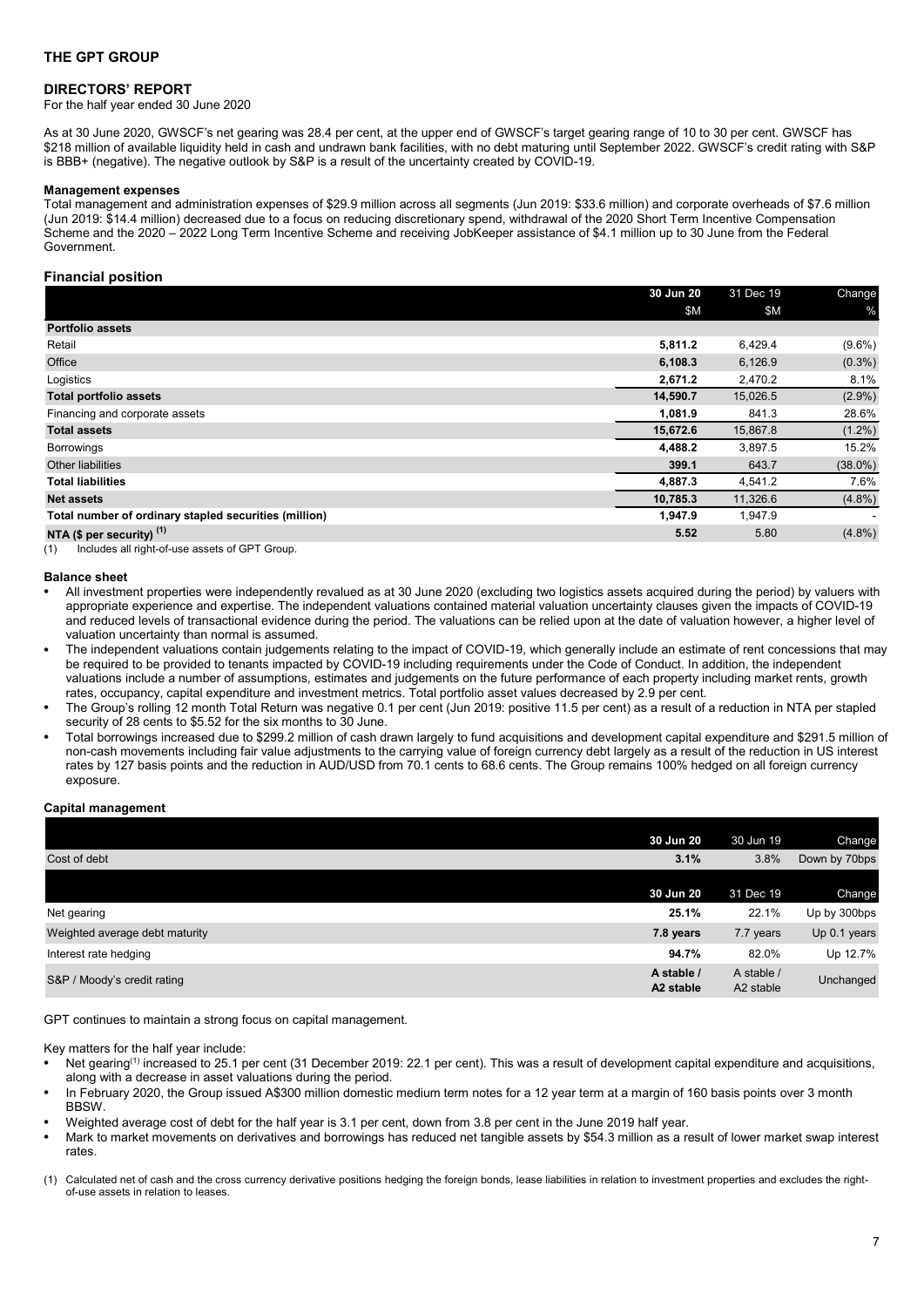**THE GPT GROUP**

## DIRECTORS' REPORT

For the half year ended 30 June 2020

As at 30 June 2020, GWSCF's net gearing was 28.4 per cent, at the upper end of GWSCF's target gearing range of 10 to 30 per cent. GWSCF has $218 million of available liquidity held in cash and undrawn bank facilities, with no debt maturing until September 2022. GWSCF's credit rating with S&P is BBB+ (negative). The negative outlook by S&P is a result of the uncertainty created by COVID-19.

**Management expenses**

Total management and administration expenses of $29.9 million across all segments (Jun 2019: $33.6 million) and corporate overheads of $7.6 million (Jun 2019: $14.4 million) decreased due to a focus on reducing discretionary spend, withdrawal of the 2020 Short Term Incentive Compensation Scheme and the 2020 – 2022 Long Term Incentive Scheme and receiving JobKeeper assistance of $4.1 million up to 30 June from the Federal Government.

### Financial position

| | 30 Jun 20 | 31 Dec 19 | Change |
|---|---|---|---|
| | $M | $M | % |
| **Portfolio assets** | | | |
| Retail | **5,811.2** | 6,429.4 | (9.6%) |
| Office | **6,108.3** | 6,126.9 | (0.3%) |
| Logistics | **2,671.2** | 2,470.2 | 8.1% |
| **Total portfolio assets** | **14,590.7** | 15,026.5 | (2.9%) |
| Financing and corporate assets | **1,081.9** | 841.3 | 28.6% |
| **Total assets** | **15,672.6** | 15,867.8 | (1.2%) |
| Borrowings | **4,488.2** | 3,897.5 | 15.2% |
| Other liabilities | **399.1** | 643.7 | (38.0%) |
| **Total liabilities** | **4,887.3** | 4,541.2 | 7.6% |
| **Net assets** | **10,785.3** | 11,326.6 | (4.8%) |
| **Total number of ordinary stapled securities (million)** | **1,947.9** | 1,947.9 | - |
| **NTA ($ per security) [1]** | **5.52** | 5.80 | (4.8%) |

(1) Includes all right-of-use assets of GPT Group.

**Balance sheet**

- All investment properties were independently revalued as at 30 June 2020 (excluding two logistics assets acquired during the period) by valuers with appropriate experience and expertise. The independent valuations contained material valuation uncertainty clauses given the impacts of COVID-19 and reduced levels of transactional evidence during the period. The valuations can be relied upon at the date of valuation however, a higher level of valuation uncertainty than normal is assumed.
- The independent valuations contain judgements relating to the impact of COVID-19, which generally include an estimate of rent concessions that may be required to be provided to tenants impacted by COVID-19 including requirements under the Code of Conduct. In addition, the independent valuations include a number of assumptions, estimates and judgements on the future performance of each property including market rents, growth rates, occupancy, capital expenditure and investment metrics. Total portfolio asset values decreased by 2.9 per cent.
- The Group's rolling 12 month Total Return was negative 0.1 per cent (Jun 2019: positive 11.5 per cent) as a result of a reduction in NTA per stapled security of 28 cents to $5.52 for the six months to 30 June.
- Total borrowings increased due to $299.2 million of cash drawn largely to fund acquisitions and development capital expenditure and $291.5 million of non-cash movements including fair value adjustments to the carrying value of foreign currency debt largely as a result of the reduction in US interest rates by 127 basis points and the reduction in AUD/USD from 70.1 cents to 68.6 cents. The Group remains 100% hedged on all foreign currency exposure.

**Capital management**

| | 30 Jun 20 | 30 Jun 19 | Change |
|---|---|---|---|
| Cost of debt | **3.1%** | 3.8% | Down by 70bps |
| | **30 Jun 20** | **31 Dec 19** | **Change** |
| Net gearing | **25.1%** | 22.1% | Up by 300bps |
| Weighted average debt maturity | **7.8 years** | 7.7 years | Up 0.1 years |
| Interest rate hedging | **94.7%** | 82.0% | Up 12.7% |
| S&P / Moody's credit rating | **A stable / A2 stable** | A stable / A2 stable | Unchanged |

GPT continues to maintain a strong focus on capital management.

Key matters for the half year include:

- Net gearing[1] increased to 25.1 per cent (31 December 2019: 22.1 per cent). This was a result of development capital expenditure and acquisitions, along with a decrease in asset valuations during the period.
- In February 2020, the Group issued A$300 million domestic medium term notes for a 12 year term at a margin of 160 basis points over 3 month BBSW.
- Weighted average cost of debt for the half year is 3.1 per cent, down from 3.8 per cent in the June 2019 half year.
- Mark to market movements on derivatives and borrowings has reduced net tangible assets by $54.3 million as a result of lower market swap interest rates.

(1) Calculated net of cash and the cross currency derivative positions hedging the foreign bonds, lease liabilities in relation to investment properties and excludes the right-of-use assets in relation to leases.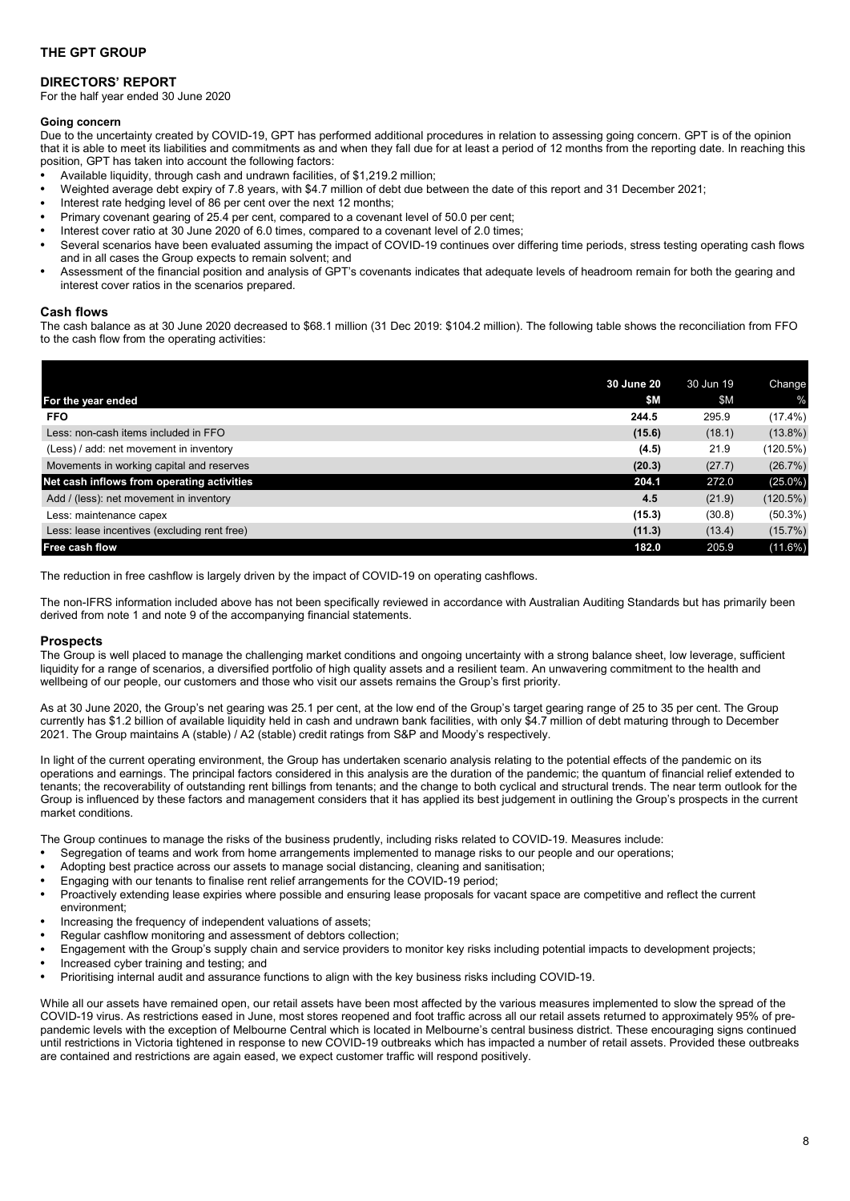## THE GPT GROUP

### DIRECTORS' REPORT

For the half year ended 30 June 2020

**Going concern**

Due to the uncertainty created by COVID-19, GPT has performed additional procedures in relation to assessing going concern. GPT is of the opinion that it is able to meet its liabilities and commitments as and when they fall due for at least a period of 12 months from the reporting date. In reaching this position, GPT has taken into account the following factors:

- Available liquidity, through cash and undrawn facilities, of $1,219.2 million;
- Weighted average debt expiry of 7.8 years, with $4.7 million of debt due between the date of this report and 31 December 2021;
- Interest rate hedging level of 86 per cent over the next 12 months;
- Primary covenant gearing of 25.4 per cent, compared to a covenant level of 50.0 per cent;
- Interest cover ratio at 30 June 2020 of 6.0 times, compared to a covenant level of 2.0 times;
- Several scenarios have been evaluated assuming the impact of COVID-19 continues over differing time periods, stress testing operating cash flows and in all cases the Group expects to remain solvent; and
- Assessment of the financial position and analysis of GPT's covenants indicates that adequate levels of headroom remain for both the gearing and interest cover ratios in the scenarios prepared.

### Cash flows

The cash balance as at 30 June 2020 decreased to $68.1 million (31 Dec 2019: $104.2 million). The following table shows the reconciliation from FFO to the cash flow from the operating activities:

| For the year ended | 30 June 20 $M | 30 Jun 19 $M | Change % |
|---|---|---|---|
| **FFO** | **244.5** | 295.9 | (17.4%) |
| Less: non-cash items included in FFO | **(15.6)** | (18.1) | (13.8%) |
| (Less) / add: net movement in inventory | **(4.5)** | 21.9 | (120.5%) |
| Movements in working capital and reserves | **(20.3)** | (27.7) | (26.7%) |
| **Net cash inflows from operating activities** | **204.1** | 272.0 | (25.0%) |
| Add / (less): net movement in inventory | **4.5** | (21.9) | (120.5%) |
| Less: maintenance capex | **(15.3)** | (30.8) | (50.3%) |
| Less: lease incentives (excluding rent free) | **(11.3)** | (13.4) | (15.7%) |
| **Free cash flow** | **182.0** | 205.9 | (11.6%) |

The reduction in free cashflow is largely driven by the impact of COVID-19 on operating cashflows.

The non-IFRS information included above has not been specifically reviewed in accordance with Australian Auditing Standards but has primarily been derived from note 1 and note 9 of the accompanying financial statements.

### Prospects

The Group is well placed to manage the challenging market conditions and ongoing uncertainty with a strong balance sheet, low leverage, sufficient liquidity for a range of scenarios, a diversified portfolio of high quality assets and a resilient team. An unwavering commitment to the health and wellbeing of our people, our customers and those who visit our assets remains the Group's first priority.

As at 30 June 2020, the Group's net gearing was 25.1 per cent, at the low end of the Group's target gearing range of 25 to 35 per cent. The Group currently has $1.2 billion of available liquidity held in cash and undrawn bank facilities, with only $4.7 million of debt maturing through to December 2021. The Group maintains A (stable) / A2 (stable) credit ratings from S&P and Moody's respectively.

In light of the current operating environment, the Group has undertaken scenario analysis relating to the potential effects of the pandemic on its operations and earnings. The principal factors considered in this analysis are the duration of the pandemic; the quantum of financial relief extended to tenants; the recoverability of outstanding rent billings from tenants; and the change to both cyclical and structural trends. The near term outlook for the Group is influenced by these factors and management considers that it has applied its best judgement in outlining the Group's prospects in the current market conditions.

The Group continues to manage the risks of the business prudently, including risks related to COVID-19. Measures include:

- Segregation of teams and work from home arrangements implemented to manage risks to our people and our operations;
- Adopting best practice across our assets to manage social distancing, cleaning and sanitisation;
- Engaging with our tenants to finalise rent relief arrangements for the COVID-19 period;
- Proactively extending lease expiries where possible and ensuring lease proposals for vacant space are competitive and reflect the current environment;
- Increasing the frequency of independent valuations of assets;
- Regular cashflow monitoring and assessment of debtors collection;
- Engagement with the Group's supply chain and service providers to monitor key risks including potential impacts to development projects;
- Increased cyber training and testing; and
- Prioritising internal audit and assurance functions to align with the key business risks including COVID-19.

While all our assets have remained open, our retail assets have been most affected by the various measures implemented to slow the spread of the COVID-19 virus. As restrictions eased in June, most stores reopened and foot traffic across all our retail assets returned to approximately 95% of pre-pandemic levels with the exception of Melbourne Central which is located in Melbourne's central business district. These encouraging signs continued until restrictions in Victoria tightened in response to new COVID-19 outbreaks which has impacted a number of retail assets. Provided these outbreaks are contained and restrictions are again eased, we expect customer traffic will respond positively.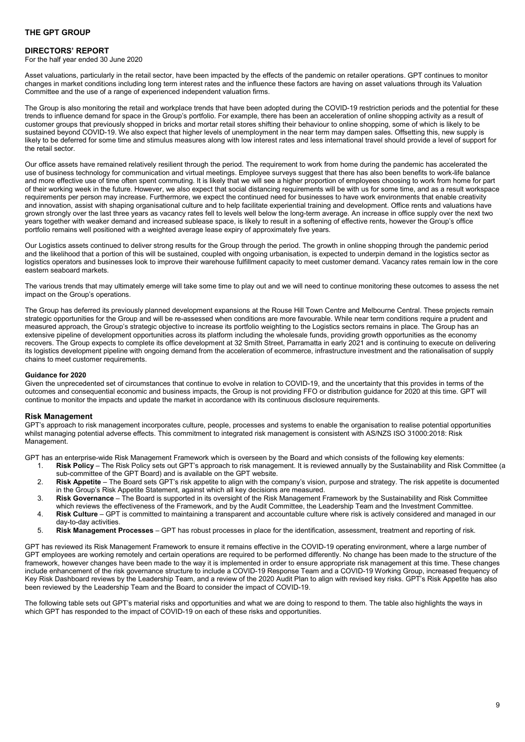**THE GPT GROUP**

**DIRECTORS' REPORT**

For the half year ended 30 June 2020

Asset valuations, particularly in the retail sector, have been impacted by the effects of the pandemic on retailer operations. GPT continues to monitor changes in market conditions including long term interest rates and the influence these factors are having on asset valuations through its Valuation Committee and the use of a range of experienced independent valuation firms.

The Group is also monitoring the retail and workplace trends that have been adopted during the COVID-19 restriction periods and the potential for these trends to influence demand for space in the Group's portfolio. For example, there has been an acceleration of online shopping activity as a result of customer groups that previously shopped in bricks and mortar retail stores shifting their behaviour to online shopping, some of which is likely to be sustained beyond COVID-19. We also expect that higher levels of unemployment in the near term may dampen sales. Offsetting this, new supply is likely to be deferred for some time and stimulus measures along with low interest rates and less international travel should provide a level of support for the retail sector.

Our office assets have remained relatively resilient through the period. The requirement to work from home during the pandemic has accelerated the use of business technology for communication and virtual meetings. Employee surveys suggest that there has also been benefits to work-life balance and more effective use of time often spent commuting. It is likely that we will see a higher proportion of employees choosing to work from home for part of their working week in the future. However, we also expect that social distancing requirements will be with us for some time, and as a result workspace requirements per person may increase. Furthermore, we expect the continued need for businesses to have work environments that enable creativity and innovation, assist with shaping organisational culture and to help facilitate experiential training and development. Office rents and valuations have grown strongly over the last three years as vacancy rates fell to levels well below the long-term average. An increase in office supply over the next two years together with weaker demand and increased sublease space, is likely to result in a softening of effective rents, however the Group's office portfolio remains well positioned with a weighted average lease expiry of approximately five years.

Our Logistics assets continued to deliver strong results for the Group through the period. The growth in online shopping through the pandemic period and the likelihood that a portion of this will be sustained, coupled with ongoing urbanisation, is expected to underpin demand in the logistics sector as logistics operators and businesses look to improve their warehouse fulfillment capacity to meet customer demand. Vacancy rates remain low in the core eastern seaboard markets.

The various trends that may ultimately emerge will take some time to play out and we will need to continue monitoring these outcomes to assess the net impact on the Group's operations.

The Group has deferred its previously planned development expansions at the Rouse Hill Town Centre and Melbourne Central. These projects remain strategic opportunities for the Group and will be re-assessed when conditions are more favourable. While near term conditions require a prudent and measured approach, the Group's strategic objective to increase its portfolio weighting to the Logistics sectors remains in place. The Group has an extensive pipeline of development opportunities across its platform including the wholesale funds, providing growth opportunities as the economy recovers. The Group expects to complete its office development at 32 Smith Street, Parramatta in early 2021 and is continuing to execute on delivering its logistics development pipeline with ongoing demand from the acceleration of ecommerce, infrastructure investment and the rationalisation of supply chains to meet customer requirements.

**Guidance for 2020**

Given the unprecedented set of circumstances that continue to evolve in relation to COVID-19, and the uncertainty that this provides in terms of the outcomes and consequential economic and business impacts, the Group is not providing FFO or distribution guidance for 2020 at this time. GPT will continue to monitor the impacts and update the market in accordance with its continuous disclosure requirements.

## Risk Management

GPT's approach to risk management incorporates culture, people, processes and systems to enable the organisation to realise potential opportunities whilst managing potential adverse effects. This commitment to integrated risk management is consistent with AS/NZS ISO 31000:2018: Risk Management.

GPT has an enterprise-wide Risk Management Framework which is overseen by the Board and which consists of the following key elements:

1. **Risk Policy** – The Risk Policy sets out GPT's approach to risk management. It is reviewed annually by the Sustainability and Risk Committee (a sub-committee of the GPT Board) and is available on the GPT website.
2. **Risk Appetite** – The Board sets GPT's risk appetite to align with the company's vision, purpose and strategy. The risk appetite is documented in the Group's Risk Appetite Statement, against which all key decisions are measured.
3. **Risk Governance** – The Board is supported in its oversight of the Risk Management Framework by the Sustainability and Risk Committee which reviews the effectiveness of the Framework, and by the Audit Committee, the Leadership Team and the Investment Committee.
4. **Risk Culture** – GPT is committed to maintaining a transparent and accountable culture where risk is actively considered and managed in our day-to-day activities.
5. **Risk Management Processes** – GPT has robust processes in place for the identification, assessment, treatment and reporting of risk.

GPT has reviewed its Risk Management Framework to ensure it remains effective in the COVID-19 operating environment, where a large number of GPT employees are working remotely and certain operations are required to be performed differently. No change has been made to the structure of the framework, however changes have been made to the way it is implemented in order to ensure appropriate risk management at this time. These changes include enhancement of the risk governance structure to include a COVID-19 Response Team and a COVID-19 Working Group, increased frequency of Key Risk Dashboard reviews by the Leadership Team, and a review of the 2020 Audit Plan to align with revised key risks. GPT's Risk Appetite has also been reviewed by the Leadership Team and the Board to consider the impact of COVID-19.

The following table sets out GPT's material risks and opportunities and what we are doing to respond to them. The table also highlights the ways in which GPT has responded to the impact of COVID-19 on each of these risks and opportunities.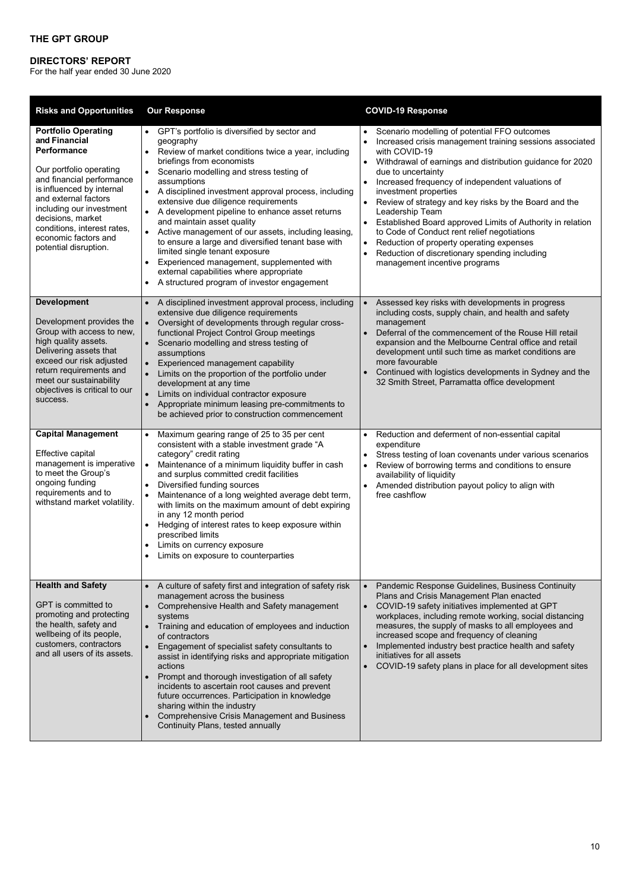**THE GPT GROUP**

**DIRECTORS' REPORT**
For the half year ended 30 June 2020

| Risks and Opportunities | Our Response | COVID-19 Response |
|---|---|---|
| **Portfolio Operating and Financial Performance**<br><br>Our portfolio operating and financial performance is influenced by internal and external factors including our investment decisions, market conditions, interest rates, economic factors and potential disruption. | • GPT's portfolio is diversified by sector and geography<br>• Review of market conditions twice a year, including briefings from economists<br>• Scenario modelling and stress testing of assumptions<br>• A disciplined investment approval process, including extensive due diligence requirements<br>• A development pipeline to enhance asset returns and maintain asset quality<br>• Active management of our assets, including leasing, to ensure a large and diversified tenant base with limited single tenant exposure<br>• Experienced management, supplemented with external capabilities where appropriate<br>• A structured program of investor engagement | • Scenario modelling of potential FFO outcomes<br>• Increased crisis management training sessions associated with COVID-19<br>• Withdrawal of earnings and distribution guidance for 2020 due to uncertainty<br>• Increased frequency of independent valuations of investment properties<br>• Review of strategy and key risks by the Board and the Leadership Team<br>• Established Board approved Limits of Authority in relation to Code of Conduct rent relief negotiations<br>• Reduction of property operating expenses<br>• Reduction of discretionary spending including management incentive programs |
| **Development**<br><br>Development provides the Group with access to new, high quality assets. Delivering assets that exceed our risk adjusted return requirements and meet our sustainability objectives is critical to our success. | • A disciplined investment approval process, including extensive due diligence requirements<br>• Oversight of developments through regular cross-functional Project Control Group meetings<br>• Scenario modelling and stress testing of assumptions<br>• Experienced management capability<br>• Limits on the proportion of the portfolio under development at any time<br>• Limits on individual contractor exposure<br>• Appropriate minimum leasing pre-commitments to be achieved prior to construction commencement | • Assessed key risks with developments in progress including costs, supply chain, and health and safety management<br>• Deferral of the commencement of the Rouse Hill retail expansion and the Melbourne Central office and retail development until such time as market conditions are more favourable<br>• Continued with logistics developments in Sydney and the 32 Smith Street, Parramatta office development |
| **Capital Management**<br><br>Effective capital management is imperative to meet the Group's ongoing funding requirements and to withstand market volatility. | • Maximum gearing range of 25 to 35 per cent consistent with a stable investment grade "A category" credit rating<br>• Maintenance of a minimum liquidity buffer in cash and surplus committed credit facilities<br>• Diversified funding sources<br>• Maintenance of a long weighted average debt term, with limits on the maximum amount of debt expiring in any 12 month period<br>• Hedging of interest rates to keep exposure within prescribed limits<br>• Limits on currency exposure<br>• Limits on exposure to counterparties | • Reduction and deferment of non-essential capital expenditure<br>• Stress testing of loan covenants under various scenarios<br>• Review of borrowing terms and conditions to ensure availability of liquidity<br>• Amended distribution payout policy to align with free cashflow |
| **Health and Safety**<br><br>GPT is committed to promoting and protecting the health, safety and wellbeing of its people, customers, contractors and all users of its assets. | • A culture of safety first and integration of safety risk management across the business<br>• Comprehensive Health and Safety management systems<br>• Training and education of employees and induction of contractors<br>• Engagement of specialist safety consultants to assist in identifying risks and appropriate mitigation actions<br>• Prompt and thorough investigation of all safety incidents to ascertain root causes and prevent future occurrences. Participation in knowledge sharing within the industry<br>• Comprehensive Crisis Management and Business Continuity Plans, tested annually | • Pandemic Response Guidelines, Business Continuity Plans and Crisis Management Plan enacted<br>• COVID-19 safety initiatives implemented at GPT workplaces, including remote working, social distancing measures, the supply of masks to all employees and increased scope and frequency of cleaning<br>• Implemented industry best practice health and safety initiatives for all assets<br>• COVID-19 safety plans in place for all development sites |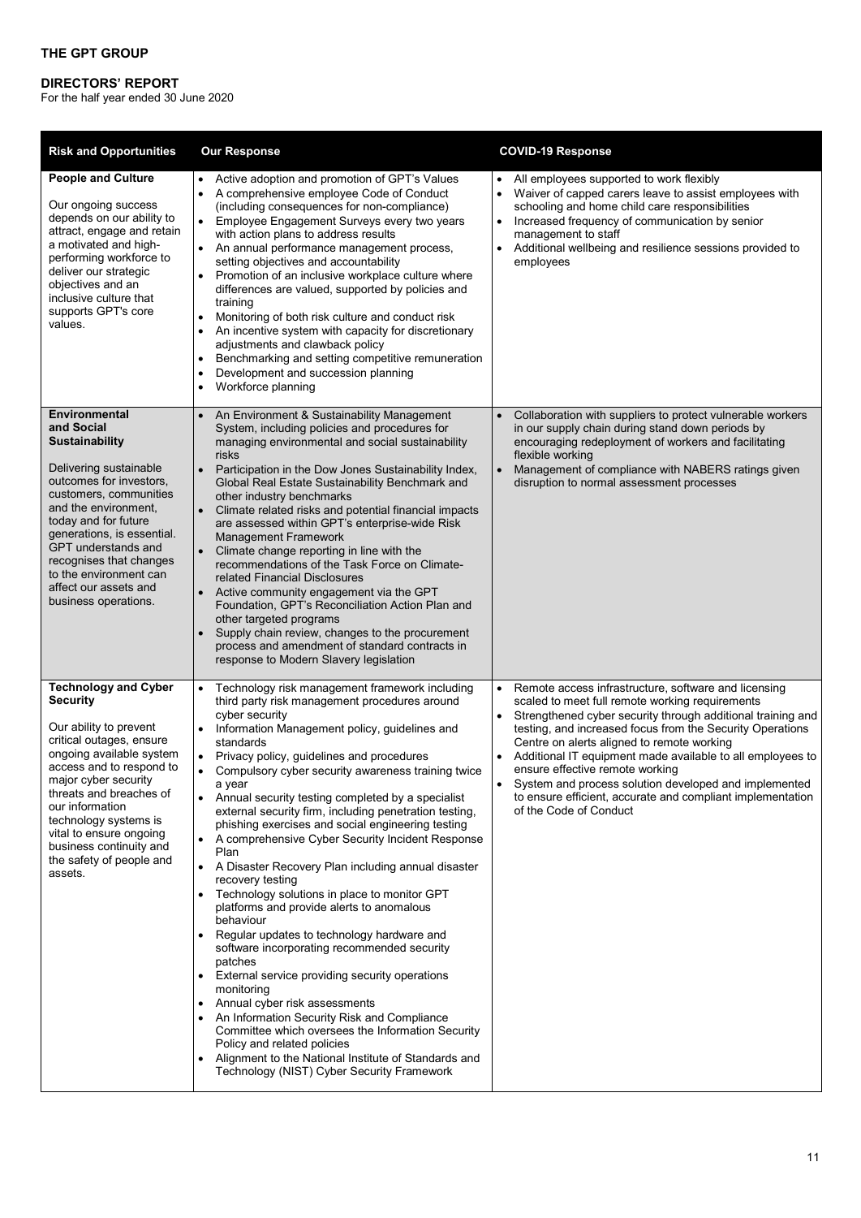**THE GPT GROUP**

**DIRECTORS' REPORT**
For the half year ended 30 June 2020

| Risk and Opportunities | Our Response | COVID-19 Response |
|---|---|---|
| **People and Culture**<br><br>Our ongoing success depends on our ability to attract, engage and retain a motivated and high-performing workforce to deliver our strategic objectives and an inclusive culture that supports GPT's core values. | • Active adoption and promotion of GPT's Values<br>• A comprehensive employee Code of Conduct (including consequences for non-compliance)<br>• Employee Engagement Surveys every two years with action plans to address results<br>• An annual performance management process, setting objectives and accountability<br>• Promotion of an inclusive workplace culture where differences are valued, supported by policies and training<br>• Monitoring of both risk culture and conduct risk<br>• An incentive system with capacity for discretionary adjustments and clawback policy<br>• Benchmarking and setting competitive remuneration<br>• Development and succession planning<br>• Workforce planning | • All employees supported to work flexibly<br>• Waiver of capped carers leave to assist employees with schooling and home child care responsibilities<br>• Increased frequency of communication by senior management to staff<br>• Additional wellbeing and resilience sessions provided to employees |
| **Environmental and Social Sustainability**<br><br>Delivering sustainable outcomes for investors, customers, communities and the environment, today and for future generations, is essential. GPT understands and recognises that changes to the environment can affect our assets and business operations. | • An Environment & Sustainability Management System, including policies and procedures for managing environmental and social sustainability risks<br>• Participation in the Dow Jones Sustainability Index, Global Real Estate Sustainability Benchmark and other industry benchmarks<br>• Climate related risks and potential financial impacts are assessed within GPT's enterprise-wide Risk Management Framework<br>• Climate change reporting in line with the recommendations of the Task Force on Climate-related Financial Disclosures<br>• Active community engagement via the GPT Foundation, GPT's Reconciliation Action Plan and other targeted programs<br>• Supply chain review, changes to the procurement process and amendment of standard contracts in response to Modern Slavery legislation | • Collaboration with suppliers to protect vulnerable workers in our supply chain during stand down periods by encouraging redeployment of workers and facilitating flexible working<br>• Management of compliance with NABERS ratings given disruption to normal assessment processes |
| **Technology and Cyber Security**<br><br>Our ability to prevent critical outages, ensure ongoing available system access and to respond to major cyber security threats and breaches of our information technology systems is vital to ensure ongoing business continuity and the safety of people and assets. | • Technology risk management framework including third party risk management procedures around cyber security<br>• Information Management policy, guidelines and standards<br>• Privacy policy, guidelines and procedures<br>• Compulsory cyber security awareness training twice a year<br>• Annual security testing completed by a specialist external security firm, including penetration testing, phishing exercises and social engineering testing<br>• A comprehensive Cyber Security Incident Response Plan<br>• A Disaster Recovery Plan including annual disaster recovery testing<br>• Technology solutions in place to monitor GPT platforms and provide alerts to anomalous behaviour<br>• Regular updates to technology hardware and software incorporating recommended security patches<br>• External service providing security operations monitoring<br>• Annual cyber risk assessments<br>• An Information Security Risk and Compliance Committee which oversees the Information Security Policy and related policies<br>• Alignment to the National Institute of Standards and Technology (NIST) Cyber Security Framework | • Remote access infrastructure, software and licensing scaled to meet full remote working requirements<br>• Strengthened cyber security through additional training and testing, and increased focus from the Security Operations Centre on alerts aligned to remote working<br>• Additional IT equipment made available to all employees to ensure effective remote working<br>• System and process solution developed and implemented to ensure efficient, accurate and compliant implementation of the Code of Conduct |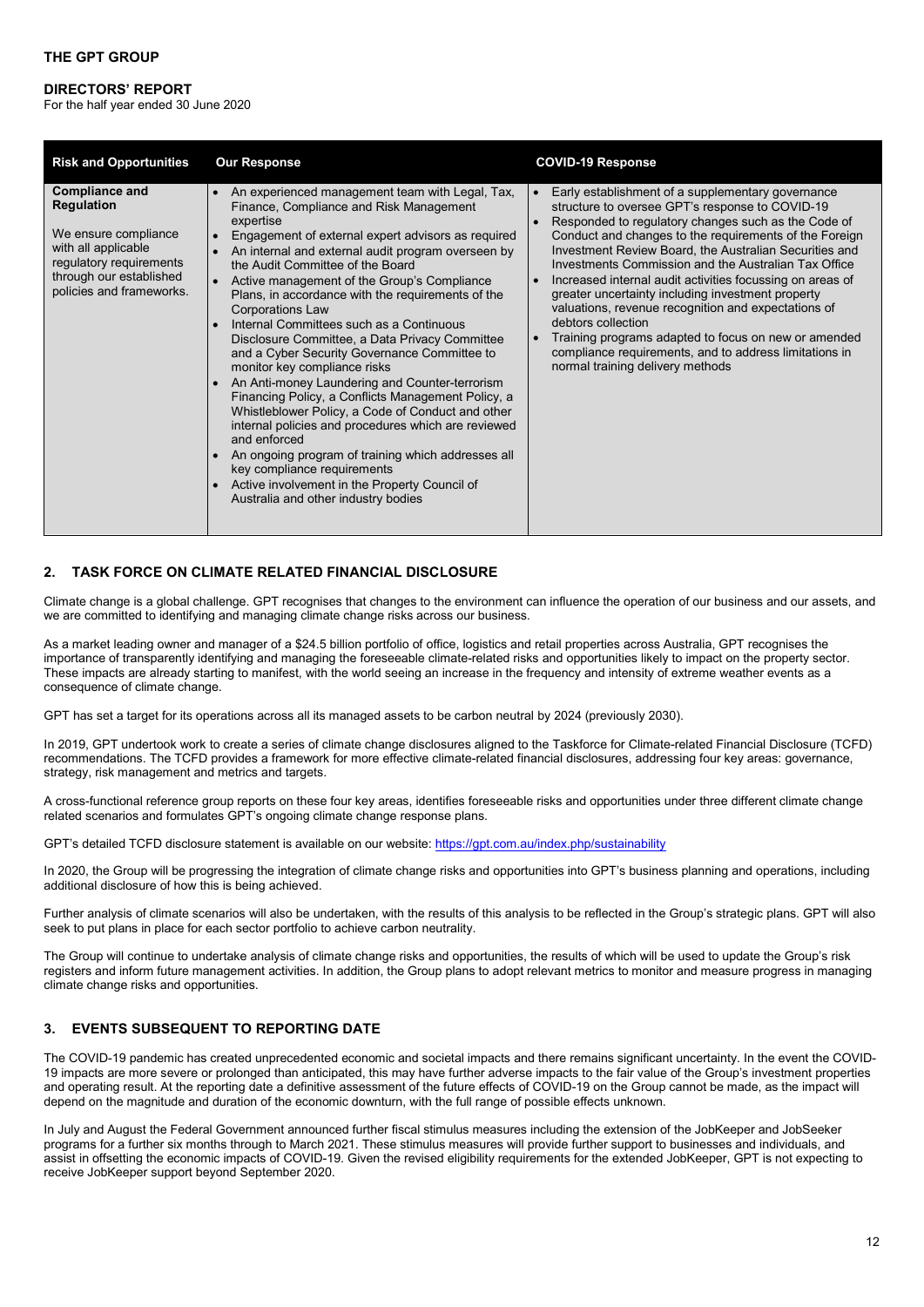| Risk and Opportunities | Our Response | COVID-19 Response |
|---|---|---|
| **Compliance and Regulation**<br><br>We ensure compliance with all applicable regulatory requirements through our established policies and frameworks. | • An experienced management team with Legal, Tax, Finance, Compliance and Risk Management expertise<br>• Engagement of external expert advisors as required<br>• An internal and external audit program overseen by the Audit Committee of the Board<br>• Active management of the Group's Compliance Plans, in accordance with the requirements of the Corporations Law<br>• Internal Committees such as a Continuous Disclosure Committee, a Data Privacy Committee and a Cyber Security Governance Committee to monitor key compliance risks<br>• An Anti-money Laundering and Counter-terrorism Financing Policy, a Conflicts Management Policy, a Whistleblower Policy, a Code of Conduct and other internal policies and procedures which are reviewed and enforced<br>• An ongoing program of training which addresses all key compliance requirements<br>• Active involvement in the Property Council of Australia and other industry bodies | • Early establishment of a supplementary governance structure to oversee GPT's response to COVID-19<br>• Responded to regulatory changes such as the Code of Conduct and changes to the requirements of the Foreign Investment Review Board, the Australian Securities and Investments Commission and the Australian Tax Office<br>• Increased internal audit activities focussing on areas of greater uncertainty including investment property valuations, revenue recognition and expectations of debtors collection<br>• Training programs adapted to focus on new or amended compliance requirements, and to address limitations in normal training delivery methods |

## 2. TASK FORCE ON CLIMATE RELATED FINANCIAL DISCLOSURE

Climate change is a global challenge. GPT recognises that changes to the environment can influence the operation of our business and our assets, and we are committed to identifying and managing climate change risks across our business.

As a market leading owner and manager of a $24.5 billion portfolio of office, logistics and retail properties across Australia, GPT recognises the importance of transparently identifying and managing the foreseeable climate-related risks and opportunities likely to impact on the property sector. These impacts are already starting to manifest, with the world seeing an increase in the frequency and intensity of extreme weather events as a consequence of climate change.

GPT has set a target for its operations across all its managed assets to be carbon neutral by 2024 (previously 2030).

In 2019, GPT undertook work to create a series of climate change disclosures aligned to the Taskforce for Climate-related Financial Disclosure (TCFD) recommendations. The TCFD provides a framework for more effective climate-related financial disclosures, addressing four key areas: governance, strategy, risk management and metrics and targets.

A cross-functional reference group reports on these four key areas, identifies foreseeable risks and opportunities under three different climate change related scenarios and formulates GPT's ongoing climate change response plans.

GPT's detailed TCFD disclosure statement is available on our website: https://gpt.com.au/index.php/sustainability

In 2020, the Group will be progressing the integration of climate change risks and opportunities into GPT's business planning and operations, including additional disclosure of how this is being achieved.

Further analysis of climate scenarios will also be undertaken, with the results of this analysis to be reflected in the Group's strategic plans. GPT will also seek to put plans in place for each sector portfolio to achieve carbon neutrality.

The Group will continue to undertake analysis of climate change risks and opportunities, the results of which will be used to update the Group's risk registers and inform future management activities. In addition, the Group plans to adopt relevant metrics to monitor and measure progress in managing climate change risks and opportunities.

## 3. EVENTS SUBSEQUENT TO REPORTING DATE

The COVID-19 pandemic has created unprecedented economic and societal impacts and there remains significant uncertainty. In the event the COVID-19 impacts are more severe or prolonged than anticipated, this may have further adverse impacts to the fair value of the Group's investment properties and operating result. At the reporting date a definitive assessment of the future effects of COVID-19 on the Group cannot be made, as the impact will depend on the magnitude and duration of the economic downturn, with the full range of possible effects unknown.

In July and August the Federal Government announced further fiscal stimulus measures including the extension of the JobKeeper and JobSeeker programs for a further six months through to March 2021. These stimulus measures will provide further support to businesses and individuals, and assist in offsetting the economic impacts of COVID-19. Given the revised eligibility requirements for the extended JobKeeper, GPT is not expecting to receive JobKeeper support beyond September 2020.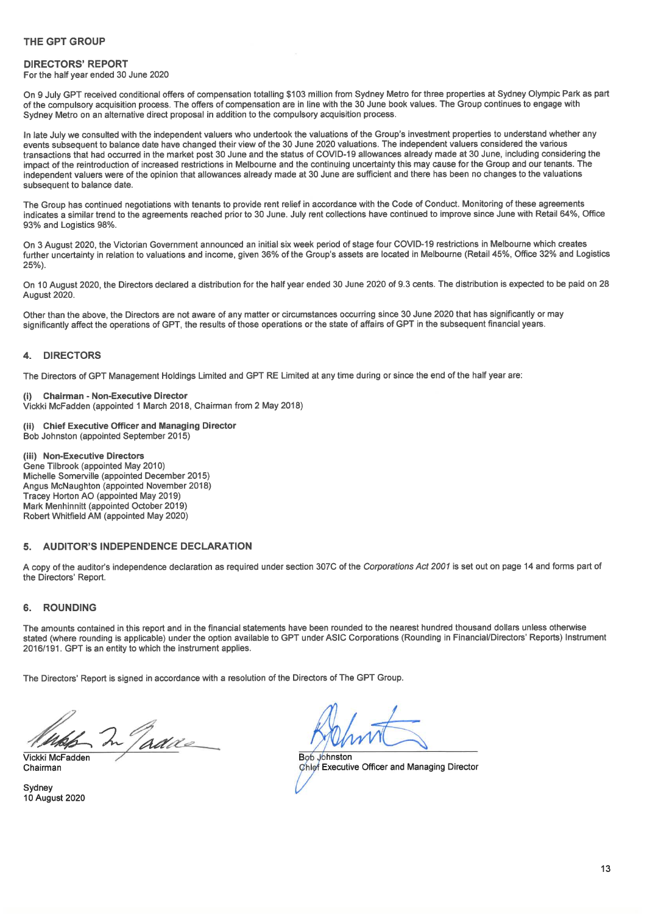**THE GPT GROUP**

**DIRECTORS' REPORT**
For the half year ended 30 June 2020

On 9 July GPT received conditional offers of compensation totalling $103 million from Sydney Metro for three properties at Sydney Olympic Park as part of the compulsory acquisition process. The offers of compensation are in line with the 30 June book values. The Group continues to engage with Sydney Metro on an alternative direct proposal in addition to the compulsory acquisition process.

In late July we consulted with the independent valuers who undertook the valuations of the Group's investment properties to understand whether any events subsequent to balance date have changed their view of the 30 June 2020 valuations. The independent valuers considered the various transactions that had occurred in the market post 30 June and the status of COVID-19 allowances already made at 30 June, including considering the impact of the reintroduction of increased restrictions in Melbourne and the continuing uncertainty this may cause for the Group and our tenants. The independent valuers were of the opinion that allowances already made at 30 June are sufficient and there has been no changes to the valuations subsequent to balance date.

The Group has continued negotiations with tenants to provide rent relief in accordance with the Code of Conduct. Monitoring of these agreements indicates a similar trend to the agreements reached prior to 30 June. July rent collections have continued to improve since June with Retail 64%, Office 93% and Logistics 98%.

On 3 August 2020, the Victorian Government announced an initial six week period of stage four COVID-19 restrictions in Melbourne which creates further uncertainty in relation to valuations and income, given 36% of the Group's assets are located in Melbourne (Retail 45%, Office 32% and Logistics 25%).

On 10 August 2020, the Directors declared a distribution for the half year ended 30 June 2020 of 9.3 cents. The distribution is expected to be paid on 28 August 2020.

Other than the above, the Directors are not aware of any matter or circumstances occurring since 30 June 2020 that has significantly or may significantly affect the operations of GPT, the results of those operations or the state of affairs of GPT in the subsequent financial years.

## 4. DIRECTORS

The Directors of GPT Management Holdings Limited and GPT RE Limited at any time during or since the end of the half year are:

**(i) Chairman - Non-Executive Director**
Vickki McFadden (appointed 1 March 2018, Chairman from 2 May 2018)

**(ii) Chief Executive Officer and Managing Director**
Bob Johnston (appointed September 2015)

**(iii) Non-Executive Directors**
Gene Tilbrook (appointed May 2010)
Michelle Somerville (appointed December 2015)
Angus McNaughton (appointed November 2018)
Tracey Horton AO (appointed May 2019)
Mark Menhinnitt (appointed October 2019)
Robert Whitfield AM (appointed May 2020)

## 5. AUDITOR'S INDEPENDENCE DECLARATION

A copy of the auditor's independence declaration as required under section 307C of the *Corporations Act 2001* is set out on page 14 and forms part of the Directors' Report.

## 6. ROUNDING

The amounts contained in this report and in the financial statements have been rounded to the nearest hundred thousand dollars unless otherwise stated (where rounding is applicable) under the option available to GPT under ASIC Corporations (Rounding in Financial/Directors' Reports) Instrument 2016/191. GPT is an entity to which the instrument applies.

The Directors' Report is signed in accordance with a resolution of the Directors of The GPT Group.

Vickki McFadden
Chairman

Bob Johnston
Chief Executive Officer and Managing Director

Sydney
10 August 2020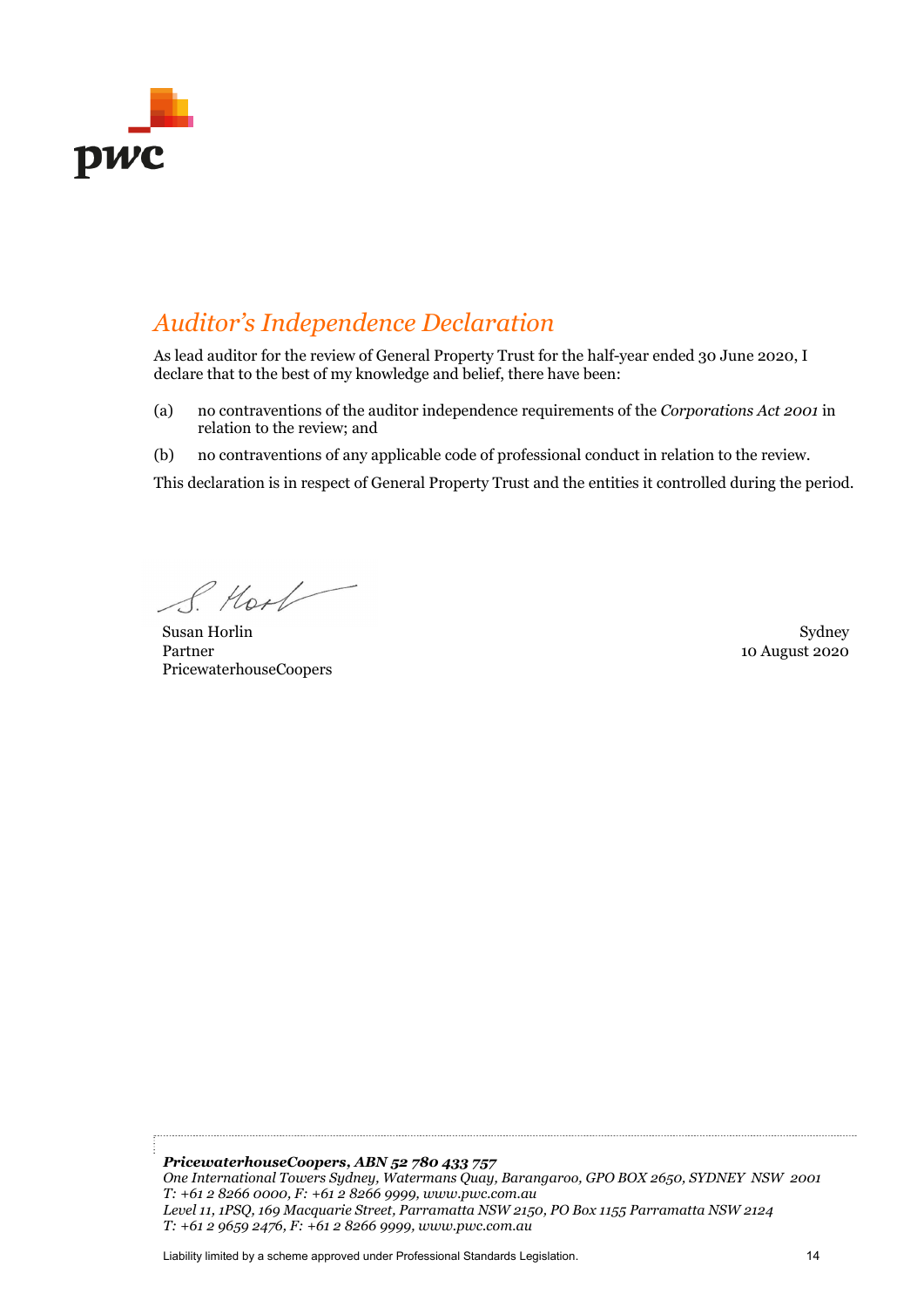# *Auditor's Independence Declaration*

As lead auditor for the review of General Property Trust for the half-year ended 30 June 2020, I declare that to the best of my knowledge and belief, there have been:

(a) no contraventions of the auditor independence requirements of the *Corporations Act 2001* in relation to the review; and

(b) no contraventions of any applicable code of professional conduct in relation to the review.

This declaration is in respect of General Property Trust and the entities it controlled during the period.

Susan Horlin
Partner
PricewaterhouseCoopers

Sydney
10 August 2020

***PricewaterhouseCoopers, ABN 52 780 433 757***
*One International Towers Sydney, Watermans Quay, Barangaroo, GPO BOX 2650, SYDNEY NSW 2001*
*T: +61 2 8266 0000, F: +61 2 8266 9999, www.pwc.com.au*
*Level 11, 1PSQ, 169 Macquarie Street, Parramatta NSW 2150, PO Box 1155 Parramatta NSW 2124*
*T: +61 2 9659 2476, F: +61 2 8266 9999, www.pwc.com.au*

Liability limited by a scheme approved under Professional Standards Legislation.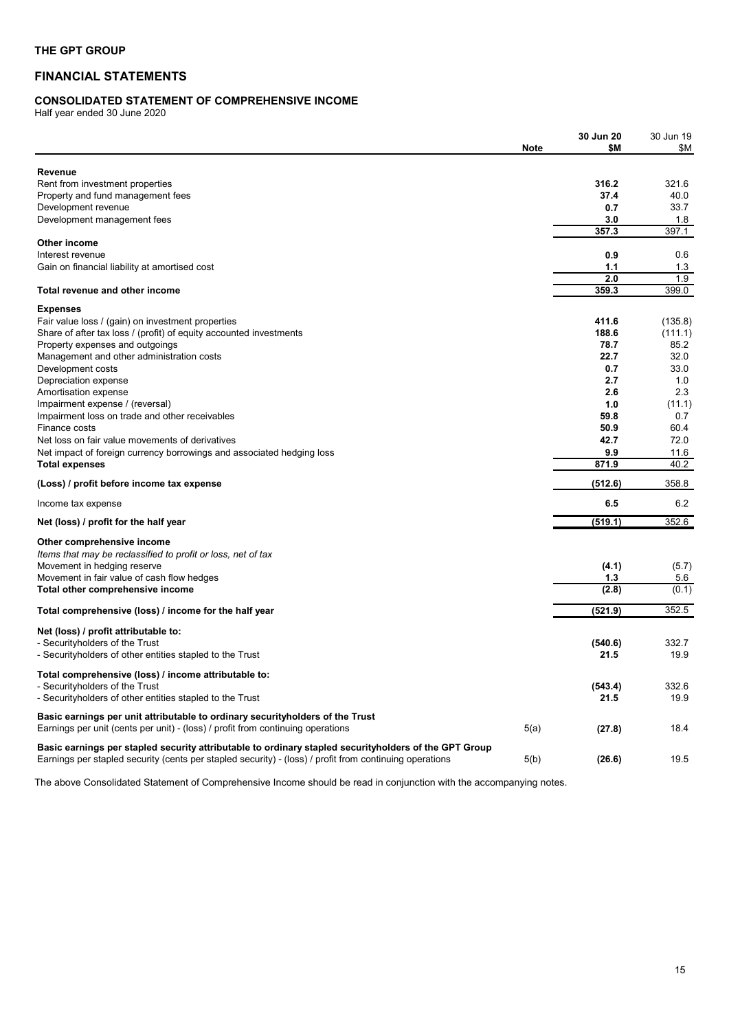**THE GPT GROUP**

## FINANCIAL STATEMENTS

### CONSOLIDATED STATEMENT OF COMPREHENSIVE INCOME

Half year ended 30 June 2020

| | Note | 30 Jun 20 $M | 30 Jun 19 $M |
|---|---|---|---|
| **Revenue** | | | |
| Rent from investment properties | | **316.2** | 321.6 |
| Property and fund management fees | | **37.4** | 40.0 |
| Development revenue | | **0.7** | 33.7 |
| Development management fees | | **3.0** | 1.8 |
| | | **357.3** | 397.1 |
| **Other income** | | | |
| Interest revenue | | **0.9** | 0.6 |
| Gain on financial liability at amortised cost | | **1.1** | 1.3 |
| | | **2.0** | 1.9 |
| **Total revenue and other income** | | **359.3** | 399.0 |
| **Expenses** | | | |
| Fair value loss / (gain) on investment properties | | **411.6** | (135.8) |
| Share of after tax loss / (profit) of equity accounted investments | | **188.6** | (111.1) |
| Property expenses and outgoings | | **78.7** | 85.2 |
| Management and other administration costs | | **22.7** | 32.0 |
| Development costs | | **0.7** | 33.0 |
| Depreciation expense | | **2.7** | 1.0 |
| Amortisation expense | | **2.6** | 2.3 |
| Impairment expense / (reversal) | | **1.0** | (11.1) |
| Impairment loss on trade and other receivables | | **59.8** | 0.7 |
| Finance costs | | **50.9** | 60.4 |
| Net loss on fair value movements of derivatives | | **42.7** | 72.0 |
| Net impact of foreign currency borrowings and associated hedging loss | | **9.9** | 11.6 |
| **Total expenses** | | **871.9** | 40.2 |
| **(Loss) / profit before income tax expense** | | **(512.6)** | 358.8 |
| Income tax expense | | **6.5** | 6.2 |
| **Net (loss) / profit for the half year** | | **(519.1)** | 352.6 |
| **Other comprehensive income** | | | |
| *Items that may be reclassified to profit or loss, net of tax* | | | |
| Movement in hedging reserve | | **(4.1)** | (5.7) |
| Movement in fair value of cash flow hedges | | **1.3** | 5.6 |
| **Total other comprehensive income** | | **(2.8)** | (0.1) |
| **Total comprehensive (loss) / income for the half year** | | **(521.9)** | 352.5 |
| **Net (loss) / profit attributable to:** | | | |
| - Securityholders of the Trust | | **(540.6)** | 332.7 |
| - Securityholders of other entities stapled to the Trust | | **21.5** | 19.9 |
| **Total comprehensive (loss) / income attributable to:** | | | |
| - Securityholders of the Trust | | **(543.4)** | 332.6 |
| - Securityholders of other entities stapled to the Trust | | **21.5** | 19.9 |
| **Basic earnings per unit attributable to ordinary securityholders of the Trust** | | | |
| Earnings per unit (cents per unit) - (loss) / profit from continuing operations | 5(a) | **(27.8)** | 18.4 |
| **Basic earnings per stapled security attributable to ordinary stapled securityholders of the GPT Group** | | | |
| Earnings per stapled security (cents per stapled security) - (loss) / profit from continuing operations | 5(b) | **(26.6)** | 19.5 |

The above Consolidated Statement of Comprehensive Income should be read in conjunction with the accompanying notes.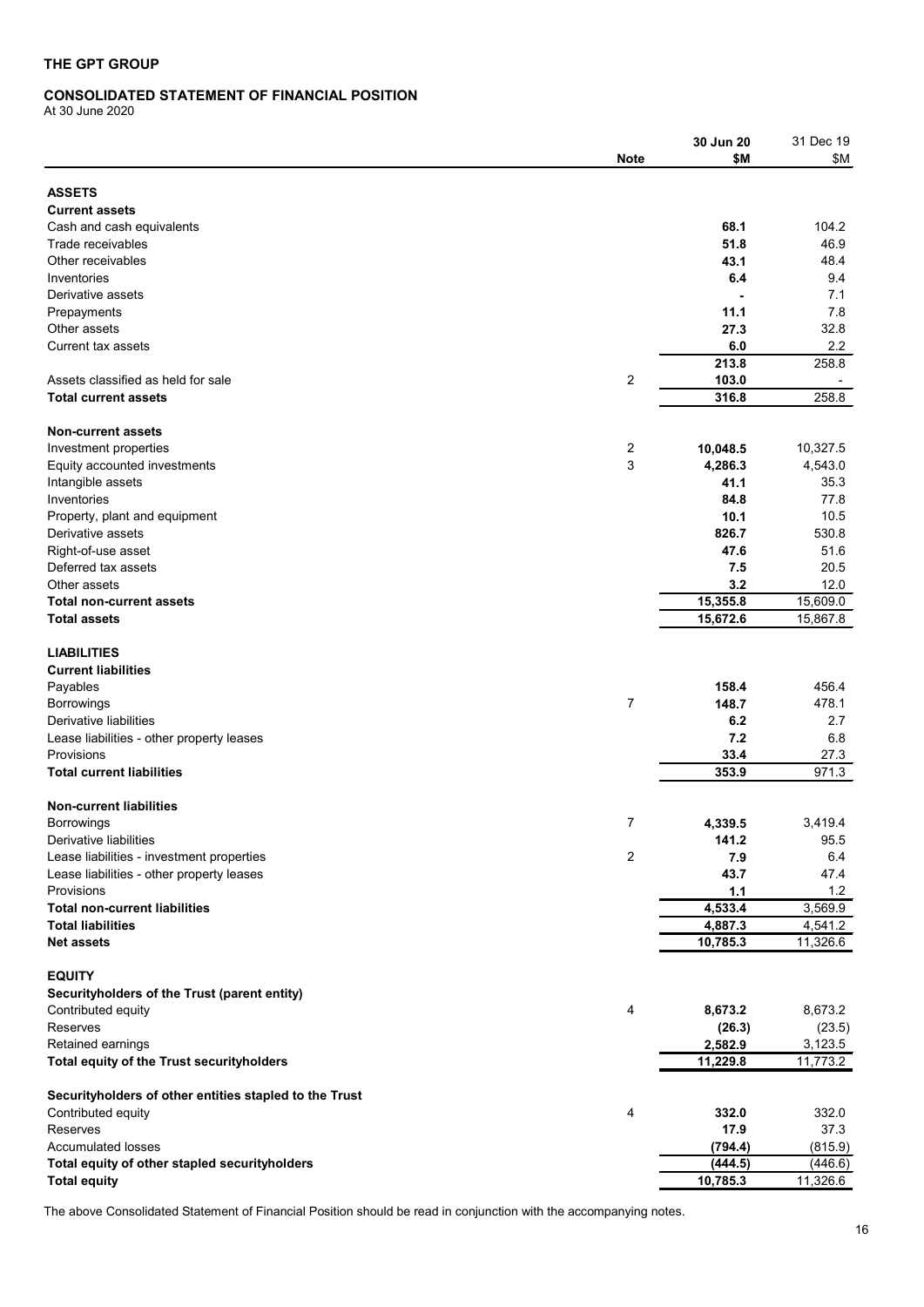**THE GPT GROUP**

## CONSOLIDATED STATEMENT OF FINANCIAL POSITION

At 30 June 2020

| | Note | 30 Jun 20 $M | 31 Dec 19 $M |
|---|---|---|---|
| **ASSETS** | | | |
| **Current assets** | | | |
| Cash and cash equivalents | | **68.1** | 104.2 |
| Trade receivables | | **51.8** | 46.9 |
| Other receivables | | **43.1** | 48.4 |
| Inventories | | **6.4** | 9.4 |
| Derivative assets | | **-** | 7.1 |
| Prepayments | | **11.1** | 7.8 |
| Other assets | | **27.3** | 32.8 |
| Current tax assets | | **6.0** | 2.2 |
| | | **213.8** | 258.8 |
| Assets classified as held for sale | 2 | **103.0** | - |
| **Total current assets** | | **316.8** | 258.8 |
| **Non-current assets** | | | |
| Investment properties | 2 | **10,048.5** | 10,327.5 |
| Equity accounted investments | 3 | **4,286.3** | 4,543.0 |
| Intangible assets | | **41.1** | 35.3 |
| Inventories | | **84.8** | 77.8 |
| Property, plant and equipment | | **10.1** | 10.5 |
| Derivative assets | | **826.7** | 530.8 |
| Right-of-use asset | | **47.6** | 51.6 |
| Deferred tax assets | | **7.5** | 20.5 |
| Other assets | | **3.2** | 12.0 |
| **Total non-current assets** | | **15,355.8** | 15,609.0 |
| **Total assets** | | **15,672.6** | 15,867.8 |
| **LIABILITIES** | | | |
| **Current liabilities** | | | |
| Payables | | **158.4** | 456.4 |
| Borrowings | 7 | **148.7** | 478.1 |
| Derivative liabilities | | **6.2** | 2.7 |
| Lease liabilities - other property leases | | **7.2** | 6.8 |
| Provisions | | **33.4** | 27.3 |
| **Total current liabilities** | | **353.9** | 971.3 |
| **Non-current liabilities** | | | |
| Borrowings | 7 | **4,339.5** | 3,419.4 |
| Derivative liabilities | | **141.2** | 95.5 |
| Lease liabilities - investment properties | 2 | **7.9** | 6.4 |
| Lease liabilities - other property leases | | **43.7** | 47.4 |
| Provisions | | **1.1** | 1.2 |
| **Total non-current liabilities** | | **4,533.4** | 3,569.9 |
| **Total liabilities** | | **4,887.3** | 4,541.2 |
| **Net assets** | | **10,785.3** | 11,326.6 |
| **EQUITY** | | | |
| **Securityholders of the Trust (parent entity)** | | | |
| Contributed equity | 4 | **8,673.2** | 8,673.2 |
| Reserves | | **(26.3)** | (23.5) |
| Retained earnings | | **2,582.9** | 3,123.5 |
| **Total equity of the Trust securityholders** | | **11,229.8** | 11,773.2 |
| **Securityholders of other entities stapled to the Trust** | | | |
| Contributed equity | 4 | **332.0** | 332.0 |
| Reserves | | **17.9** | 37.3 |
| Accumulated losses | | **(794.4)** | (815.9) |
| **Total equity of other stapled securityholders** | | **(444.5)** | (446.6) |
| **Total equity** | | **10,785.3** | 11,326.6 |

The above Consolidated Statement of Financial Position should be read in conjunction with the accompanying notes.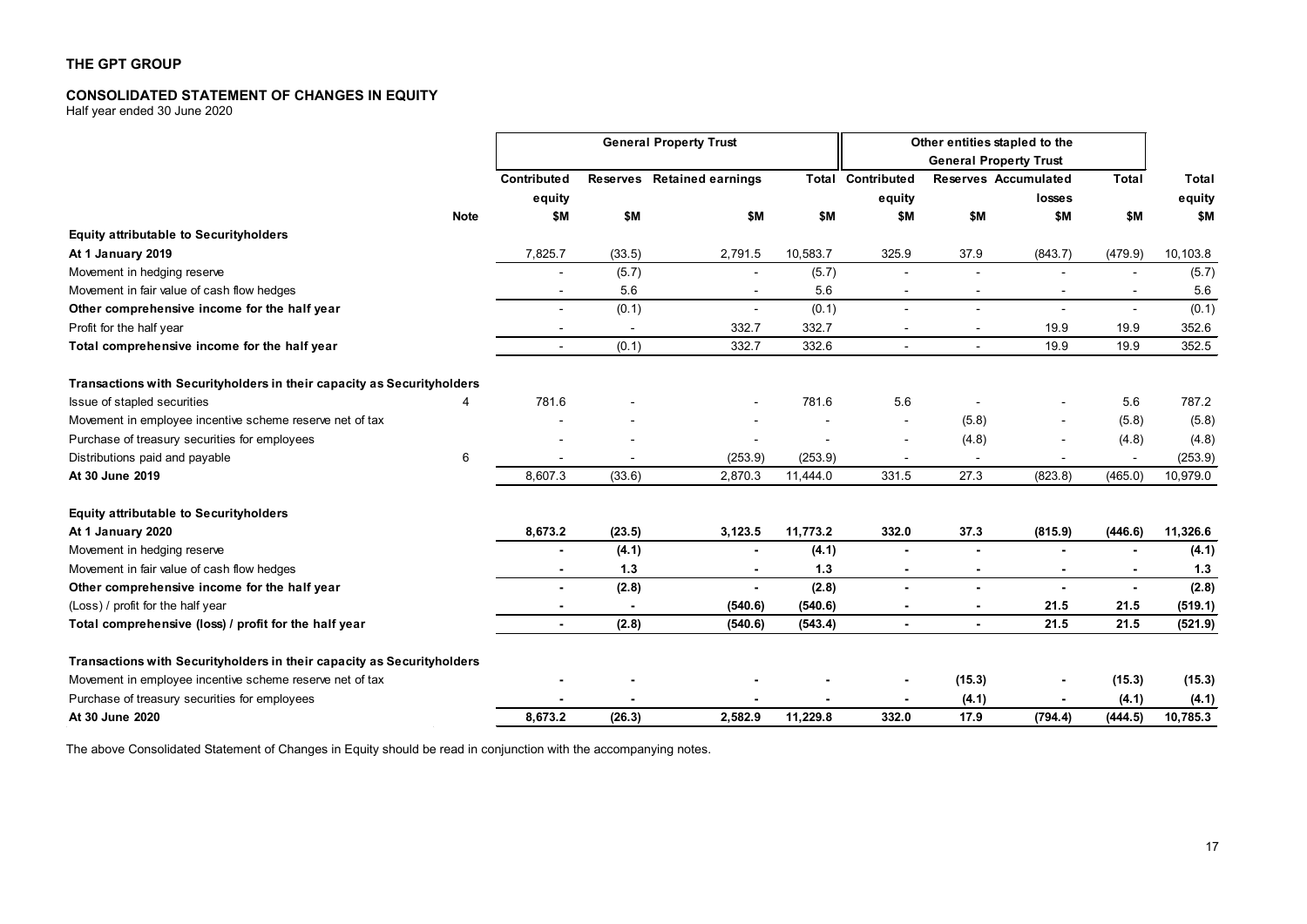## THE GPT GROUP

### CONSOLIDATED STATEMENT OF CHANGES IN EQUITY

Half year ended 30 June 2020

| | | General Property Trust | | | | Other entities stapled to the General Property Trust | | | | |
|---|---|---|---|---|---|---|---|---|---|---|
| | | Contributed equity | Reserves | Retained earnings | Total | Contributed equity | Reserves | Accumulated losses | Total | Total equity |
| | Note | $M | $M | $M | $M | $M | $M | $M | $M | $M |
| **Equity attributable to Securityholders** | | | | | | | | | | |
| **At 1 January 2019** | | 7,825.7 | (33.5) | 2,791.5 | 10,583.7 | 325.9 | 37.9 | (843.7) | (479.9) | 10,103.8 |
| Movement in hedging reserve | | - | (5.7) | - | (5.7) | - | - | - | - | (5.7) |
| Movement in fair value of cash flow hedges | | - | 5.6 | - | 5.6 | - | - | - | - | 5.6 |
| **Other comprehensive income for the half year** | | - | (0.1) | - | (0.1) | - | - | - | - | (0.1) |
| Profit for the half year | | - | - | 332.7 | 332.7 | - | - | 19.9 | 19.9 | 352.6 |
| **Total comprehensive income for the half year** | | - | (0.1) | 332.7 | 332.6 | - | - | 19.9 | 19.9 | 352.5 |
| **Transactions with Securityholders in their capacity as Securityholders** | | | | | | | | | | |
| Issue of stapled securities | 4 | 781.6 | - | - | 781.6 | 5.6 | - | - | 5.6 | 787.2 |
| Movement in employee incentive scheme reserve net of tax | | - | - | - | - | - | (5.8) | - | (5.8) | (5.8) |
| Purchase of treasury securities for employees | | - | - | - | - | - | (4.8) | - | (4.8) | (4.8) |
| Distributions paid and payable | 6 | - | - | (253.9) | (253.9) | - | - | - | - | (253.9) |
| **At 30 June 2019** | | 8,607.3 | (33.6) | 2,870.3 | 11,444.0 | 331.5 | 27.3 | (823.8) | (465.0) | 10,979.0 |
| **Equity attributable to Securityholders** | | | | | | | | | | |
| **At 1 January 2020** | | **8,673.2** | **(23.5)** | **3,123.5** | **11,773.2** | **332.0** | **37.3** | **(815.9)** | **(446.6)** | **11,326.6** |
| Movement in hedging reserve | | **-** | **(4.1)** | **-** | **(4.1)** | **-** | **-** | **-** | **-** | **(4.1)** |
| Movement in fair value of cash flow hedges | | **-** | **1.3** | **-** | **1.3** | **-** | **-** | **-** | **-** | **1.3** |
| **Other comprehensive income for the half year** | | **-** | **(2.8)** | **-** | **(2.8)** | **-** | **-** | **-** | **-** | **(2.8)** |
| (Loss) / profit for the half year | | **-** | **-** | **(540.6)** | **(540.6)** | **-** | **-** | **21.5** | **21.5** | **(519.1)** |
| **Total comprehensive (loss) / profit for the half year** | | **-** | **(2.8)** | **(540.6)** | **(543.4)** | **-** | **-** | **21.5** | **21.5** | **(521.9)** |
| **Transactions with Securityholders in their capacity as Securityholders** | | | | | | | | | | |
| Movement in employee incentive scheme reserve net of tax | | **-** | **-** | **-** | **-** | **-** | **(15.3)** | **-** | **(15.3)** | **(15.3)** |
| Purchase of treasury securities for employees | | **-** | **-** | **-** | **-** | **-** | **(4.1)** | **-** | **(4.1)** | **(4.1)** |
| **At 30 June 2020** | | **8,673.2** | **(26.3)** | **2,582.9** | **11,229.8** | **332.0** | **17.9** | **(794.4)** | **(444.5)** | **10,785.3** |

The above Consolidated Statement of Changes in Equity should be read in conjunction with the accompanying notes.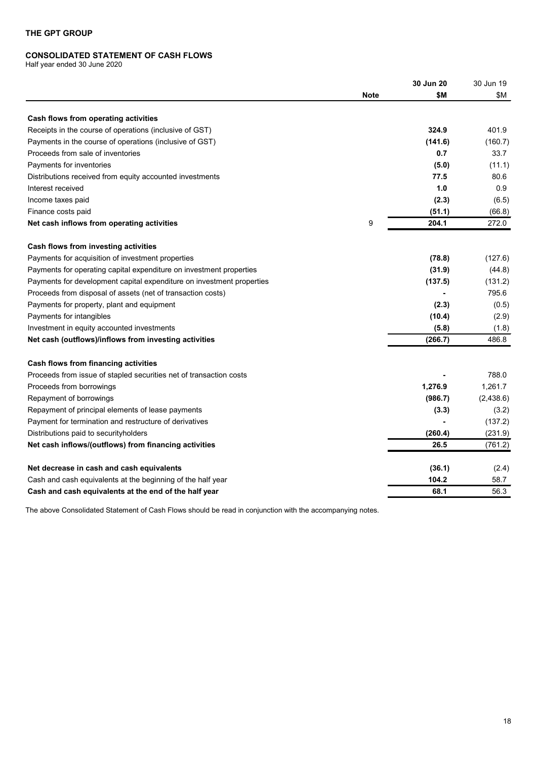**THE GPT GROUP**

**CONSOLIDATED STATEMENT OF CASH FLOWS**

Half year ended 30 June 2020

| | Note | **30 Jun 20 $M** | 30 Jun 19 $M |
|---|---|---|---|
| **Cash flows from operating activities** | | | |
| Receipts in the course of operations (inclusive of GST) | | **324.9** | 401.9 |
| Payments in the course of operations (inclusive of GST) | | **(141.6)** | (160.7) |
| Proceeds from sale of inventories | | **0.7** | 33.7 |
| Payments for inventories | | **(5.0)** | (11.1) |
| Distributions received from equity accounted investments | | **77.5** | 80.6 |
| Interest received | | **1.0** | 0.9 |
| Income taxes paid | | **(2.3)** | (6.5) |
| Finance costs paid | | **(51.1)** | (66.8) |
| **Net cash inflows from operating activities** | 9 | **204.1** | 272.0 |
| **Cash flows from investing activities** | | | |
| Payments for acquisition of investment properties | | **(78.8)** | (127.6) |
| Payments for operating capital expenditure on investment properties | | **(31.9)** | (44.8) |
| Payments for development capital expenditure on investment properties | | **(137.5)** | (131.2) |
| Proceeds from disposal of assets (net of transaction costs) | | **-** | 795.6 |
| Payments for property, plant and equipment | | **(2.3)** | (0.5) |
| Payments for intangibles | | **(10.4)** | (2.9) |
| Investment in equity accounted investments | | **(5.8)** | (1.8) |
| **Net cash (outflows)/inflows from investing activities** | | **(266.7)** | 486.8 |
| **Cash flows from financing activities** | | | |
| Proceeds from issue of stapled securities net of transaction costs | | **-** | 788.0 |
| Proceeds from borrowings | | **1,276.9** | 1,261.7 |
| Repayment of borrowings | | **(986.7)** | (2,438.6) |
| Repayment of principal elements of lease payments | | **(3.3)** | (3.2) |
| Payment for termination and restructure of derivatives | | **-** | (137.2) |
| Distributions paid to securityholders | | **(260.4)** | (231.9) |
| **Net cash inflows/(outflows) from financing activities** | | **26.5** | (761.2) |
| **Net decrease in cash and cash equivalents** | | **(36.1)** | (2.4) |
| Cash and cash equivalents at the beginning of the half year | | **104.2** | 58.7 |
| **Cash and cash equivalents at the end of the half year** | | **68.1** | 56.3 |

The above Consolidated Statement of Cash Flows should be read in conjunction with the accompanying notes.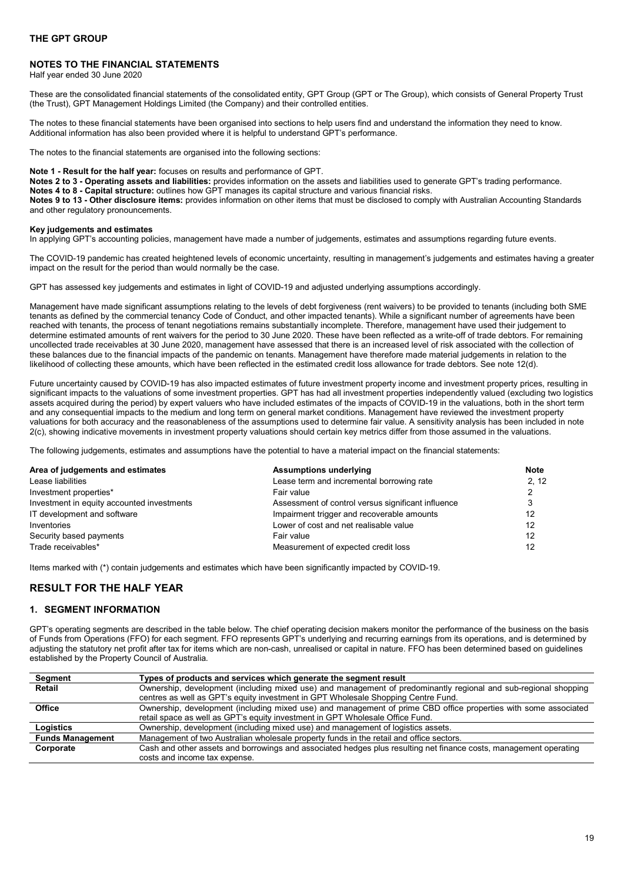## THE GPT GROUP

### NOTES TO THE FINANCIAL STATEMENTS

Half year ended 30 June 2020

These are the consolidated financial statements of the consolidated entity, GPT Group (GPT or The Group), which consists of General Property Trust (the Trust), GPT Management Holdings Limited (the Company) and their controlled entities.

The notes to these financial statements have been organised into sections to help users find and understand the information they need to know. Additional information has also been provided where it is helpful to understand GPT's performance.

The notes to the financial statements are organised into the following sections:

**Note 1 - Result for the half year:** focuses on results and performance of GPT.
**Notes 2 to 3 - Operating assets and liabilities:** provides information on the assets and liabilities used to generate GPT's trading performance.
**Notes 4 to 8 - Capital structure:** outlines how GPT manages its capital structure and various financial risks.
**Notes 9 to 13 - Other disclosure items:** provides information on other items that must be disclosed to comply with Australian Accounting Standards and other regulatory pronouncements.

**Key judgements and estimates**
In applying GPT's accounting policies, management have made a number of judgements, estimates and assumptions regarding future events.

The COVID-19 pandemic has created heightened levels of economic uncertainty, resulting in management's judgements and estimates having a greater impact on the result for the period than would normally be the case.

GPT has assessed key judgements and estimates in light of COVID-19 and adjusted underlying assumptions accordingly.

Management have made significant assumptions relating to the levels of debt forgiveness (rent waivers) to be provided to tenants (including both SME tenants as defined by the commercial tenancy Code of Conduct, and other impacted tenants). While a significant number of agreements have been reached with tenants, the process of tenant negotiations remains substantially incomplete. Therefore, management have used their judgement to determine estimated amounts of rent waivers for the period to 30 June 2020. These have been reflected as a write-off of trade debtors. For remaining uncollected trade receivables at 30 June 2020, management have assessed that there is an increased level of risk associated with the collection of these balances due to the financial impacts of the pandemic on tenants. Management have therefore made material judgements in relation to the likelihood of collecting these amounts, which have been reflected in the estimated credit loss allowance for trade debtors. See note 12(d).

Future uncertainty caused by COVID-19 has also impacted estimates of future investment property income and investment property prices, resulting in significant impacts to the valuations of some investment properties. GPT has had all investment properties independently valued (excluding two logistics assets acquired during the period) by expert valuers who have included estimates of the impacts of COVID-19 in the valuations, both in the short term and any consequential impacts to the medium and long term on general market conditions. Management have reviewed the investment property valuations for both accuracy and the reasonableness of the assumptions used to determine fair value. A sensitivity analysis has been included in note 2(c), showing indicative movements in investment property valuations should certain key metrics differ from those assumed in the valuations.

The following judgements, estimates and assumptions have the potential to have a material impact on the financial statements:

| Area of judgements and estimates | Assumptions underlying | Note |
|---|---|---|
| Lease liabilities | Lease term and incremental borrowing rate | 2, 12 |
| Investment properties* | Fair value | 2 |
| Investment in equity accounted investments | Assessment of control versus significant influence | 3 |
| IT development and software | Impairment trigger and recoverable amounts | 12 |
| Inventories | Lower of cost and net realisable value | 12 |
| Security based payments | Fair value | 12 |
| Trade receivables* | Measurement of expected credit loss | 12 |

Items marked with (*) contain judgements and estimates which have been significantly impacted by COVID-19.

## RESULT FOR THE HALF YEAR

### 1. SEGMENT INFORMATION

GPT's operating segments are described in the table below. The chief operating decision makers monitor the performance of the business on the basis of Funds from Operations (FFO) for each segment. FFO represents GPT's underlying and recurring earnings from its operations, and is determined by adjusting the statutory net profit after tax for items which are non-cash, unrealised or capital in nature. FFO has been determined based on guidelines established by the Property Council of Australia.

| Segment | Types of products and services which generate the segment result |
|---|---|
| **Retail** | Ownership, development (including mixed use) and management of predominantly regional and sub-regional shopping centres as well as GPT's equity investment in GPT Wholesale Shopping Centre Fund. |
| **Office** | Ownership, development (including mixed use) and management of prime CBD office properties with some associated retail space as well as GPT's equity investment in GPT Wholesale Office Fund. |
| **Logistics** | Ownership, development (including mixed use) and management of logistics assets. |
| **Funds Management** | Management of two Australian wholesale property funds in the retail and office sectors. |
| **Corporate** | Cash and other assets and borrowings and associated hedges plus resulting net finance costs, management operating costs and income tax expense. |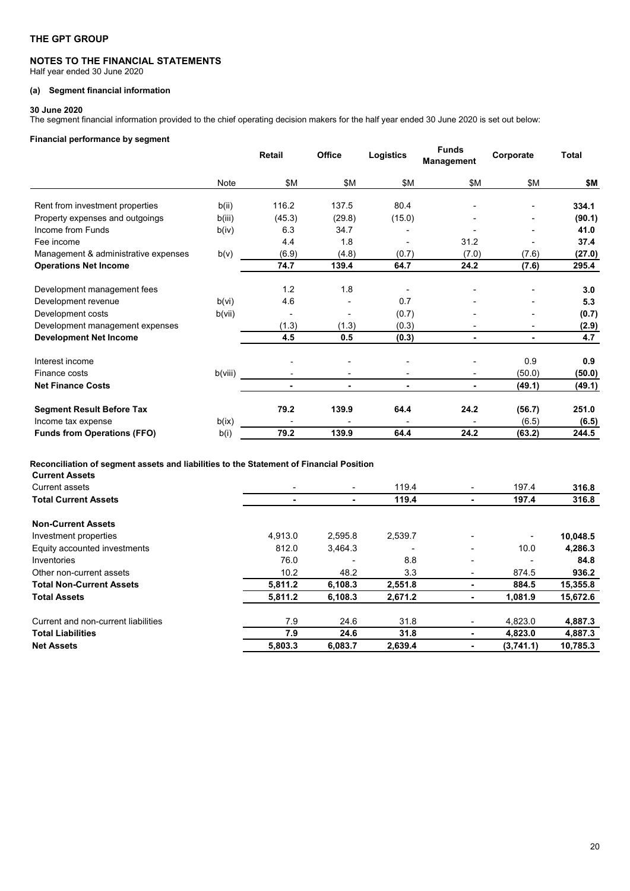**THE GPT GROUP**

**NOTES TO THE FINANCIAL STATEMENTS**
Half year ended 30 June 2020

**(a) Segment financial information**

**30 June 2020**
The segment financial information provided to the chief operating decision makers for the half year ended 30 June 2020 is set out below:

**Financial performance by segment**

| | Note | Retail | Office | Logistics | Funds Management | Corporate | Total |
|---|---|---|---|---|---|---|---|
| | | $M | $M | $M | $M | $M | **$M** |
| Rent from investment properties | b(ii) | 116.2 | 137.5 | 80.4 | - | - | **334.1** |
| Property expenses and outgoings | b(iii) | (45.3) | (29.8) | (15.0) | - | - | **(90.1)** |
| Income from Funds | b(iv) | 6.3 | 34.7 | - | - | - | **41.0** |
| Fee income | | 4.4 | 1.8 | - | 31.2 | - | **37.4** |
| Management & administrative expenses | b(v) | (6.9) | (4.8) | (0.7) | (7.0) | (7.6) | **(27.0)** |
| **Operations Net Income** | | **74.7** | **139.4** | **64.7** | **24.2** | **(7.6)** | **295.4** |
| Development management fees | | 1.2 | 1.8 | - | - | - | **3.0** |
| Development revenue | b(vi) | 4.6 | - | 0.7 | - | - | **5.3** |
| Development costs | b(vii) | - | - | (0.7) | - | - | **(0.7)** |
| Development management expenses | | (1.3) | (1.3) | (0.3) | - | - | **(2.9)** |
| **Development Net Income** | | **4.5** | **0.5** | **(0.3)** | **-** | **-** | **4.7** |
| Interest income | | - | - | - | - | 0.9 | **0.9** |
| Finance costs | b(viii) | - | - | - | - | (50.0) | **(50.0)** |
| **Net Finance Costs** | | **-** | **-** | **-** | **-** | **(49.1)** | **(49.1)** |
| **Segment Result Before Tax** | | **79.2** | **139.9** | **64.4** | **24.2** | **(56.7)** | **251.0** |
| Income tax expense | b(ix) | - | - | - | - | (6.5) | **(6.5)** |
| **Funds from Operations (FFO)** | b(i) | **79.2** | **139.9** | **64.4** | **24.2** | **(63.2)** | **244.5** |

**Reconciliation of segment assets and liabilities to the Statement of Financial Position**

| | Retail | Office | Logistics | Funds Management | Corporate | Total |
|---|---|---|---|---|---|---|
| **Current Assets** | | | | | | |
| Current assets | - | - | 119.4 | - | 197.4 | **316.8** |
| **Total Current Assets** | **-** | **-** | **119.4** | **-** | **197.4** | **316.8** |
| **Non-Current Assets** | | | | | | |
| Investment properties | 4,913.0 | 2,595.8 | 2,539.7 | - | - | **10,048.5** |
| Equity accounted investments | 812.0 | 3,464.3 | - | - | 10.0 | **4,286.3** |
| Inventories | 76.0 | - | 8.8 | - | - | **84.8** |
| Other non-current assets | 10.2 | 48.2 | 3.3 | - | 874.5 | **936.2** |
| **Total Non-Current Assets** | **5,811.2** | **6,108.3** | **2,551.8** | **-** | **884.5** | **15,355.8** |
| **Total Assets** | **5,811.2** | **6,108.3** | **2,671.2** | **-** | **1,081.9** | **15,672.6** |
| Current and non-current liabilities | 7.9 | 24.6 | 31.8 | - | 4,823.0 | **4,887.3** |
| **Total Liabilities** | **7.9** | **24.6** | **31.8** | **-** | **4,823.0** | **4,887.3** |
| **Net Assets** | **5,803.3** | **6,083.7** | **2,639.4** | **-** | **(3,741.1)** | **10,785.3** |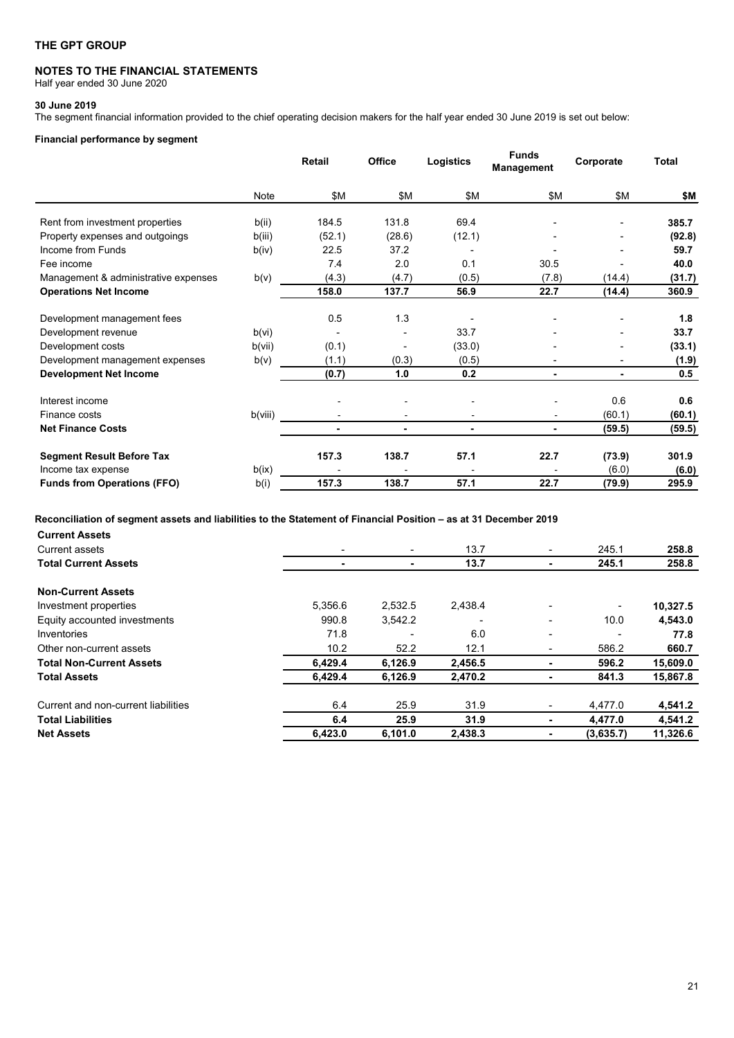# THE GPT GROUP

## NOTES TO THE FINANCIAL STATEMENTS

Half year ended 30 June 2020

### 30 June 2019

The segment financial information provided to the chief operating decision makers for the half year ended 30 June 2019 is set out below:

#### Financial performance by segment

| | Note | Retail | Office | Logistics | Funds Management | Corporate | Total |
|---|---|---|---|---|---|---|---|
| | | \$M | \$M | \$M | \$M | \$M | **\$M** |
| Rent from investment properties | b(ii) | 184.5 | 131.8 | 69.4 | - | - | **385.7** |
| Property expenses and outgoings | b(iii) | (52.1) | (28.6) | (12.1) | - | - | **(92.8)** |
| Income from Funds | b(iv) | 22.5 | 37.2 | - | - | - | **59.7** |
| Fee income | | 7.4 | 2.0 | 0.1 | 30.5 | - | **40.0** |
| Management & administrative expenses | b(v) | (4.3) | (4.7) | (0.5) | (7.8) | (14.4) | **(31.7)** |
| **Operations Net Income** | | **158.0** | **137.7** | **56.9** | **22.7** | **(14.4)** | **360.9** |
| | | | | | | | |
| Development management fees | | 0.5 | 1.3 | - | - | - | **1.8** |
| Development revenue | b(vi) | - | - | 33.7 | - | - | **33.7** |
| Development costs | b(vii) | (0.1) | - | (33.0) | - | - | **(33.1)** |
| Development management expenses | b(v) | (1.1) | (0.3) | (0.5) | - | - | **(1.9)** |
| **Development Net Income** | | **(0.7)** | **1.0** | **0.2** | **-** | **-** | **0.5** |
| | | | | | | | |
| Interest income | | - | - | - | - | 0.6 | **0.6** |
| Finance costs | b(viii) | - | - | - | - | (60.1) | **(60.1)** |
| **Net Finance Costs** | | **-** | **-** | **-** | **-** | **(59.5)** | **(59.5)** |
| | | | | | | | |
| **Segment Result Before Tax** | | **157.3** | **138.7** | **57.1** | **22.7** | **(73.9)** | **301.9** |
| Income tax expense | b(ix) | - | - | - | - | (6.0) | **(6.0)** |
| **Funds from Operations (FFO)** | b(i) | **157.3** | **138.7** | **57.1** | **22.7** | **(79.9)** | **295.9** |

#### Reconciliation of segment assets and liabilities to the Statement of Financial Position – as at 31 December 2019

| | Retail | Office | Logistics | Funds Management | Corporate | Total |
|---|---|---|---|---|---|---|
| **Current Assets** | | | | | | |
| Current assets | - | - | 13.7 | - | 245.1 | **258.8** |
| **Total Current Assets** | **-** | **-** | **13.7** | **-** | **245.1** | **258.8** |
| | | | | | | |
| **Non-Current Assets** | | | | | | |
| Investment properties | 5,356.6 | 2,532.5 | 2,438.4 | - | - | **10,327.5** |
| Equity accounted investments | 990.8 | 3,542.2 | - | - | 10.0 | **4,543.0** |
| Inventories | 71.8 | - | 6.0 | - | - | **77.8** |
| Other non-current assets | 10.2 | 52.2 | 12.1 | - | 586.2 | **660.7** |
| **Total Non-Current Assets** | **6,429.4** | **6,126.9** | **2,456.5** | **-** | **596.2** | **15,609.0** |
| **Total Assets** | **6,429.4** | **6,126.9** | **2,470.2** | **-** | **841.3** | **15,867.8** |
| | | | | | | |
| Current and non-current liabilities | 6.4 | 25.9 | 31.9 | - | 4,477.0 | **4,541.2** |
| **Total Liabilities** | **6.4** | **25.9** | **31.9** | **-** | **4,477.0** | **4,541.2** |
| **Net Assets** | **6,423.0** | **6,101.0** | **2,438.3** | **-** | **(3,635.7)** | **11,326.6** |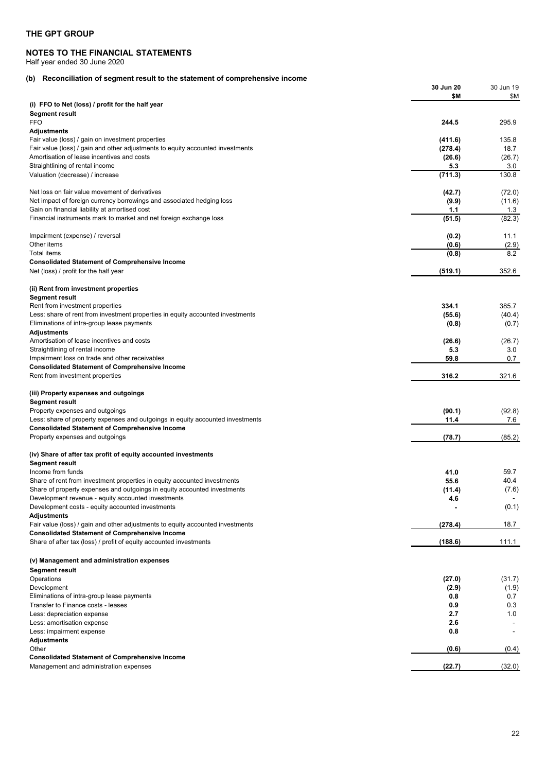**THE GPT GROUP**

**NOTES TO THE FINANCIAL STATEMENTS**

Half year ended 30 June 2020

### (b) Reconciliation of segment result to the statement of comprehensive income

| | 30 Jun 20<br>$M | 30 Jun 19<br>$M |
|---|---|---|
| **(i) FFO to Net (loss) / profit for the half year** | | |
| **Segment result** | | |
| FFO | **244.5** | 295.9 |
| **Adjustments** | | |
| Fair value (loss) / gain on investment properties | **(411.6)** | 135.8 |
| Fair value (loss) / gain and other adjustments to equity accounted investments | **(278.4)** | 18.7 |
| Amortisation of lease incentives and costs | **(26.6)** | (26.7) |
| Straightlining of rental income | **5.3** | 3.0 |
| Valuation (decrease) / increase | **(711.3)** | 130.8 |
| | | |
| Net loss on fair value movement of derivatives | **(42.7)** | (72.0) |
| Net impact of foreign currency borrowings and associated hedging loss | **(9.9)** | (11.6) |
| Gain on financial liability at amortised cost | **1.1** | 1.3 |
| Financial instruments mark to market and net foreign exchange loss | **(51.5)** | (82.3) |
| | | |
| Impairment (expense) / reversal | **(0.2)** | 11.1 |
| Other items | **(0.6)** | (2.9) |
| Total items | **(0.8)** | 8.2 |
| **Consolidated Statement of Comprehensive Income** | | |
| Net (loss) / profit for the half year | **(519.1)** | 352.6 |
| | | |
| **(ii) Rent from investment properties** | | |
| **Segment result** | | |
| Rent from investment properties | **334.1** | 385.7 |
| Less: share of rent from investment properties in equity accounted investments | **(55.6)** | (40.4) |
| Eliminations of intra-group lease payments | **(0.8)** | (0.7) |
| **Adjustments** | | |
| Amortisation of lease incentives and costs | **(26.6)** | (26.7) |
| Straightlining of rental income | **5.3** | 3.0 |
| Impairment loss on trade and other receivables | **59.8** | 0.7 |
| **Consolidated Statement of Comprehensive Income** | | |
| Rent from investment properties | **316.2** | 321.6 |
| | | |
| **(iii) Property expenses and outgoings** | | |
| **Segment result** | | |
| Property expenses and outgoings | **(90.1)** | (92.8) |
| Less: share of property expenses and outgoings in equity accounted investments | **11.4** | 7.6 |
| **Consolidated Statement of Comprehensive Income** | | |
| Property expenses and outgoings | **(78.7)** | (85.2) |
| | | |
| **(iv) Share of after tax profit of equity accounted investments** | | |
| **Segment result** | | |
| Income from funds | **41.0** | 59.7 |
| Share of rent from investment properties in equity accounted investments | **55.6** | 40.4 |
| Share of property expenses and outgoings in equity accounted investments | **(11.4)** | (7.6) |
| Development revenue - equity accounted investments | **4.6** | - |
| Development costs - equity accounted investments | **-** | (0.1) |
| **Adjustments** | | |
| Fair value (loss) / gain and other adjustments to equity accounted investments | **(278.4)** | 18.7 |
| **Consolidated Statement of Comprehensive Income** | | |
| Share of after tax (loss) / profit of equity accounted investments | **(188.6)** | 111.1 |
| | | |
| **(v) Management and administration expenses** | | |
| **Segment result** | | |
| Operations | **(27.0)** | (31.7) |
| Development | **(2.9)** | (1.9) |
| Eliminations of intra-group lease payments | **0.8** | 0.7 |
| Transfer to Finance costs - leases | **0.9** | 0.3 |
| Less: depreciation expense | **2.7** | 1.0 |
| Less: amortisation expense | **2.6** | - |
| Less: impairment expense | **0.8** | - |
| **Adjustments** | | |
| Other | **(0.6)** | (0.4) |
| **Consolidated Statement of Comprehensive Income** | | |
| Management and administration expenses | **(22.7)** | (32.0) |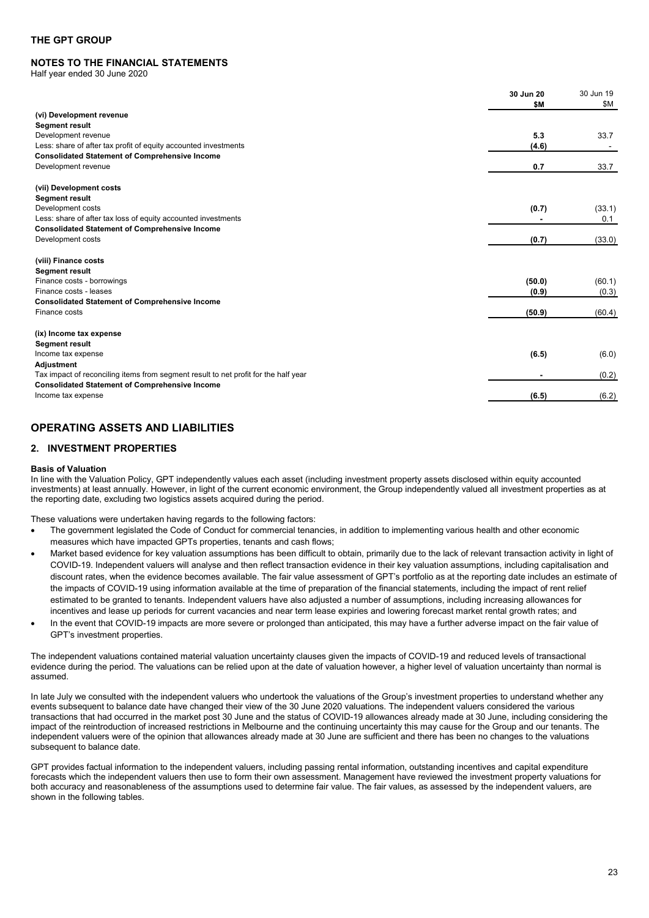# THE GPT GROUP

## NOTES TO THE FINANCIAL STATEMENTS

Half year ended 30 June 2020

| | **30 Jun 20 $M** | 30 Jun 19 $M |
|---|---|---|
| **(vi) Development revenue** | | |
| **Segment result** | | |
| Development revenue | **5.3** | 33.7 |
| Less: share of after tax profit of equity accounted investments | **(4.6)** | - |
| **Consolidated Statement of Comprehensive Income** | | |
| Development revenue | **0.7** | 33.7 |
| | | |
| **(vii) Development costs** | | |
| **Segment result** | | |
| Development costs | **(0.7)** | (33.1) |
| Less: share of after tax loss of equity accounted investments | **-** | 0.1 |
| **Consolidated Statement of Comprehensive Income** | | |
| Development costs | **(0.7)** | (33.0) |
| | | |
| **(viii) Finance costs** | | |
| **Segment result** | | |
| Finance costs - borrowings | **(50.0)** | (60.1) |
| Finance costs - leases | **(0.9)** | (0.3) |
| **Consolidated Statement of Comprehensive Income** | | |
| Finance costs | **(50.9)** | (60.4) |
| | | |
| **(ix) Income tax expense** | | |
| **Segment result** | | |
| Income tax expense | **(6.5)** | (6.0) |
| **Adjustment** | | |
| Tax impact of reconciling items from segment result to net profit for the half year | **-** | (0.2) |
| **Consolidated Statement of Comprehensive Income** | | |
| Income tax expense | **(6.5)** | (6.2) |

## OPERATING ASSETS AND LIABILITIES

### 2. INVESTMENT PROPERTIES

**Basis of Valuation**

In line with the Valuation Policy, GPT independently values each asset (including investment property assets disclosed within equity accounted investments) at least annually. However, in light of the current economic environment, the Group independently valued all investment properties as at the reporting date, excluding two logistics assets acquired during the period.

These valuations were undertaken having regards to the following factors:

- The government legislated the Code of Conduct for commercial tenancies, in addition to implementing various health and other economic measures which have impacted GPTs properties, tenants and cash flows;
- Market based evidence for key valuation assumptions has been difficult to obtain, primarily due to the lack of relevant transaction activity in light of COVID-19. Independent valuers will analyse and then reflect transaction evidence in their key valuation assumptions, including capitalisation and discount rates, when the evidence becomes available. The fair value assessment of GPT's portfolio as at the reporting date includes an estimate of the impacts of COVID-19 using information available at the time of preparation of the financial statements, including the impact of rent relief estimated to be granted to tenants. Independent valuers have also adjusted a number of assumptions, including increasing allowances for incentives and lease up periods for current vacancies and near term lease expiries and lowering forecast market rental growth rates; and
- In the event that COVID-19 impacts are more severe or prolonged than anticipated, this may have a further adverse impact on the fair value of GPT's investment properties.

The independent valuations contained material valuation uncertainty clauses given the impacts of COVID-19 and reduced levels of transactional evidence during the period. The valuations can be relied upon at the date of valuation however, a higher level of valuation uncertainty than normal is assumed.

In late July we consulted with the independent valuers who undertook the valuations of the Group's investment properties to understand whether any events subsequent to balance date have changed their view of the 30 June 2020 valuations. The independent valuers considered the various transactions that had occurred in the market post 30 June and the status of COVID-19 allowances already made at 30 June, including considering the impact of the reintroduction of increased restrictions in Melbourne and the continuing uncertainty this may cause for the Group and our tenants. The independent valuers were of the opinion that allowances already made at 30 June are sufficient and there has been no changes to the valuations subsequent to balance date.

GPT provides factual information to the independent valuers, including passing rental information, outstanding incentives and capital expenditure forecasts which the independent valuers then use to form their own assessment. Management have reviewed the investment property valuations for both accuracy and reasonableness of the assumptions used to determine fair value. The fair values, as assessed by the independent valuers, are shown in the following tables.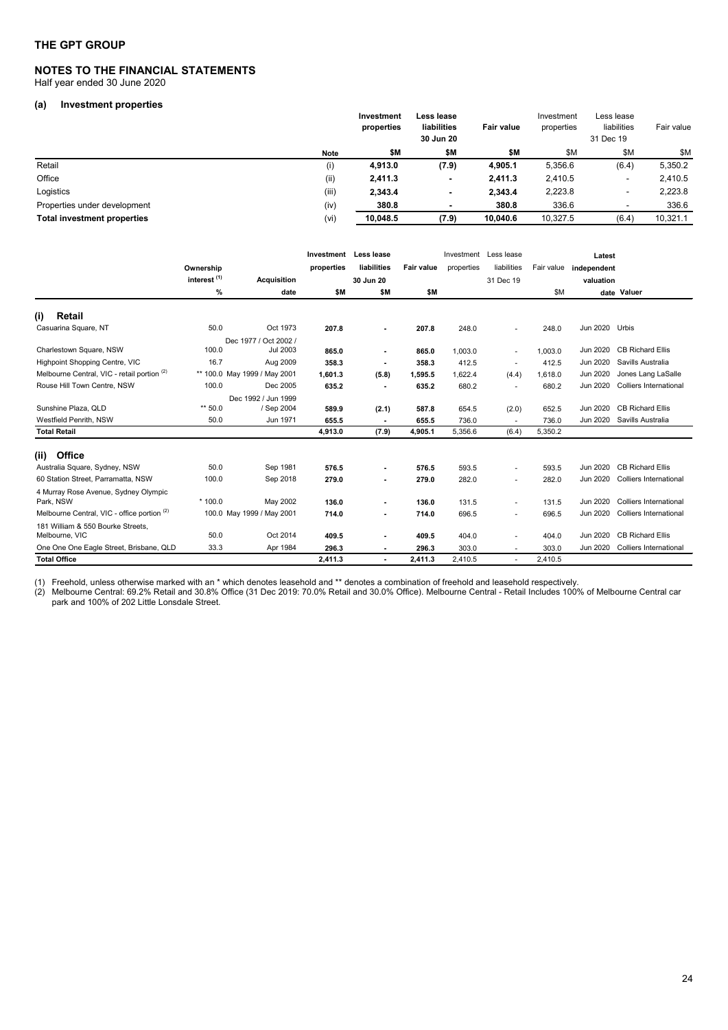THE GPT GROUP

## NOTES TO THE FINANCIAL STATEMENTS

Half year ended 30 June 2020

### (a) Investment properties

| | Note | Investment properties | Less lease liabilities | Fair value | Investment properties | Less lease liabilities | Fair value |
|---|---|---|---|---|---|---|---|
| | | | 30 Jun 20 | | | 31 Dec 19 | |
| | | **$M** | **$M** | **$M** | $M | $M | $M |
| Retail | (i) | **4,913.0** | **(7.9)** | **4,905.1** | 5,356.6 | (6.4) | 5,350.2 |
| Office | (ii) | **2,411.3** | **-** | **2,411.3** | 2,410.5 | - | 2,410.5 |
| Logistics | (iii) | **2,343.4** | **-** | **2,343.4** | 2,223.8 | - | 2,223.8 |
| Properties under development | (iv) | **380.8** | **-** | **380.8** | 336.6 | - | 336.6 |
| **Total investment properties** | (vi) | **10,048.5** | **(7.9)** | **10,040.6** | 10,327.5 | (6.4) | 10,321.1 |

| | Ownership interest [1] | Acquisition | Investment properties | Less lease liabilities | Fair value | Investment properties | Less lease liabilities | Fair value | Latest independent valuation | |
|---|---|---|---|---|---|---|---|---|---|---|
| | | | | 30 Jun 20 | | | 31 Dec 19 | | | |
| | % | date | $M | $M | $M | | | $M | date | Valuer |
| **(i) Retail** | | | | | | | | | | |
| Casuarina Square, NT | 50.0 | Oct 1973 | **207.8** | **-** | **207.8** | 248.0 | - | 248.0 | Jun 2020 | Urbis |
| Charlestown Square, NSW | 100.0 | Dec 1977 / Oct 2002 / Jul 2003 | **865.0** | **-** | **865.0** | 1,003.0 | - | 1,003.0 | Jun 2020 | CB Richard Ellis |
| Highpoint Shopping Centre, VIC | 16.7 | Aug 2009 | **358.3** | **-** | **358.3** | 412.5 | - | 412.5 | Jun 2020 | Savills Australia |
| Melbourne Central, VIC - retail portion [2] | ** 100.0 | May 1999 / May 2001 | **1,601.3** | **(5.8)** | **1,595.5** | 1,622.4 | (4.4) | 1,618.0 | Jun 2020 | Jones Lang LaSalle |
| Rouse Hill Town Centre, NSW | 100.0 | Dec 2005 | **635.2** | **-** | **635.2** | 680.2 | - | 680.2 | Jun 2020 | Colliers International |
| Sunshine Plaza, QLD | ** 50.0 | Dec 1992 / Jun 1999 / Sep 2004 | **589.9** | **(2.1)** | **587.8** | 654.5 | (2.0) | 652.5 | Jun 2020 | CB Richard Ellis |
| Westfield Penrith, NSW | 50.0 | Jun 1971 | **655.5** | **-** | **655.5** | 736.0 | - | 736.0 | Jun 2020 | Savills Australia |
| **Total Retail** | | | **4,913.0** | **(7.9)** | **4,905.1** | 5,356.6 | (6.4) | 5,350.2 | | |
| **(ii) Office** | | | | | | | | | | |
| Australia Square, Sydney, NSW | 50.0 | Sep 1981 | **576.5** | **-** | **576.5** | 593.5 | - | 593.5 | Jun 2020 | CB Richard Ellis |
| 60 Station Street, Parramatta, NSW | 100.0 | Sep 2018 | **279.0** | **-** | **279.0** | 282.0 | - | 282.0 | Jun 2020 | Colliers International |
| 4 Murray Rose Avenue, Sydney Olympic Park, NSW | * 100.0 | May 2002 | **136.0** | **-** | **136.0** | 131.5 | - | 131.5 | Jun 2020 | Colliers International |
| Melbourne Central, VIC - office portion [2] | 100.0 | May 1999 / May 2001 | **714.0** | **-** | **714.0** | 696.5 | - | 696.5 | Jun 2020 | Colliers International |
| 181 William & 550 Bourke Streets, Melbourne, VIC | 50.0 | Oct 2014 | **409.5** | **-** | **409.5** | 404.0 | - | 404.0 | Jun 2020 | CB Richard Ellis |
| One One One Eagle Street, Brisbane, QLD | 33.3 | Apr 1984 | **296.3** | **-** | **296.3** | 303.0 | - | 303.0 | Jun 2020 | Colliers International |
| **Total Office** | | | **2,411.3** | **-** | **2,411.3** | 2,410.5 | - | 2,410.5 | | |

(1) Freehold, unless otherwise marked with an * which denotes leasehold and ** denotes a combination of freehold and leasehold respectively.
(2) Melbourne Central: 69.2% Retail and 30.8% Office (31 Dec 2019: 70.0% Retail and 30.0% Office). Melbourne Central - Retail Includes 100% of Melbourne Central car park and 100% of 202 Little Lonsdale Street.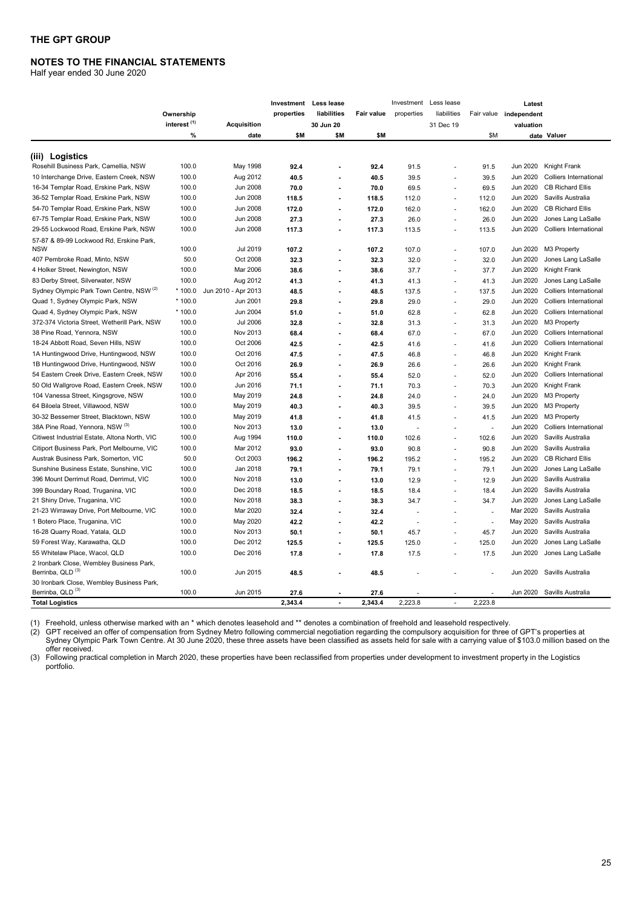## NOTES TO THE FINANCIAL STATEMENTS

Half year ended 30 June 2020

| | Ownership interest [(1)] | Acquisition | Investment properties | Less lease liabilities 30 Jun 20 | Fair value | Investment properties | Less lease liabilities 31 Dec 19 | Fair value | Latest independent valuation | |
|---|---|---|---|---|---|---|---|---|---|---|
| | % | date | $M | $M | $M | | | $M | date | Valuer |
| **(iii) Logistics** | | | | | | | | | | |
| Rosehill Business Park, Camellia, NSW | 100.0 | May 1998 | **92.4** | **-** | **92.4** | 91.5 | - | 91.5 | Jun 2020 | Knight Frank |
| 10 Interchange Drive, Eastern Creek, NSW | 100.0 | Aug 2012 | **40.5** | **-** | **40.5** | 39.5 | - | 39.5 | Jun 2020 | Colliers International |
| 16-34 Templar Road, Erskine Park, NSW | 100.0 | Jun 2008 | **70.0** | **-** | **70.0** | 69.5 | - | 69.5 | Jun 2020 | CB Richard Ellis |
| 36-52 Templar Road, Erskine Park, NSW | 100.0 | Jun 2008 | **118.5** | **-** | **118.5** | 112.0 | - | 112.0 | Jun 2020 | Savills Australia |
| 54-70 Templar Road, Erskine Park, NSW | 100.0 | Jun 2008 | **172.0** | **-** | **172.0** | 162.0 | - | 162.0 | Jun 2020 | CB Richard Ellis |
| 67-75 Templar Road, Erskine Park, NSW | 100.0 | Jun 2008 | **27.3** | **-** | **27.3** | 26.0 | - | 26.0 | Jun 2020 | Jones Lang LaSalle |
| 29-55 Lockwood Road, Erskine Park, NSW | 100.0 | Jun 2008 | **117.3** | **-** | **117.3** | 113.5 | - | 113.5 | Jun 2020 | Colliers International |
| 57-87 & 89-99 Lockwood Rd, Erskine Park, NSW | 100.0 | Jul 2019 | **107.2** | **-** | **107.2** | 107.0 | - | 107.0 | Jun 2020 | M3 Property |
| 407 Pembroke Road, Minto, NSW | 50.0 | Oct 2008 | **32.3** | **-** | **32.3** | 32.0 | - | 32.0 | Jun 2020 | Jones Lang LaSalle |
| 4 Holker Street, Newington, NSW | 100.0 | Mar 2006 | **38.6** | **-** | **38.6** | 37.7 | - | 37.7 | Jun 2020 | Knight Frank |
| 83 Derby Street, Silverwater, NSW | 100.0 | Aug 2012 | **41.3** | **-** | **41.3** | 41.3 | - | 41.3 | Jun 2020 | Jones Lang LaSalle |
| Sydney Olympic Park Town Centre, NSW [(2)] | * 100.0 | Jun 2010 - Apr 2013 | **48.5** | **-** | **48.5** | 137.5 | - | 137.5 | Jun 2020 | Colliers International |
| Quad 1, Sydney Olympic Park, NSW | * 100.0 | Jun 2001 | **29.8** | **-** | **29.8** | 29.0 | - | 29.0 | Jun 2020 | Colliers International |
| Quad 4, Sydney Olympic Park, NSW | * 100.0 | Jun 2004 | **51.0** | **-** | **51.0** | 62.8 | - | 62.8 | Jun 2020 | Colliers International |
| 372-374 Victoria Street, Wetherill Park, NSW | 100.0 | Jul 2006 | **32.8** | **-** | **32.8** | 31.3 | - | 31.3 | Jun 2020 | M3 Property |
| 38 Pine Road, Yennora, NSW | 100.0 | Nov 2013 | **68.4** | **-** | **68.4** | 67.0 | - | 67.0 | Jun 2020 | Colliers International |
| 18-24 Abbott Road, Seven Hills, NSW | 100.0 | Oct 2006 | **42.5** | **-** | **42.5** | 41.6 | - | 41.6 | Jun 2020 | Colliers International |
| 1A Huntingwood Drive, Huntingwood, NSW | 100.0 | Oct 2016 | **47.5** | **-** | **47.5** | 46.8 | - | 46.8 | Jun 2020 | Knight Frank |
| 1B Huntingwood Drive, Huntingwood, NSW | 100.0 | Oct 2016 | **26.9** | **-** | **26.9** | 26.6 | - | 26.6 | Jun 2020 | Knight Frank |
| 54 Eastern Creek Drive, Eastern Creek, NSW | 100.0 | Apr 2016 | **55.4** | **-** | **55.4** | 52.0 | - | 52.0 | Jun 2020 | Colliers International |
| 50 Old Wallgrove Road, Eastern Creek, NSW | 100.0 | Jun 2016 | **71.1** | **-** | **71.1** | 70.3 | - | 70.3 | Jun 2020 | Knight Frank |
| 104 Vanessa Street, Kingsgrove, NSW | 100.0 | May 2019 | **24.8** | **-** | **24.8** | 24.0 | - | 24.0 | Jun 2020 | M3 Property |
| 64 Biloela Street, Villawood, NSW | 100.0 | May 2019 | **40.3** | **-** | **40.3** | 39.5 | - | 39.5 | Jun 2020 | M3 Property |
| 30-32 Bessemer Street, Blacktown, NSW | 100.0 | May 2019 | **41.8** | **-** | **41.8** | 41.5 | - | 41.5 | Jun 2020 | M3 Property |
| 38A Pine Road, Yennora, NSW [(3)] | 100.0 | Nov 2013 | **13.0** | **-** | **13.0** | - | - | - | Jun 2020 | Colliers International |
| Citiwest Industrial Estate, Altona North, VIC | 100.0 | Aug 1994 | **110.0** | **-** | **110.0** | 102.6 | - | 102.6 | Jun 2020 | Savills Australia |
| Citiport Business Park, Port Melbourne, VIC | 100.0 | Mar 2012 | **93.0** | **-** | **93.0** | 90.8 | - | 90.8 | Jun 2020 | Savills Australia |
| Austrak Business Park, Somerton, VIC | 50.0 | Oct 2003 | **196.2** | **-** | **196.2** | 195.2 | - | 195.2 | Jun 2020 | CB Richard Ellis |
| Sunshine Business Estate, Sunshine, VIC | 100.0 | Jan 2018 | **79.1** | **-** | **79.1** | 79.1 | - | 79.1 | Jun 2020 | Jones Lang LaSalle |
| 396 Mount Derrimut Road, Derrimut, VIC | 100.0 | Nov 2018 | **13.0** | **-** | **13.0** | 12.9 | - | 12.9 | Jun 2020 | Savills Australia |
| 399 Boundary Road, Truganina, VIC | 100.0 | Dec 2018 | **18.5** | **-** | **18.5** | 18.4 | - | 18.4 | Jun 2020 | Savills Australia |
| 21 Shiny Drive, Truganina, VIC | 100.0 | Nov 2018 | **38.3** | **-** | **38.3** | 34.7 | - | 34.7 | Jun 2020 | Jones Lang LaSalle |
| 21-23 Wirraway Drive, Port Melbourne, VIC | 100.0 | Mar 2020 | **32.4** | **-** | **32.4** | - | - | - | Mar 2020 | Savills Australia |
| 1 Botero Place, Truganina, VIC | 100.0 | May 2020 | **42.2** | **-** | **42.2** | - | - | - | May 2020 | Savills Australia |
| 16-28 Quarry Road, Yatala, QLD | 100.0 | Nov 2013 | **50.1** | **-** | **50.1** | 45.7 | - | 45.7 | Jun 2020 | Savills Australia |
| 59 Forest Way, Karawatha, QLD | 100.0 | Dec 2012 | **125.5** | **-** | **125.5** | 125.0 | - | 125.0 | Jun 2020 | Jones Lang LaSalle |
| 55 Whitelaw Place, Wacol, QLD | 100.0 | Dec 2016 | **17.8** | **-** | **17.8** | 17.5 | - | 17.5 | Jun 2020 | Jones Lang LaSalle |
| 2 Ironbark Close, Wembley Business Park, Berrinba, QLD [(3)] | 100.0 | Jun 2015 | **48.5** | **-** | **48.5** | - | - | - | Jun 2020 | Savills Australia |
| 30 Ironbark Close, Wembley Business Park, Berrinba, QLD [(3)] | 100.0 | Jun 2015 | **27.6** | **-** | **27.6** | - | - | - | Jun 2020 | Savills Australia |
| **Total Logistics** | | | **2,343.4** | **-** | **2,343.4** | **2,223.8** | **-** | **2,223.8** | | |

(1) Freehold, unless otherwise marked with an * which denotes leasehold and ** denotes a combination of freehold and leasehold respectively.

(2) GPT received an offer of compensation from Sydney Metro following commercial negotiation regarding the compulsory acquisition for three of GPT's properties at Sydney Olympic Park Town Centre. At 30 June 2020, these three assets have been classified as assets held for sale with a carrying value of $103.0 million based on the offer received.

(3) Following practical completion in March 2020, these properties have been reclassified from properties under development to investment property in the Logistics portfolio.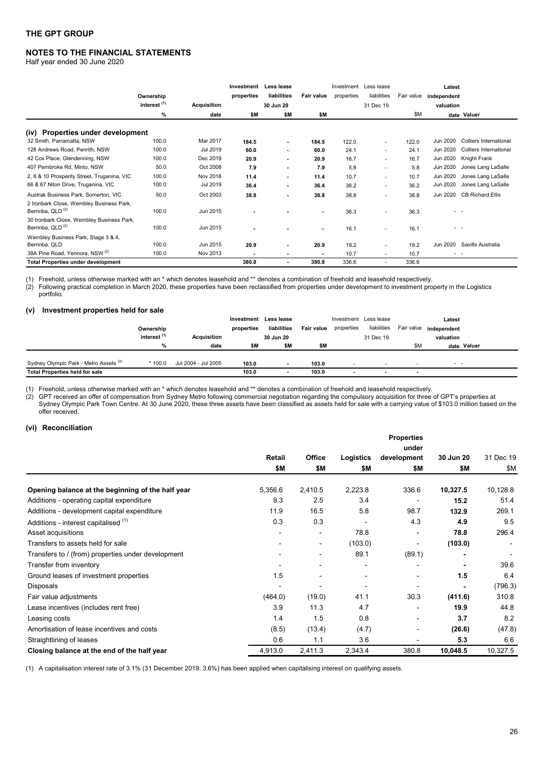## THE GPT GROUP

## NOTES TO THE FINANCIAL STATEMENTS

Half year ended 30 June 2020

| | Ownership interest [(1)] % | Acquisition date | Investment properties $M | Less lease liabilities 30 Jun 20 $M | Fair value $M | Investment properties | Less lease liabilities 31 Dec 19 | Fair value $M | Latest independent valuation date | Valuer |
|---|---|---|---|---|---|---|---|---|---|---|
| **(iv) Properties under development** | | | | | | | | | | |
| 32 Smith, Parramatta, NSW | 100.0 | Mar 2017 | **184.5** | **-** | **184.5** | 122.0 | - | 122.0 | Jun 2020 | Colliers International |
| 128 Andrews Road, Penrith, NSW | 100.0 | Jul 2019 | **60.0** | **-** | **60.0** | 24.1 | - | 24.1 | Jun 2020 | Colliers International |
| 42 Cox Place, Glendenning, NSW | 100.0 | Dec 2019 | **20.9** | **-** | **20.9** | 16.7 | - | 16.7 | Jun 2020 | Knight Frank |
| 407 Pembroke Rd, Minto, NSW | 50.0 | Oct 2008 | **7.9** | **-** | **7.9** | 5.8 | - | 5.8 | Jun 2020 | Jones Lang LaSalle |
| 2, 6 & 10 Prosperity Street, Truganina, VIC | 100.0 | Nov 2018 | **11.4** | **-** | **11.4** | 10.7 | - | 10.7 | Jun 2020 | Jones Lang LaSalle |
| 66 & 67 Niton Drive, Truganina, VIC | 100.0 | Jul 2019 | **36.4** | **-** | **36.4** | 36.2 | - | 36.2 | Jun 2020 | Jones Lang LaSalle |
| Austrak Business Park, Somerton, VIC | 50.0 | Oct 2003 | **38.8** | **-** | **38.8** | 38.8 | - | 38.8 | Jun 2020 | CB Richard Ellis |
| 2 Ironbark Close, Wembley Business Park, Berrinba, QLD [(2)] | 100.0 | Jun 2015 | **-** | **-** | **-** | 36.3 | - | 36.3 | - - | |
| 30 Ironbark Close, Wembley Business Park, Berrinba, QLD [(2)] | 100.0 | Jun 2015 | **-** | **-** | **-** | 16.1 | - | 16.1 | - - | |
| Wembley Business Park, Stage 3 & 4, Berrinba, QLD | 100.0 | Jun 2015 | **20.9** | **-** | **20.9** | 19.2 | - | 19.2 | Jun 2020 | Savills Australia |
| 38A Pine Road, Yennora, NSW [(2)] | 100.0 | Nov 2013 | **-** | **-** | **-** | 10.7 | - | 10.7 | - - | |
| **Total Properties under development** | | | **380.8** | **-** | **380.8** | 336.6 | - | 336.6 | | |

(1) Freehold, unless otherwise marked with an * which denotes leasehold and ** denotes a combination of freehold and leasehold respectively.
(2) Following practical completion in March 2020, these properties have been reclassified from properties under development to investment property in the Logistics portfolio.

### (v) Investment properties held for sale

| | Ownership interest [(1)] % | Acquisition date | Investment properties $M | Less lease liabilities 30 Jun 20 $M | Fair value $M | Investment properties | Less lease liabilities 31 Dec 19 | Fair value $M | Latest independent valuation date | Valuer |
|---|---|---|---|---|---|---|---|---|---|---|
| Sydney Olympic Park - Metro Assets [(2)] | * 100.0 | Jul 2004 - Jul 2005 | **103.0** | **-** | **103.0** | - | - | - | - - | |
| **Total Properties held for sale** | | | **103.0** | **-** | **103.0** | - | - | - | | |

(1) Freehold, unless otherwise marked with an * which denotes leasehold and ** denotes a combination of freehold and leasehold respectively.
(2) GPT received an offer of compensation from Sydney Metro following commercial negotiation regarding the compulsory acquisition for three of GPT's properties at Sydney Olympic Park Town Centre. At 30 June 2020, these three assets have been classified as assets held for sale with a carrying value of $103.0 million based on the offer received.

### (vi) Reconciliation

| | Retail $M | Office $M | Logistics $M | Properties under development $M | 30 Jun 20 $M | 31 Dec 19 $M |
|---|---|---|---|---|---|---|
| **Opening balance at the beginning of the half year** | 5,356.6 | 2,410.5 | 2,223.8 | 336.6 | **10,327.5** | 10,128.8 |
| Additions - operating capital expenditure | 9.3 | 2.5 | 3.4 | - | **15.2** | 51.4 |
| Additions - development capital expenditure | 11.9 | 16.5 | 5.8 | 98.7 | **132.9** | 269.1 |
| Additions - interest capitalised [(1)] | 0.3 | 0.3 | - | 4.3 | **4.9** | 9.5 |
| Asset acquisitions | - | - | 78.8 | - | **78.8** | 296.4 |
| Transfers to assets held for sale | - | - | (103.0) | - | **(103.0)** | - |
| Transfers to / (from) properties under development | - | - | 89.1 | (89.1) | **-** | - |
| Transfer from inventory | - | - | - | - | **-** | 39.6 |
| Ground leases of investment properties | 1.5 | - | - | - | **1.5** | 6.4 |
| Disposals | - | - | - | - | **-** | (796.3) |
| Fair value adjustments | (464.0) | (19.0) | 41.1 | 30.3 | **(411.6)** | 310.8 |
| Lease incentives (includes rent free) | 3.9 | 11.3 | 4.7 | - | **19.9** | 44.8 |
| Leasing costs | 1.4 | 1.5 | 0.8 | - | **3.7** | 8.2 |
| Amortisation of lease incentives and costs | (8.5) | (13.4) | (4.7) | - | **(26.6)** | (47.8) |
| Straightlining of leases | 0.6 | 1.1 | 3.6 | - | **5.3** | 6.6 |
| **Closing balance at the end of the half year** | 4,913.0 | 2,411.3 | 2,343.4 | 380.8 | **10,048.5** | 10,327.5 |

(1) A capitalisation interest rate of 3.1% (31 December 2019: 3.6%) has been applied when capitalising interest on qualifying assets.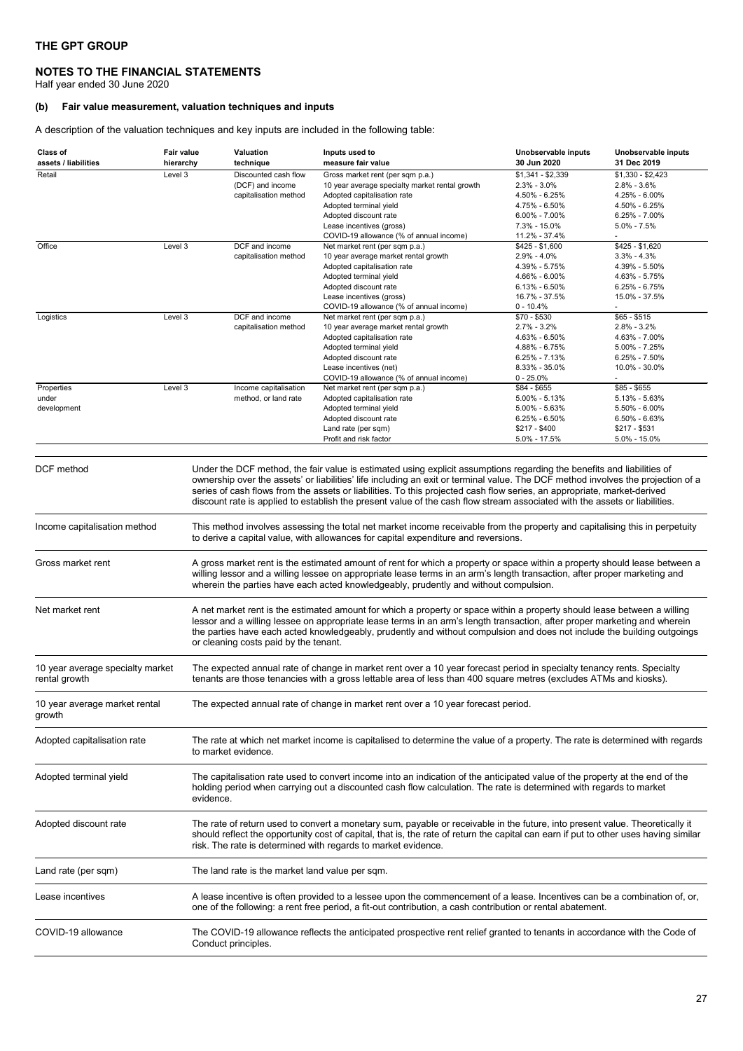**THE GPT GROUP**

**NOTES TO THE FINANCIAL STATEMENTS**

Half year ended 30 June 2020

### (b) Fair value measurement, valuation techniques and inputs

A description of the valuation techniques and key inputs are included in the following table:

| Class of assets / liabilities | Fair value hierarchy | Valuation technique | Inputs used to measure fair value | Unobservable inputs 30 Jun 2020 | Unobservable inputs 31 Dec 2019 |
|---|---|---|---|---|---|
| Retail | Level 3 | Discounted cash flow (DCF) and income capitalisation method | Gross market rent (per sqm p.a.) | $1,341 - $2,339 | $1,330 - $2,423 |
| | | | 10 year average specialty market rental growth | 2.3% - 3.0% | 2.8% - 3.6% |
| | | | Adopted capitalisation rate | 4.50% - 6.25% | 4.25% - 6.00% |
| | | | Adopted terminal yield | 4.75% - 6.50% | 4.50% - 6.25% |
| | | | Adopted discount rate | 6.00% - 7.00% | 6.25% - 7.00% |
| | | | Lease incentives (gross) | 7.3% - 15.0% | 5.0% - 7.5% |
| | | | COVID-19 allowance (% of annual income) | 11.2% - 37.4% | - |
| Office | Level 3 | DCF and income capitalisation method | Net market rent (per sqm p.a.) | $425 - $1,600 | $425 - $1,620 |
| | | | 10 year average market rental growth | 2.9% - 4.0% | 3.3% - 4.3% |
| | | | Adopted capitalisation rate | 4.39% - 5.75% | 4.39% - 5.50% |
| | | | Adopted terminal yield | 4.66% - 6.00% | 4.63% - 5.75% |
| | | | Adopted discount rate | 6.13% - 6.50% | 6.25% - 6.75% |
| | | | Lease incentives (gross) | 16.7% - 37.5% | 15.0% - 37.5% |
| | | | COVID-19 allowance (% of annual income) | 0 - 10.4% | - |
| Logistics | Level 3 | DCF and income capitalisation method | Net market rent (per sqm p.a.) | $70 - $530 | $65 - $515 |
| | | | 10 year average market rental growth | 2.7% - 3.2% | 2.8% - 3.2% |
| | | | Adopted capitalisation rate | 4.63% - 6.50% | 4.63% - 7.00% |
| | | | Adopted terminal yield | 4.88% - 6.75% | 5.00% - 7.25% |
| | | | Adopted discount rate | 6.25% - 7.13% | 6.25% - 7.50% |
| | | | Lease incentives (net) | 8.33% - 35.0% | 10.0% - 30.0% |
| | | | COVID-19 allowance (% of annual income) | 0 - 25.0% | - |
| Properties under development | Level 3 | Income capitalisation method, or land rate | Net market rent (per sqm p.a.) | $84 - $655 | $85 - $655 |
| | | | Adopted capitalisation rate | 5.00% - 5.13% | 5.13% - 5.63% |
| | | | Adopted terminal yield | 5.00% - 5.63% | 5.50% - 6.00% |
| | | | Adopted discount rate | 6.25% - 6.50% | 6.50% - 6.63% |
| | | | Land rate (per sqm) | $217 - $400 | $217 - $531 |
| | | | Profit and risk factor | 5.0% - 17.5% | 5.0% - 15.0% |

| Term | Description |
|---|---|
| DCF method | Under the DCF method, the fair value is estimated using explicit assumptions regarding the benefits and liabilities of ownership over the assets' or liabilities' life including an exit or terminal value. The DCF method involves the projection of a series of cash flows from the assets or liabilities. To this projected cash flow series, an appropriate, market-derived discount rate is applied to establish the present value of the cash flow stream associated with the assets or liabilities. |
| Income capitalisation method | This method involves assessing the total net market income receivable from the property and capitalising this in perpetuity to derive a capital value, with allowances for capital expenditure and reversions. |
| Gross market rent | A gross market rent is the estimated amount of rent for which a property or space within a property should lease between a willing lessor and a willing lessee on appropriate lease terms in an arm's length transaction, after proper marketing and wherein the parties have each acted knowledgeably, prudently and without compulsion. |
| Net market rent | A net market rent is the estimated amount for which a property or space within a property should lease between a willing lessor and a willing lessee on appropriate lease terms in an arm's length transaction, after proper marketing and wherein the parties have each acted knowledgeably, prudently and without compulsion and does not include the building outgoings or cleaning costs paid by the tenant. |
| 10 year average specialty market rental growth | The expected annual rate of change in market rent over a 10 year forecast period in specialty tenancy rents. Specialty tenants are those tenancies with a gross lettable area of less than 400 square metres (excludes ATMs and kiosks). |
| 10 year average market rental growth | The expected annual rate of change in market rent over a 10 year forecast period. |
| Adopted capitalisation rate | The rate at which net market income is capitalised to determine the value of a property. The rate is determined with regards to market evidence. |
| Adopted terminal yield | The capitalisation rate used to convert income into an indication of the anticipated value of the property at the end of the holding period when carrying out a discounted cash flow calculation. The rate is determined with regards to market evidence. |
| Adopted discount rate | The rate of return used to convert a monetary sum, payable or receivable in the future, into present value. Theoretically it should reflect the opportunity cost of capital, that is, the rate of return the capital can earn if put to other uses having similar risk. The rate is determined with regards to market evidence. |
| Land rate (per sqm) | The land rate is the market land value per sqm. |
| Lease incentives | A lease incentive is often provided to a lessee upon the commencement of a lease. Incentives can be a combination of, or, one of the following: a rent free period, a fit-out contribution, a cash contribution or rental abatement. |
| COVID-19 allowance | The COVID-19 allowance reflects the anticipated prospective rent relief granted to tenants in accordance with the Code of Conduct principles. |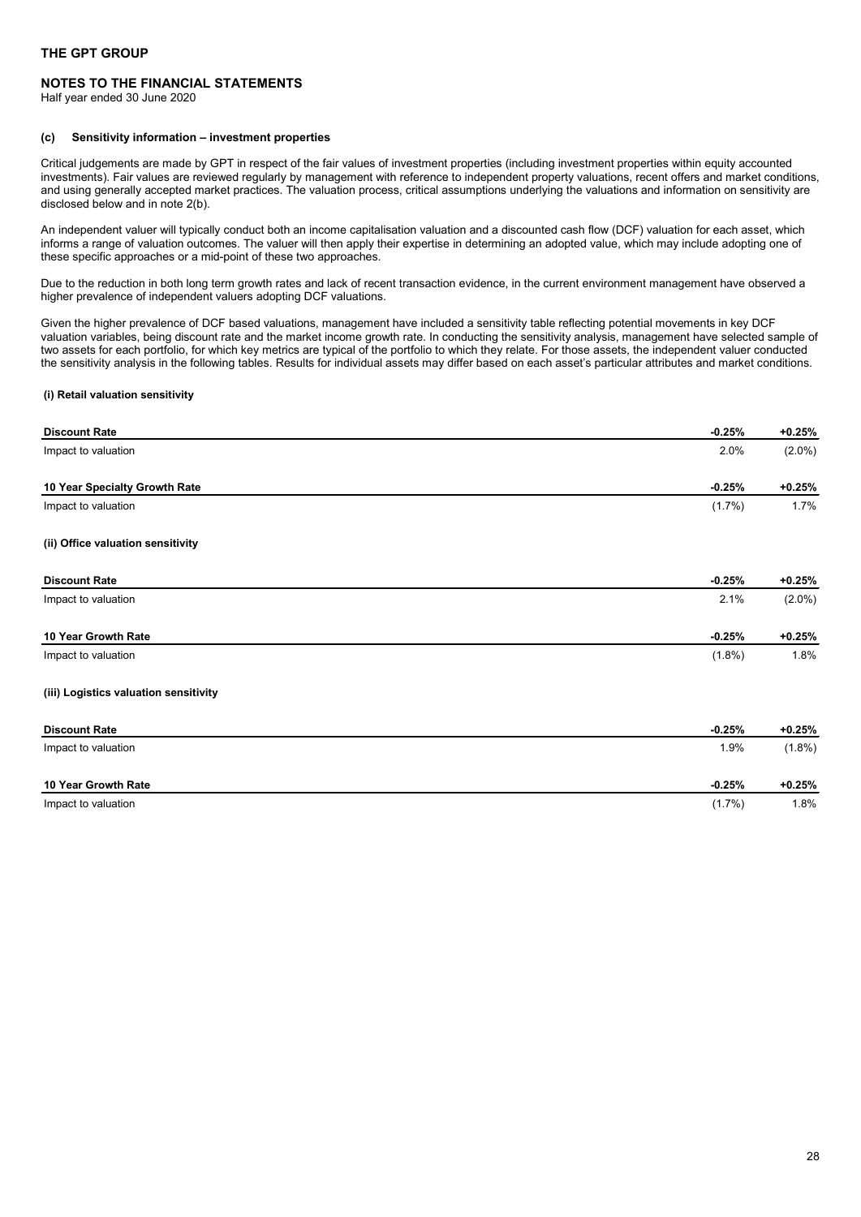## THE GPT GROUP

### NOTES TO THE FINANCIAL STATEMENTS

Half year ended 30 June 2020

#### (c) Sensitivity information – investment properties

Critical judgements are made by GPT in respect of the fair values of investment properties (including investment properties within equity accounted investments). Fair values are reviewed regularly by management with reference to independent property valuations, recent offers and market conditions, and using generally accepted market practices. The valuation process, critical assumptions underlying the valuations and information on sensitivity are disclosed below and in note 2(b).

An independent valuer will typically conduct both an income capitalisation valuation and a discounted cash flow (DCF) valuation for each asset, which informs a range of valuation outcomes. The valuer will then apply their expertise in determining an adopted value, which may include adopting one of these specific approaches or a mid-point of these two approaches.

Due to the reduction in both long term growth rates and lack of recent transaction evidence, in the current environment management have observed a higher prevalence of independent valuers adopting DCF valuations.

Given the higher prevalence of DCF based valuations, management have included a sensitivity table reflecting potential movements in key DCF valuation variables, being discount rate and the market income growth rate. In conducting the sensitivity analysis, management have selected sample of two assets for each portfolio, for which key metrics are typical of the portfolio to which they relate. For those assets, the independent valuer conducted the sensitivity analysis in the following tables. Results for individual assets may differ based on each asset's particular attributes and market conditions.

**(i) Retail valuation sensitivity**

| Discount Rate | -0.25% | +0.25% |
|---|---|---|
| Impact to valuation | 2.0% | (2.0%) |

| 10 Year Specialty Growth Rate | -0.25% | +0.25% |
|---|---|---|
| Impact to valuation | (1.7%) | 1.7% |

**(ii) Office valuation sensitivity**

| Discount Rate | -0.25% | +0.25% |
|---|---|---|
| Impact to valuation | 2.1% | (2.0%) |

| 10 Year Growth Rate | -0.25% | +0.25% |
|---|---|---|
| Impact to valuation | (1.8%) | 1.8% |

**(iii) Logistics valuation sensitivity**

| Discount Rate | -0.25% | +0.25% |
|---|---|---|
| Impact to valuation | 1.9% | (1.8%) |

| 10 Year Growth Rate | -0.25% | +0.25% |
|---|---|---|
| Impact to valuation | (1.7%) | 1.8% |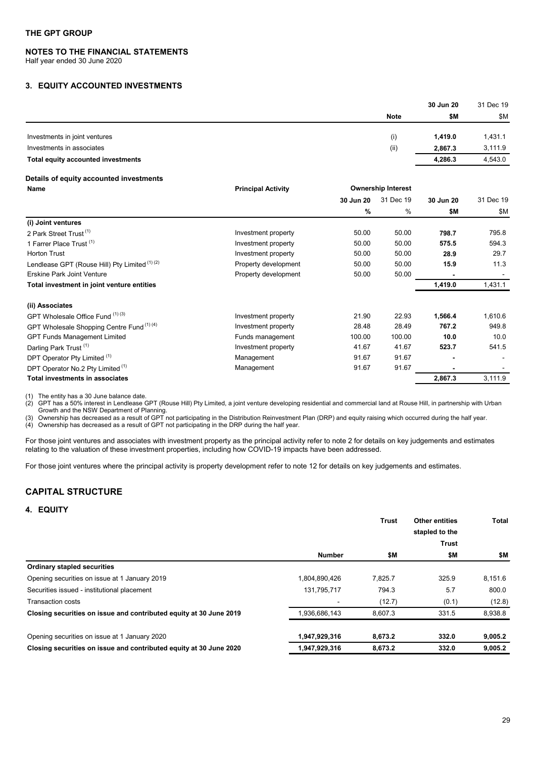**THE GPT GROUP**

**NOTES TO THE FINANCIAL STATEMENTS**
Half year ended 30 June 2020

## 3. EQUITY ACCOUNTED INVESTMENTS

| | Note | 30 Jun 20 $M | 31 Dec 19 $M |
|---|---|---|---|
| Investments in joint ventures | (i) | **1,419.0** | 1,431.1 |
| Investments in associates | (ii) | **2,867.3** | 3,111.9 |
| **Total equity accounted investments** | | **4,286.3** | 4,543.0 |

### Details of equity accounted investments

| Name | Principal Activity | Ownership Interest 30 Jun 20 % | Ownership Interest 31 Dec 19 % | 30 Jun 20 $M | 31 Dec 19 $M |
|---|---|---|---|---|---|
| **(i) Joint ventures** | | | | | |
| 2 Park Street Trust [1] | Investment property | 50.00 | 50.00 | **798.7** | 795.8 |
| 1 Farrer Place Trust [1] | Investment property | 50.00 | 50.00 | **575.5** | 594.3 |
| Horton Trust | Investment property | 50.00 | 50.00 | **28.9** | 29.7 |
| Lendlease GPT (Rouse Hill) Pty Limited [1][2] | Property development | 50.00 | 50.00 | **15.9** | 11.3 |
| Erskine Park Joint Venture | Property development | 50.00 | 50.00 | **-** | - |
| **Total investment in joint venture entities** | | | | **1,419.0** | 1,431.1 |
| **(ii) Associates** | | | | | |
| GPT Wholesale Office Fund [1][3] | Investment property | 21.90 | 22.93 | **1,566.4** | 1,610.6 |
| GPT Wholesale Shopping Centre Fund [1][4] | Investment property | 28.48 | 28.49 | **767.2** | 949.8 |
| GPT Funds Management Limited | Funds management | 100.00 | 100.00 | **10.0** | 10.0 |
| Darling Park Trust [1] | Investment property | 41.67 | 41.67 | **523.7** | 541.5 |
| DPT Operator Pty Limited [1] | Management | 91.67 | 91.67 | **-** | - |
| DPT Operator No.2 Pty Limited [1] | Management | 91.67 | 91.67 | **-** | - |
| **Total investments in associates** | | | | **2,867.3** | 3,111.9 |

(1) The entity has a 30 June balance date.
(2) GPT has a 50% interest in Lendlease GPT (Rouse Hill) Pty Limited, a joint venture developing residential and commercial land at Rouse Hill, in partnership with Urban Growth and the NSW Department of Planning.
(3) Ownership has decreased as a result of GPT not participating in the Distribution Reinvestment Plan (DRP) and equity raising which occurred during the half year.
(4) Ownership has decreased as a result of GPT not participating in the DRP during the half year.

For those joint ventures and associates with investment property as the principal activity refer to note 2 for details on key judgements and estimates relating to the valuation of these investment properties, including how COVID-19 impacts have been addressed.

For those joint ventures where the principal activity is property development refer to note 12 for details on key judgements and estimates.

# CAPITAL STRUCTURE

## 4. EQUITY

| | Number | Trust $M | Other entities stapled to the Trust $M | Total $M |
|---|---|---|---|---|
| **Ordinary stapled securities** | | | | |
| Opening securities on issue at 1 January 2019 | 1,804,890,426 | 7,825.7 | 325.9 | 8,151.6 |
| Securities issued - institutional placement | 131,795,717 | 794.3 | 5.7 | 800.0 |
| Transaction costs | - | (12.7) | (0.1) | (12.8) |
| **Closing securities on issue and contributed equity at 30 June 2019** | 1,936,686,143 | 8,607.3 | 331.5 | 8,938.8 |
| Opening securities on issue at 1 January 2020 | **1,947,929,316** | **8,673.2** | **332.0** | **9,005.2** |
| **Closing securities on issue and contributed equity at 30 June 2020** | **1,947,929,316** | **8,673.2** | **332.0** | **9,005.2** |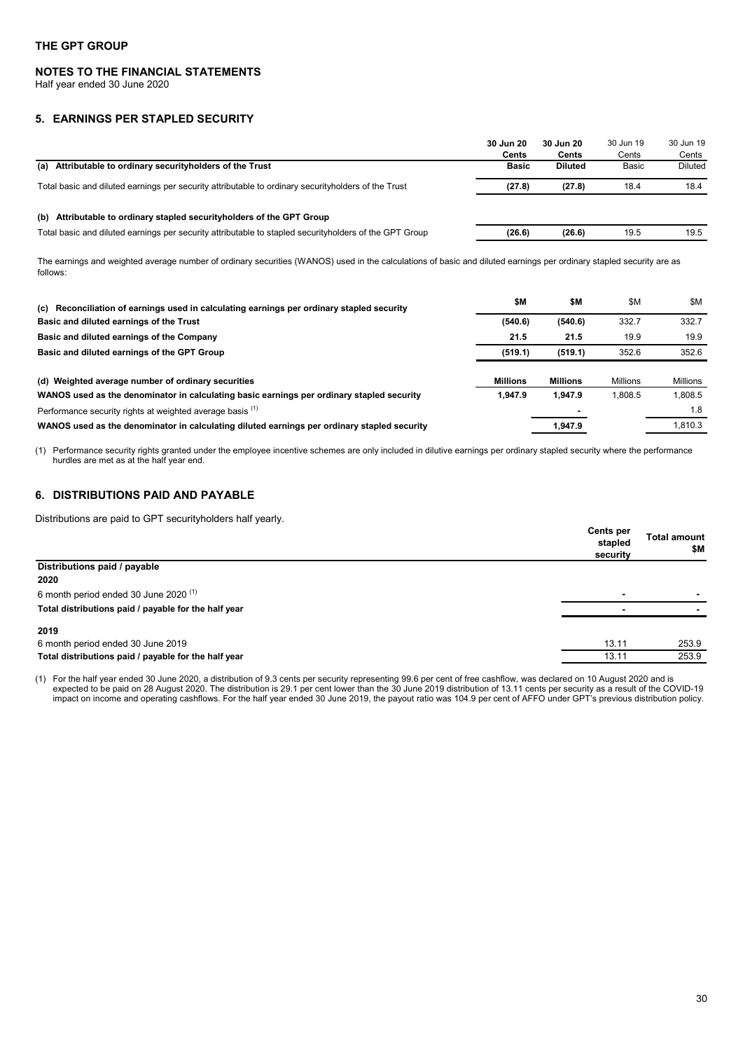## THE GPT GROUP

### NOTES TO THE FINANCIAL STATEMENTS

Half year ended 30 June 2020

### 5. EARNINGS PER STAPLED SECURITY

| | 30 Jun 20 Cents | 30 Jun 20 Cents | 30 Jun 19 Cents | 30 Jun 19 Cents |
|---|---|---|---|---|
| **(a) Attributable to ordinary securityholders of the Trust** | **Basic** | **Diluted** | Basic | Diluted |
| Total basic and diluted earnings per security attributable to ordinary securityholders of the Trust | **(27.8)** | **(27.8)** | 18.4 | 18.4 |
| **(b) Attributable to ordinary stapled securityholders of the GPT Group** | | | | |
| Total basic and diluted earnings per security attributable to stapled securityholders of the GPT Group | **(26.6)** | **(26.6)** | 19.5 | 19.5 |

The earnings and weighted average number of ordinary securities (WANOS) used in the calculations of basic and diluted earnings per ordinary stapled security are as follows:

| | | | | |
|---|---|---|---|---|
| **(c) Reconciliation of earnings used in calculating earnings per ordinary stapled security** | **$M** | **$M** | $M | $M |
| **Basic and diluted earnings of the Trust** | **(540.6)** | **(540.6)** | 332.7 | 332.7 |
| **Basic and diluted earnings of the Company** | **21.5** | **21.5** | 19.9 | 19.9 |
| **Basic and diluted earnings of the GPT Group** | **(519.1)** | **(519.1)** | 352.6 | 352.6 |
| **(d) Weighted average number of ordinary securities** | **Millions** | **Millions** | Millions | Millions |
| **WANOS used as the denominator in calculating basic earnings per ordinary stapled security** | **1,947.9** | **1,947.9** | 1,808.5 | 1,808.5 |
| Performance security rights at weighted average basis [(1)] | | **-** | | 1.8 |
| **WANOS used as the denominator in calculating diluted earnings per ordinary stapled security** | | **1,947.9** | | 1,810.3 |

(1) Performance security rights granted under the employee incentive schemes are only included in dilutive earnings per ordinary stapled security where the performance hurdles are met as at the half year end.

### 6. DISTRIBUTIONS PAID AND PAYABLE

Distributions are paid to GPT securityholders half yearly.

| | Cents per stapled security | Total amount $M |
|---|---|---|
| **Distributions paid / payable** | | |
| **2020** | | |
| 6 month period ended 30 June 2020 [(1)] | **-** | **-** |
| **Total distributions paid / payable for the half year** | **-** | **-** |
| **2019** | | |
| 6 month period ended 30 June 2019 | 13.11 | 253.9 |
| **Total distributions paid / payable for the half year** | 13.11 | 253.9 |

(1) For the half year ended 30 June 2020, a distribution of 9.3 cents per security representing 99.6 per cent of free cashflow, was declared on 10 August 2020 and is expected to be paid on 28 August 2020. The distribution is 29.1 per cent lower than the 30 June 2019 distribution of 13.11 cents per security as a result of the COVID-19 impact on income and operating cashflows. For the half year ended 30 June 2019, the payout ratio was 104.9 per cent of AFFO under GPT's previous distribution policy.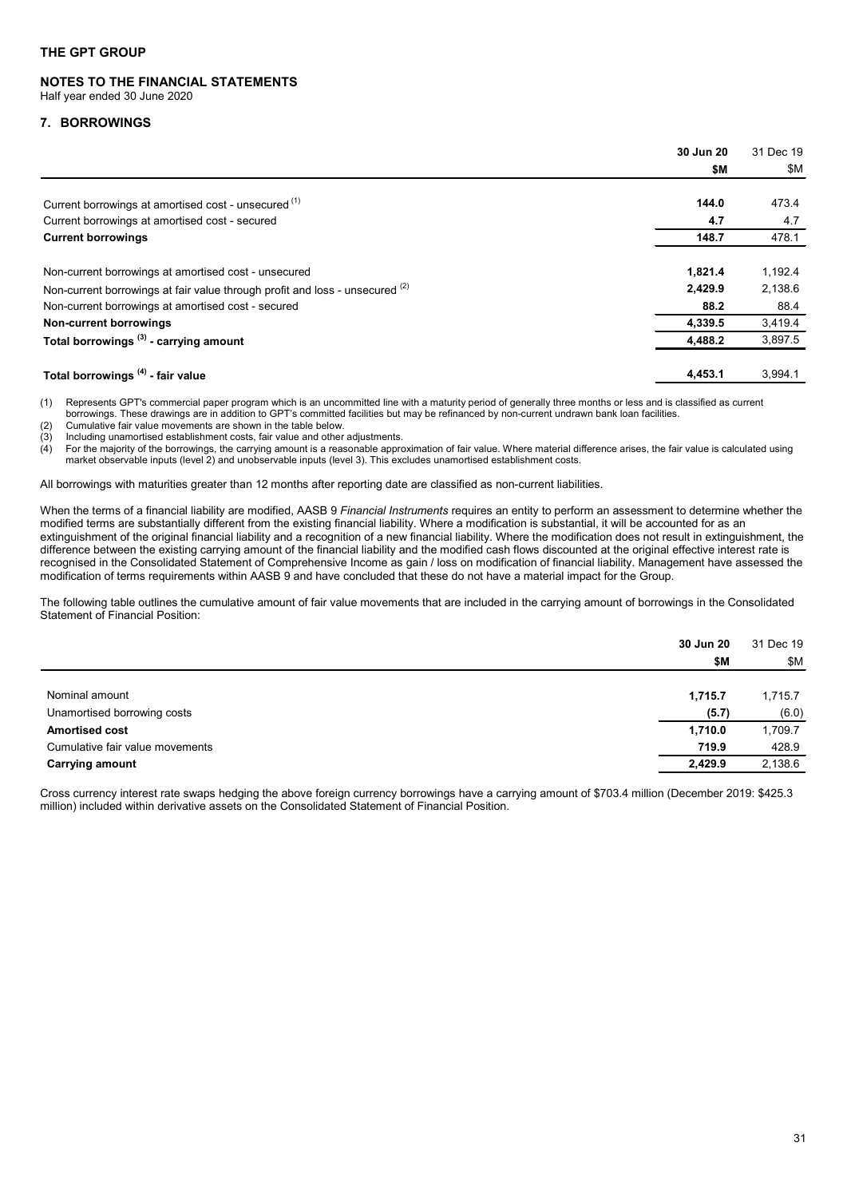THE GPT GROUP

NOTES TO THE FINANCIAL STATEMENTS

Half year ended 30 June 2020

## 7. BORROWINGS

| | **30 Jun 20** | 31 Dec 19 |
|---|---|---|
| | **$M** | $M |
| Current borrowings at amortised cost - unsecured [(1)] | **144.0** | 473.4 |
| Current borrowings at amortised cost - secured | **4.7** | 4.7 |
| **Current borrowings** | **148.7** | 478.1 |
| Non-current borrowings at amortised cost - unsecured | **1,821.4** | 1,192.4 |
| Non-current borrowings at fair value through profit and loss - unsecured [(2)] | **2,429.9** | 2,138.6 |
| Non-current borrowings at amortised cost - secured | **88.2** | 88.4 |
| **Non-current borrowings** | **4,339.5** | 3,419.4 |
| **Total borrowings [(3)] - carrying amount** | **4,488.2** | 3,897.5 |
| **Total borrowings [(4)] - fair value** | **4,453.1** | 3,994.1 |

(1) Represents GPT's commercial paper program which is an uncommitted line with a maturity period of generally three months or less and is classified as current borrowings. These drawings are in addition to GPT's committed facilities but may be refinanced by non-current undrawn bank loan facilities.

(2) Cumulative fair value movements are shown in the table below.

(3) Including unamortised establishment costs, fair value and other adjustments.

(4) For the majority of the borrowings, the carrying amount is a reasonable approximation of fair value. Where material difference arises, the fair value is calculated using market observable inputs (level 2) and unobservable inputs (level 3). This excludes unamortised establishment costs.

All borrowings with maturities greater than 12 months after reporting date are classified as non-current liabilities.

When the terms of a financial liability are modified, AASB 9 *Financial Instruments* requires an entity to perform an assessment to determine whether the modified terms are substantially different from the existing financial liability. Where a modification is substantial, it will be accounted for as an extinguishment of the original financial liability and a recognition of a new financial liability. Where the modification does not result in extinguishment, the difference between the existing carrying amount of the financial liability and the modified cash flows discounted at the original effective interest rate is recognised in the Consolidated Statement of Comprehensive Income as gain / loss on modification of financial liability. Management have assessed the modification of terms requirements within AASB 9 and have concluded that these do not have a material impact for the Group.

The following table outlines the cumulative amount of fair value movements that are included in the carrying amount of borrowings in the Consolidated Statement of Financial Position:

| | **30 Jun 20** | 31 Dec 19 |
|---|---|---|
| | **$M** | $M |
| Nominal amount | **1,715.7** | 1,715.7 |
| Unamortised borrowing costs | **(5.7)** | (6.0) |
| **Amortised cost** | **1,710.0** | 1,709.7 |
| Cumulative fair value movements | **719.9** | 428.9 |
| **Carrying amount** | **2,429.9** | 2,138.6 |

Cross currency interest rate swaps hedging the above foreign currency borrowings have a carrying amount of $703.4 million (December 2019: $425.3 million) included within derivative assets on the Consolidated Statement of Financial Position.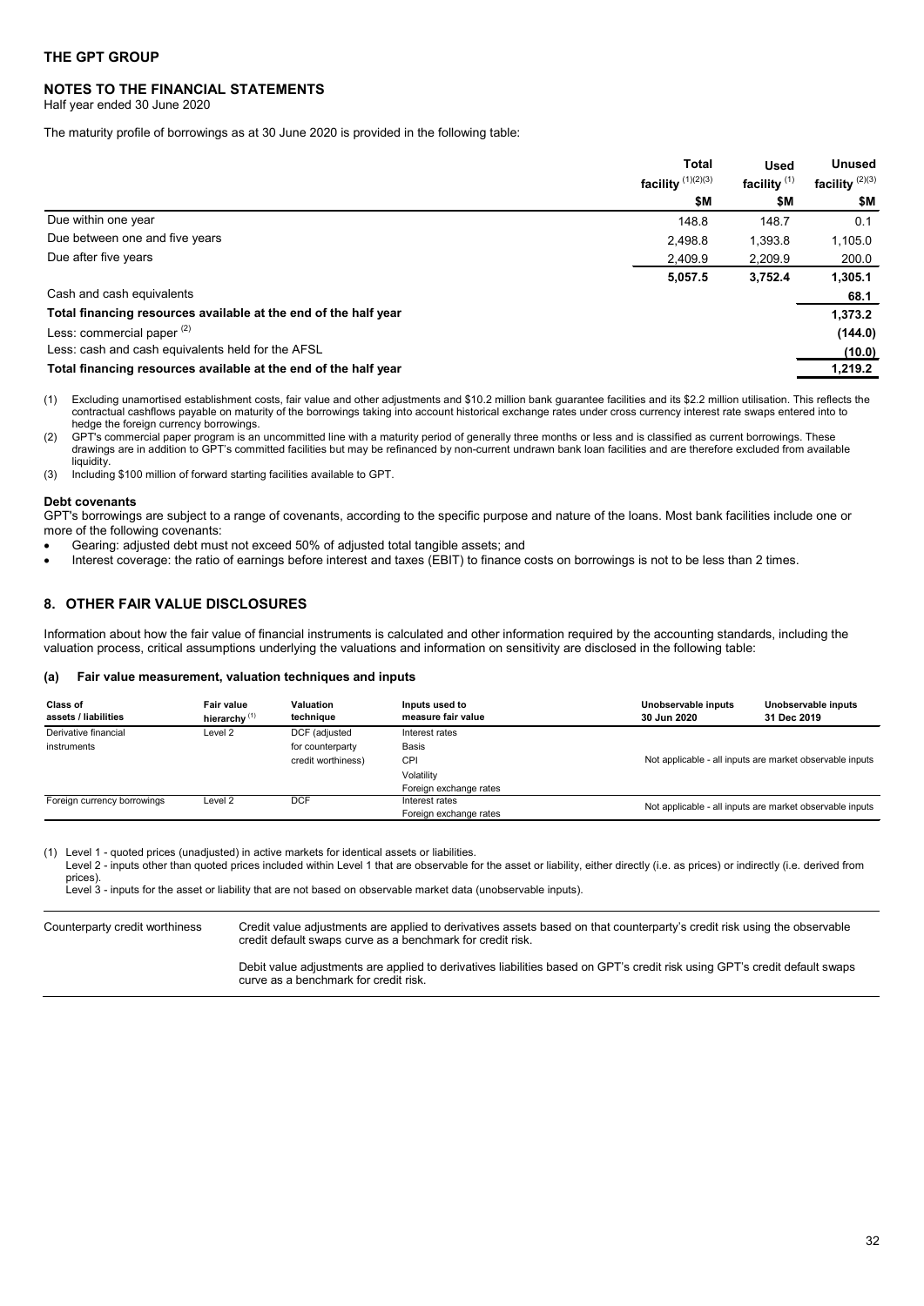# THE GPT GROUP

## NOTES TO THE FINANCIAL STATEMENTS

Half year ended 30 June 2020

The maturity profile of borrowings as at 30 June 2020 is provided in the following table:

| | Total facility [(1)(2)(3)] | Used facility [(1)] | Unused facility [(2)(3)] |
|---|---|---|---|
| | $M | $M | $M |
| Due within one year | 148.8 | 148.7 | 0.1 |
| Due between one and five years | 2,498.8 | 1,393.8 | 1,105.0 |
| Due after five years | 2,409.9 | 2,209.9 | 200.0 |
| | **5,057.5** | **3,752.4** | **1,305.1** |
| Cash and cash equivalents | | | **68.1** |
| **Total financing resources available at the end of the half year** | | | **1,373.2** |
| Less: commercial paper [(2)] | | | **(144.0)** |
| Less: cash and cash equivalents held for the AFSL | | | **(10.0)** |
| **Total financing resources available at the end of the half year** | | | **1,219.2** |

(1) Excluding unamortised establishment costs, fair value and other adjustments and $10.2 million bank guarantee facilities and its $2.2 million utilisation. This reflects the contractual cashflows payable on maturity of the borrowings taking into account historical exchange rates under cross currency interest rate swaps entered into to hedge the foreign currency borrowings.

(2) GPT's commercial paper program is an uncommitted line with a maturity period of generally three months or less and is classified as current borrowings. These drawings are in addition to GPT's committed facilities but may be refinanced by non-current undrawn bank loan facilities and are therefore excluded from available liquidity.

(3) Including $100 million of forward starting facilities available to GPT.

**Debt covenants**

GPT's borrowings are subject to a range of covenants, according to the specific purpose and nature of the loans. Most bank facilities include one or more of the following covenants:

- Gearing: adjusted debt must not exceed 50% of adjusted total tangible assets; and
- Interest coverage: the ratio of earnings before interest and taxes (EBIT) to finance costs on borrowings is not to be less than 2 times.

## 8. OTHER FAIR VALUE DISCLOSURES

Information about how the fair value of financial instruments is calculated and other information required by the accounting standards, including the valuation process, critical assumptions underlying the valuations and information on sensitivity are disclosed in the following table:

### (a) Fair value measurement, valuation techniques and inputs

| Class of assets / liabilities | Fair value hierarchy [(1)] | Valuation technique | Inputs used to measure fair value | Unobservable inputs 30 Jun 2020 | Unobservable inputs 31 Dec 2019 |
|---|---|---|---|---|---|
| Derivative financial instruments | Level 2 | DCF (adjusted for counterparty credit worthiness) | Interest rates<br>Basis<br>CPI<br>Volatility<br>Foreign exchange rates | Not applicable - all inputs are market observable inputs | |
| Foreign currency borrowings | Level 2 | DCF | Interest rates<br>Foreign exchange rates | Not applicable - all inputs are market observable inputs | |

(1) Level 1 - quoted prices (unadjusted) in active markets for identical assets or liabilities.
Level 2 - inputs other than quoted prices included within Level 1 that are observable for the asset or liability, either directly (i.e. as prices) or indirectly (i.e. derived from prices).
Level 3 - inputs for the asset or liability that are not based on observable market data (unobservable inputs).

| | |
|---|---|
| Counterparty credit worthiness | Credit value adjustments are applied to derivatives assets based on that counterparty's credit risk using the observable credit default swaps curve as a benchmark for credit risk.<br><br>Debit value adjustments are applied to derivatives liabilities based on GPT's credit risk using GPT's credit default swaps curve as a benchmark for credit risk. |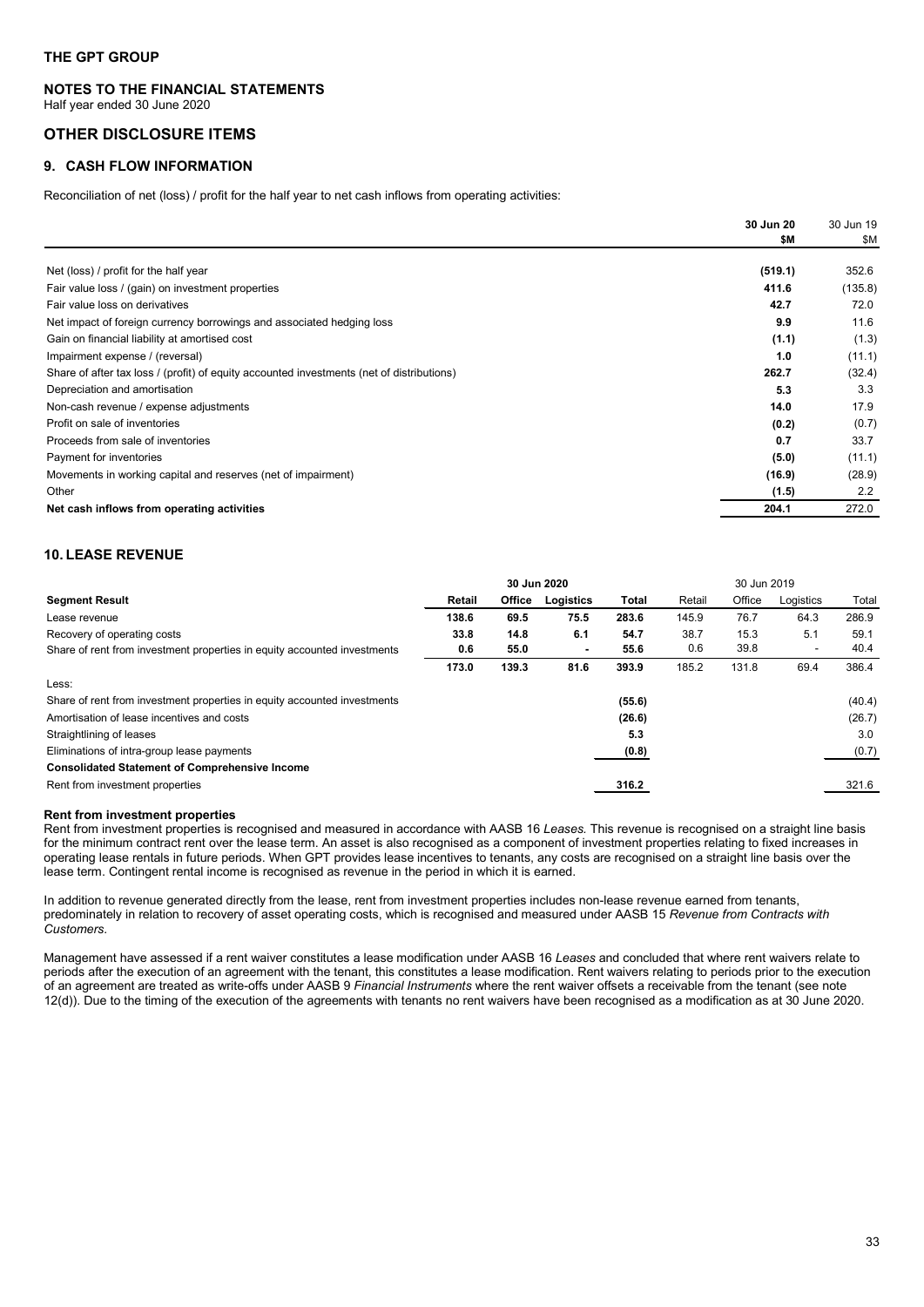# THE GPT GROUP

## NOTES TO THE FINANCIAL STATEMENTS

Half year ended 30 June 2020

## OTHER DISCLOSURE ITEMS

### 9. CASH FLOW INFORMATION

Reconciliation of net (loss) / profit for the half year to net cash inflows from operating activities:

| | 30 Jun 20 $M | 30 Jun 19 $M |
|---|---|---|
| Net (loss) / profit for the half year | (519.1) | 352.6 |
| Fair value loss / (gain) on investment properties | 411.6 | (135.8) |
| Fair value loss on derivatives | 42.7 | 72.0 |
| Net impact of foreign currency borrowings and associated hedging loss | 9.9 | 11.6 |
| Gain on financial liability at amortised cost | (1.1) | (1.3) |
| Impairment expense / (reversal) | 1.0 | (11.1) |
| Share of after tax loss / (profit) of equity accounted investments (net of distributions) | 262.7 | (32.4) |
| Depreciation and amortisation | 5.3 | 3.3 |
| Non-cash revenue / expense adjustments | 14.0 | 17.9 |
| Profit on sale of inventories | (0.2) | (0.7) |
| Proceeds from sale of inventories | 0.7 | 33.7 |
| Payment for inventories | (5.0) | (11.1) |
| Movements in working capital and reserves (net of impairment) | (16.9) | (28.9) |
| Other | (1.5) | 2.2 |
| **Net cash inflows from operating activities** | **204.1** | **272.0** |

### 10. LEASE REVENUE

| | 30 Jun 2020 | | | | 30 Jun 2019 | | | |
|---|---|---|---|---|---|---|---|---|
| **Segment Result** | **Retail** | **Office** | **Logistics** | **Total** | Retail | Office | Logistics | Total |
| Lease revenue | 138.6 | 69.5 | 75.5 | 283.6 | 145.9 | 76.7 | 64.3 | 286.9 |
| Recovery of operating costs | 33.8 | 14.8 | 6.1 | 54.7 | 38.7 | 15.3 | 5.1 | 59.1 |
| Share of rent from investment properties in equity accounted investments | 0.6 | 55.0 | - | 55.6 | 0.6 | 39.8 | - | 40.4 |
| | **173.0** | **139.3** | **81.6** | **393.9** | 185.2 | 131.8 | 69.4 | 386.4 |
| Less: | | | | | | | | |
| Share of rent from investment properties in equity accounted investments | | | | (55.6) | | | | (40.4) |
| Amortisation of lease incentives and costs | | | | (26.6) | | | | (26.7) |
| Straightlining of leases | | | | 5.3 | | | | 3.0 |
| Eliminations of intra-group lease payments | | | | (0.8) | | | | (0.7) |
| **Consolidated Statement of Comprehensive Income** | | | | | | | | |
| Rent from investment properties | | | | 316.2 | | | | 321.6 |

**Rent from investment properties**

Rent from investment properties is recognised and measured in accordance with AASB 16 *Leases.* This revenue is recognised on a straight line basis for the minimum contract rent over the lease term. An asset is also recognised as a component of investment properties relating to fixed increases in operating lease rentals in future periods. When GPT provides lease incentives to tenants, any costs are recognised on a straight line basis over the lease term. Contingent rental income is recognised as revenue in the period in which it is earned.

In addition to revenue generated directly from the lease, rent from investment properties includes non-lease revenue earned from tenants, predominately in relation to recovery of asset operating costs, which is recognised and measured under AASB 15 *Revenue from Contracts with Customers*.

Management have assessed if a rent waiver constitutes a lease modification under AASB 16 *Leases* and concluded that where rent waivers relate to periods after the execution of an agreement with the tenant, this constitutes a lease modification. Rent waivers relating to periods prior to the execution of an agreement are treated as write-offs under AASB 9 *Financial Instruments* where the rent waiver offsets a receivable from the tenant (see note 12(d)). Due to the timing of the execution of the agreements with tenants no rent waivers have been recognised as a modification as at 30 June 2020.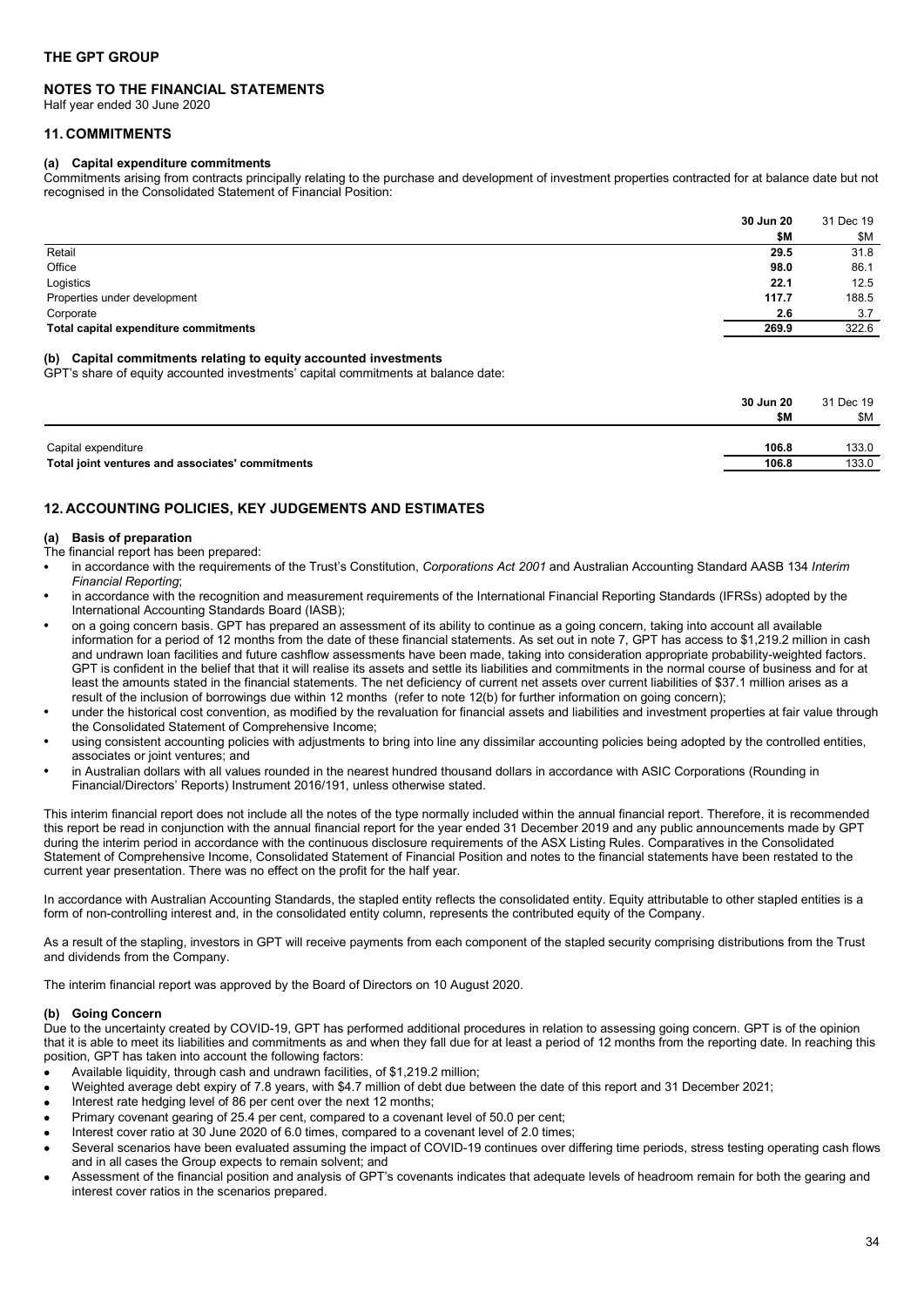## THE GPT GROUP

### NOTES TO THE FINANCIAL STATEMENTS

Half year ended 30 June 2020

## 11. COMMITMENTS

### (a) Capital expenditure commitments

Commitments arising from contracts principally relating to the purchase and development of investment properties contracted for at balance date but not recognised in the Consolidated Statement of Financial Position:

| | 30 Jun 20 | 31 Dec 19 |
|---|---|---|
| | $M | $M |
| Retail | 29.5 | 31.8 |
| Office | 98.0 | 86.1 |
| Logistics | 22.1 | 12.5 |
| Properties under development | 117.7 | 188.5 |
| Corporate | 2.6 | 3.7 |
| **Total capital expenditure commitments** | **269.9** | 322.6 |

### (b) Capital commitments relating to equity accounted investments

GPT's share of equity accounted investments' capital commitments at balance date:

| | 30 Jun 20 | 31 Dec 19 |
|---|---|---|
| | $M | $M |
| Capital expenditure | 106.8 | 133.0 |
| **Total joint ventures and associates' commitments** | **106.8** | 133.0 |

## 12. ACCOUNTING POLICIES, KEY JUDGEMENTS AND ESTIMATES

### (a) Basis of preparation

The financial report has been prepared:

- in accordance with the requirements of the Trust's Constitution, *Corporations Act 2001* and Australian Accounting Standard AASB 134 *Interim Financial Reporting*;
- in accordance with the recognition and measurement requirements of the International Financial Reporting Standards (IFRSs) adopted by the International Accounting Standards Board (IASB);
- on a going concern basis. GPT has prepared an assessment of its ability to continue as a going concern, taking into account all available information for a period of 12 months from the date of these financial statements. As set out in note 7, GPT has access to $1,219.2 million in cash and undrawn loan facilities and future cashflow assessments have been made, taking into consideration appropriate probability-weighted factors. GPT is confident in the belief that that it will realise its assets and settle its liabilities and commitments in the normal course of business and for at least the amounts stated in the financial statements. The net deficiency of current net assets over current liabilities of $37.1 million arises as a result of the inclusion of borrowings due within 12 months (refer to note 12(b) for further information on going concern);
- under the historical cost convention, as modified by the revaluation for financial assets and liabilities and investment properties at fair value through the Consolidated Statement of Comprehensive Income;
- using consistent accounting policies with adjustments to bring into line any dissimilar accounting policies being adopted by the controlled entities, associates or joint ventures; and
- in Australian dollars with all values rounded in the nearest hundred thousand dollars in accordance with ASIC Corporations (Rounding in Financial/Directors' Reports) Instrument 2016/191, unless otherwise stated.

This interim financial report does not include all the notes of the type normally included within the annual financial report. Therefore, it is recommended this report be read in conjunction with the annual financial report for the year ended 31 December 2019 and any public announcements made by GPT during the interim period in accordance with the continuous disclosure requirements of the ASX Listing Rules. Comparatives in the Consolidated Statement of Comprehensive Income, Consolidated Statement of Financial Position and notes to the financial statements have been restated to the current year presentation. There was no effect on the profit for the half year.

In accordance with Australian Accounting Standards, the stapled entity reflects the consolidated entity. Equity attributable to other stapled entities is a form of non-controlling interest and, in the consolidated entity column, represents the contributed equity of the Company.

As a result of the stapling, investors in GPT will receive payments from each component of the stapled security comprising distributions from the Trust and dividends from the Company.

The interim financial report was approved by the Board of Directors on 10 August 2020.

### (b) Going Concern

Due to the uncertainty created by COVID-19, GPT has performed additional procedures in relation to assessing going concern. GPT is of the opinion that it is able to meet its liabilities and commitments as and when they fall due for at least a period of 12 months from the reporting date. In reaching this position, GPT has taken into account the following factors:

- Available liquidity, through cash and undrawn facilities, of $1,219.2 million;
- Weighted average debt expiry of 7.8 years, with $4.7 million of debt due between the date of this report and 31 December 2021;
- Interest rate hedging level of 86 per cent over the next 12 months;
- Primary covenant gearing of 25.4 per cent, compared to a covenant level of 50.0 per cent;
- Interest cover ratio at 30 June 2020 of 6.0 times, compared to a covenant level of 2.0 times;
- Several scenarios have been evaluated assuming the impact of COVID-19 continues over differing time periods, stress testing operating cash flows and in all cases the Group expects to remain solvent; and
- Assessment of the financial position and analysis of GPT's covenants indicates that adequate levels of headroom remain for both the gearing and interest cover ratios in the scenarios prepared.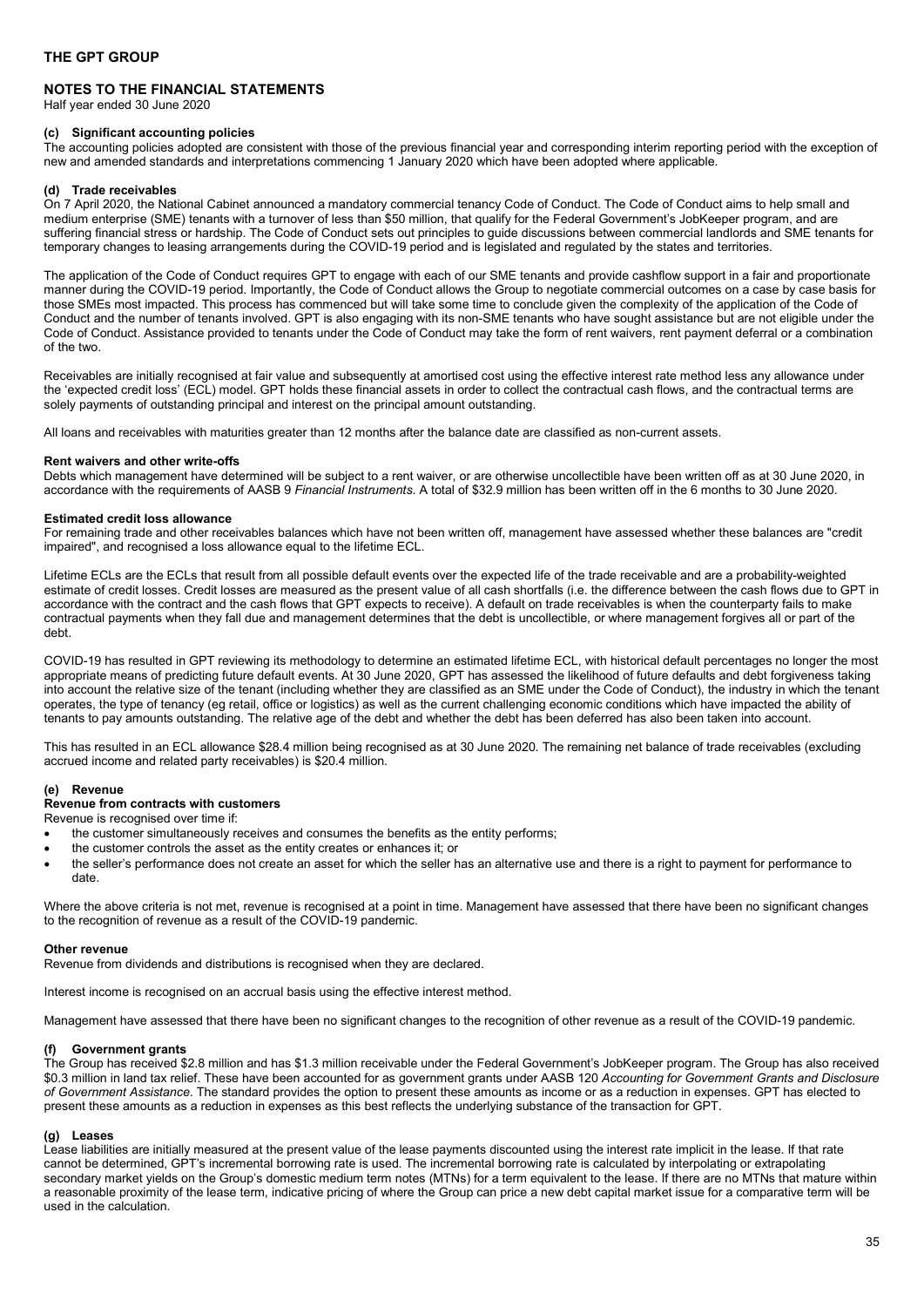# THE GPT GROUP

## NOTES TO THE FINANCIAL STATEMENTS

Half year ended 30 June 2020

### (c) Significant accounting policies

The accounting policies adopted are consistent with those of the previous financial year and corresponding interim reporting period with the exception of new and amended standards and interpretations commencing 1 January 2020 which have been adopted where applicable.

### (d) Trade receivables

On 7 April 2020, the National Cabinet announced a mandatory commercial tenancy Code of Conduct. The Code of Conduct aims to help small and medium enterprise (SME) tenants with a turnover of less than $50 million, that qualify for the Federal Government's JobKeeper program, and are suffering financial stress or hardship. The Code of Conduct sets out principles to guide discussions between commercial landlords and SME tenants for temporary changes to leasing arrangements during the COVID-19 period and is legislated and regulated by the states and territories.

The application of the Code of Conduct requires GPT to engage with each of our SME tenants and provide cashflow support in a fair and proportionate manner during the COVID-19 period. Importantly, the Code of Conduct allows the Group to negotiate commercial outcomes on a case by case basis for those SMEs most impacted. This process has commenced but will take some time to conclude given the complexity of the application of the Code of Conduct and the number of tenants involved. GPT is also engaging with its non-SME tenants who have sought assistance but are not eligible under the Code of Conduct. Assistance provided to tenants under the Code of Conduct may take the form of rent waivers, rent payment deferral or a combination of the two.

Receivables are initially recognised at fair value and subsequently at amortised cost using the effective interest rate method less any allowance under the 'expected credit loss' (ECL) model. GPT holds these financial assets in order to collect the contractual cash flows, and the contractual terms are solely payments of outstanding principal and interest on the principal amount outstanding.

All loans and receivables with maturities greater than 12 months after the balance date are classified as non-current assets.

**Rent waivers and other write-offs**

Debts which management have determined will be subject to a rent waiver, or are otherwise uncollectible have been written off as at 30 June 2020, in accordance with the requirements of AASB 9 *Financial Instruments*. A total of $32.9 million has been written off in the 6 months to 30 June 2020.

**Estimated credit loss allowance**

For remaining trade and other receivables balances which have not been written off, management have assessed whether these balances are "credit impaired", and recognised a loss allowance equal to the lifetime ECL.

Lifetime ECLs are the ECLs that result from all possible default events over the expected life of the trade receivable and are a probability-weighted estimate of credit losses. Credit losses are measured as the present value of all cash shortfalls (i.e. the difference between the cash flows due to GPT in accordance with the contract and the cash flows that GPT expects to receive). A default on trade receivables is when the counterparty fails to make contractual payments when they fall due and management determines that the debt is uncollectible, or where management forgives all or part of the debt.

COVID-19 has resulted in GPT reviewing its methodology to determine an estimated lifetime ECL, with historical default percentages no longer the most appropriate means of predicting future default events. At 30 June 2020, GPT has assessed the likelihood of future defaults and debt forgiveness taking into account the relative size of the tenant (including whether they are classified as an SME under the Code of Conduct), the industry in which the tenant operates, the type of tenancy (eg retail, office or logistics) as well as the current challenging economic conditions which have impacted the ability of tenants to pay amounts outstanding. The relative age of the debt and whether the debt has been deferred has also been taken into account.

This has resulted in an ECL allowance $28.4 million being recognised as at 30 June 2020. The remaining net balance of trade receivables (excluding accrued income and related party receivables) is $20.4 million.

### (e) Revenue

**Revenue from contracts with customers**

Revenue is recognised over time if:

- the customer simultaneously receives and consumes the benefits as the entity performs;
- the customer controls the asset as the entity creates or enhances it; or
- the seller's performance does not create an asset for which the seller has an alternative use and there is a right to payment for performance to date.

Where the above criteria is not met, revenue is recognised at a point in time. Management have assessed that there have been no significant changes to the recognition of revenue as a result of the COVID-19 pandemic.

**Other revenue**

Revenue from dividends and distributions is recognised when they are declared.

Interest income is recognised on an accrual basis using the effective interest method.

Management have assessed that there have been no significant changes to the recognition of other revenue as a result of the COVID-19 pandemic.

### (f) Government grants

The Group has received $2.8 million and has $1.3 million receivable under the Federal Government's JobKeeper program. The Group has also received $0.3 million in land tax relief. These have been accounted for as government grants under AASB 120 *Accounting for Government Grants and Disclosure of Government Assistance*. The standard provides the option to present these amounts as income or as a reduction in expenses. GPT has elected to present these amounts as a reduction in expenses as this best reflects the underlying substance of the transaction for GPT.

### (g) Leases

Lease liabilities are initially measured at the present value of the lease payments discounted using the interest rate implicit in the lease. If that rate cannot be determined, GPT's incremental borrowing rate is used. The incremental borrowing rate is calculated by interpolating or extrapolating secondary market yields on the Group's domestic medium term notes (MTNs) for a term equivalent to the lease. If there are no MTNs that mature within a reasonable proximity of the lease term, indicative pricing of where the Group can price a new debt capital market issue for a comparative term will be used in the calculation.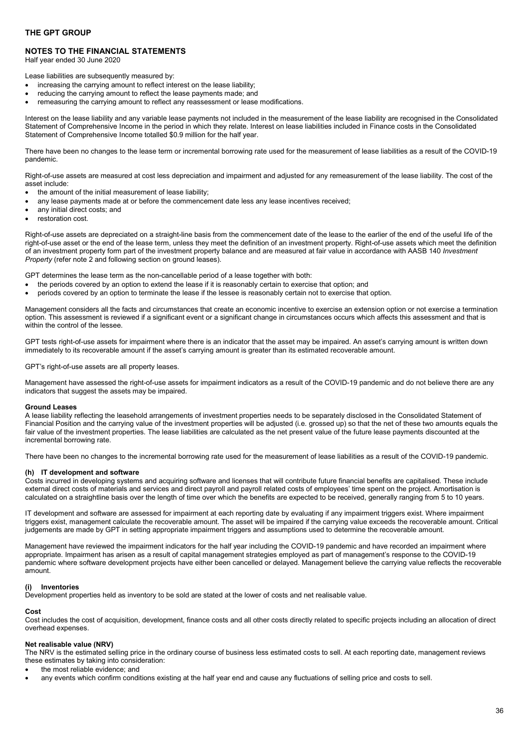Lease liabilities are subsequently measured by:

- increasing the carrying amount to reflect interest on the lease liability;
- reducing the carrying amount to reflect the lease payments made; and
- remeasuring the carrying amount to reflect any reassessment or lease modifications.

Interest on the lease liability and any variable lease payments not included in the measurement of the lease liability are recognised in the Consolidated Statement of Comprehensive Income in the period in which they relate. Interest on lease liabilities included in Finance costs in the Consolidated Statement of Comprehensive Income totalled $0.9 million for the half year.

There have been no changes to the lease term or incremental borrowing rate used for the measurement of lease liabilities as a result of the COVID-19 pandemic.

Right-of-use assets are measured at cost less depreciation and impairment and adjusted for any remeasurement of the lease liability. The cost of the asset include:

- the amount of the initial measurement of lease liability;
- any lease payments made at or before the commencement date less any lease incentives received;
- any initial direct costs; and
- restoration cost.

Right-of-use assets are depreciated on a straight-line basis from the commencement date of the lease to the earlier of the end of the useful life of the right-of-use asset or the end of the lease term, unless they meet the definition of an investment property. Right-of-use assets which meet the definition of an investment property form part of the investment property balance and are measured at fair value in accordance with AASB 140 *Investment Property* (refer note 2 and following section on ground leases).

GPT determines the lease term as the non-cancellable period of a lease together with both:

- the periods covered by an option to extend the lease if it is reasonably certain to exercise that option; and
- periods covered by an option to terminate the lease if the lessee is reasonably certain not to exercise that option.

Management considers all the facts and circumstances that create an economic incentive to exercise an extension option or not exercise a termination option. This assessment is reviewed if a significant event or a significant change in circumstances occurs which affects this assessment and that is within the control of the lessee.

GPT tests right-of-use assets for impairment where there is an indicator that the asset may be impaired. An asset's carrying amount is written down immediately to its recoverable amount if the asset's carrying amount is greater than its estimated recoverable amount.

GPT's right-of-use assets are all property leases.

Management have assessed the right-of-use assets for impairment indicators as a result of the COVID-19 pandemic and do not believe there are any indicators that suggest the assets may be impaired.

**Ground Leases**

A lease liability reflecting the leasehold arrangements of investment properties needs to be separately disclosed in the Consolidated Statement of Financial Position and the carrying value of the investment properties will be adjusted (i.e. grossed up) so that the net of these two amounts equals the fair value of the investment properties. The lease liabilities are calculated as the net present value of the future lease payments discounted at the incremental borrowing rate.

There have been no changes to the incremental borrowing rate used for the measurement of lease liabilities as a result of the COVID-19 pandemic.

#### (h) IT development and software

Costs incurred in developing systems and acquiring software and licenses that will contribute future financial benefits are capitalised. These include external direct costs of materials and services and direct payroll and payroll related costs of employees' time spent on the project. Amortisation is calculated on a straightline basis over the length of time over which the benefits are expected to be received, generally ranging from 5 to 10 years.

IT development and software are assessed for impairment at each reporting date by evaluating if any impairment triggers exist. Where impairment triggers exist, management calculate the recoverable amount. The asset will be impaired if the carrying value exceeds the recoverable amount. Critical judgements are made by GPT in setting appropriate impairment triggers and assumptions used to determine the recoverable amount.

Management have reviewed the impairment indicators for the half year including the COVID-19 pandemic and have recorded an impairment where appropriate. Impairment has arisen as a result of capital management strategies employed as part of management's response to the COVID-19 pandemic where software development projects have either been cancelled or delayed. Management believe the carrying value reflects the recoverable amount.

#### (i) Inventories

Development properties held as inventory to be sold are stated at the lower of costs and net realisable value.

**Cost**

Cost includes the cost of acquisition, development, finance costs and all other costs directly related to specific projects including an allocation of direct overhead expenses.

**Net realisable value (NRV)**

The NRV is the estimated selling price in the ordinary course of business less estimated costs to sell. At each reporting date, management reviews these estimates by taking into consideration:

- the most reliable evidence; and
- any events which confirm conditions existing at the half year end and cause any fluctuations of selling price and costs to sell.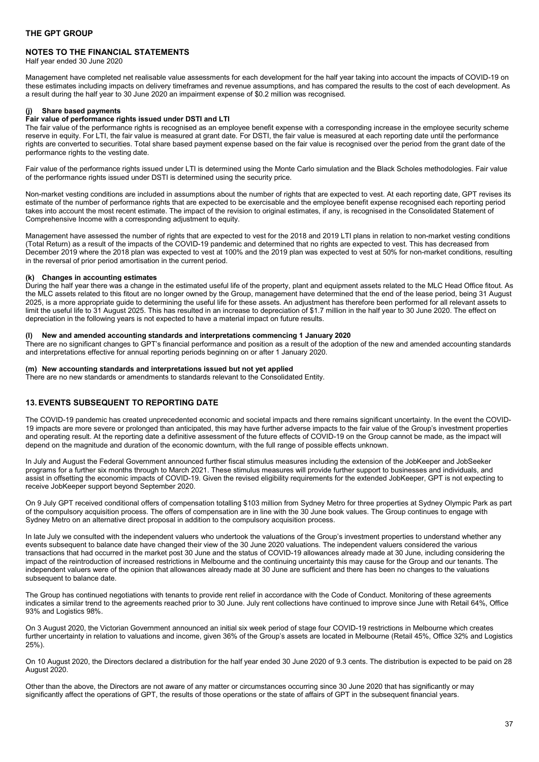Management have completed net realisable value assessments for each development for the half year taking into account the impacts of COVID-19 on these estimates including impacts on delivery timeframes and revenue assumptions, and has compared the results to the cost of each development. As a result during the half year to 30 June 2020 an impairment expense of $0.2 million was recognised.

#### (j) Share based payments

**Fair value of performance rights issued under DSTI and LTI**

The fair value of the performance rights is recognised as an employee benefit expense with a corresponding increase in the employee security scheme reserve in equity. For LTI, the fair value is measured at grant date. For DSTI, the fair value is measured at each reporting date until the performance rights are converted to securities. Total share based payment expense based on the fair value is recognised over the period from the grant date of the performance rights to the vesting date.

Fair value of the performance rights issued under LTI is determined using the Monte Carlo simulation and the Black Scholes methodologies. Fair value of the performance rights issued under DSTI is determined using the security price.

Non-market vesting conditions are included in assumptions about the number of rights that are expected to vest. At each reporting date, GPT revises its estimate of the number of performance rights that are expected to be exercisable and the employee benefit expense recognised each reporting period takes into account the most recent estimate. The impact of the revision to original estimates, if any, is recognised in the Consolidated Statement of Comprehensive Income with a corresponding adjustment to equity.

Management have assessed the number of rights that are expected to vest for the 2018 and 2019 LTI plans in relation to non-market vesting conditions (Total Return) as a result of the impacts of the COVID-19 pandemic and determined that no rights are expected to vest. This has decreased from December 2019 where the 2018 plan was expected to vest at 100% and the 2019 plan was expected to vest at 50% for non-market conditions, resulting in the reversal of prior period amortisation in the current period.

#### (k) Changes in accounting estimates

During the half year there was a change in the estimated useful life of the property, plant and equipment assets related to the MLC Head Office fitout. As the MLC assets related to this fitout are no longer owned by the Group, management have determined that the end of the lease period, being 31 August 2025, is a more appropriate guide to determining the useful life for these assets. An adjustment has therefore been performed for all relevant assets to limit the useful life to 31 August 2025. This has resulted in an increase to depreciation of $1.7 million in the half year to 30 June 2020. The effect on depreciation in the following years is not expected to have a material impact on future results.

#### (l) New and amended accounting standards and interpretations commencing 1 January 2020

There are no significant changes to GPT's financial performance and position as a result of the adoption of the new and amended accounting standards and interpretations effective for annual reporting periods beginning on or after 1 January 2020.

#### (m) New accounting standards and interpretations issued but not yet applied

There are no new standards or amendments to standards relevant to the Consolidated Entity.

## 13. EVENTS SUBSEQUENT TO REPORTING DATE

The COVID-19 pandemic has created unprecedented economic and societal impacts and there remains significant uncertainty. In the event the COVID-19 impacts are more severe or prolonged than anticipated, this may have further adverse impacts to the fair value of the Group's investment properties and operating result. At the reporting date a definitive assessment of the future effects of COVID-19 on the Group cannot be made, as the impact will depend on the magnitude and duration of the economic downturn, with the full range of possible effects unknown.

In July and August the Federal Government announced further fiscal stimulus measures including the extension of the JobKeeper and JobSeeker programs for a further six months through to March 2021. These stimulus measures will provide further support to businesses and individuals, and assist in offsetting the economic impacts of COVID-19. Given the revised eligibility requirements for the extended JobKeeper, GPT is not expecting to receive JobKeeper support beyond September 2020.

On 9 July GPT received conditional offers of compensation totalling $103 million from Sydney Metro for three properties at Sydney Olympic Park as part of the compulsory acquisition process. The offers of compensation are in line with the 30 June book values. The Group continues to engage with Sydney Metro on an alternative direct proposal in addition to the compulsory acquisition process.

In late July we consulted with the independent valuers who undertook the valuations of the Group's investment properties to understand whether any events subsequent to balance date have changed their view of the 30 June 2020 valuations. The independent valuers considered the various transactions that had occurred in the market post 30 June and the status of COVID-19 allowances already made at 30 June, including considering the impact of the reintroduction of increased restrictions in Melbourne and the continuing uncertainty this may cause for the Group and our tenants. The independent valuers were of the opinion that allowances already made at 30 June are sufficient and there has been no changes to the valuations subsequent to balance date.

The Group has continued negotiations with tenants to provide rent relief in accordance with the Code of Conduct. Monitoring of these agreements indicates a similar trend to the agreements reached prior to 30 June. July rent collections have continued to improve since June with Retail 64%, Office 93% and Logistics 98%.

On 3 August 2020, the Victorian Government announced an initial six week period of stage four COVID-19 restrictions in Melbourne which creates further uncertainty in relation to valuations and income, given 36% of the Group's assets are located in Melbourne (Retail 45%, Office 32% and Logistics 25%).

On 10 August 2020, the Directors declared a distribution for the half year ended 30 June 2020 of 9.3 cents. The distribution is expected to be paid on 28 August 2020.

Other than the above, the Directors are not aware of any matter or circumstances occurring since 30 June 2020 that has significantly or may significantly affect the operations of GPT, the results of those operations or the state of affairs of GPT in the subsequent financial years.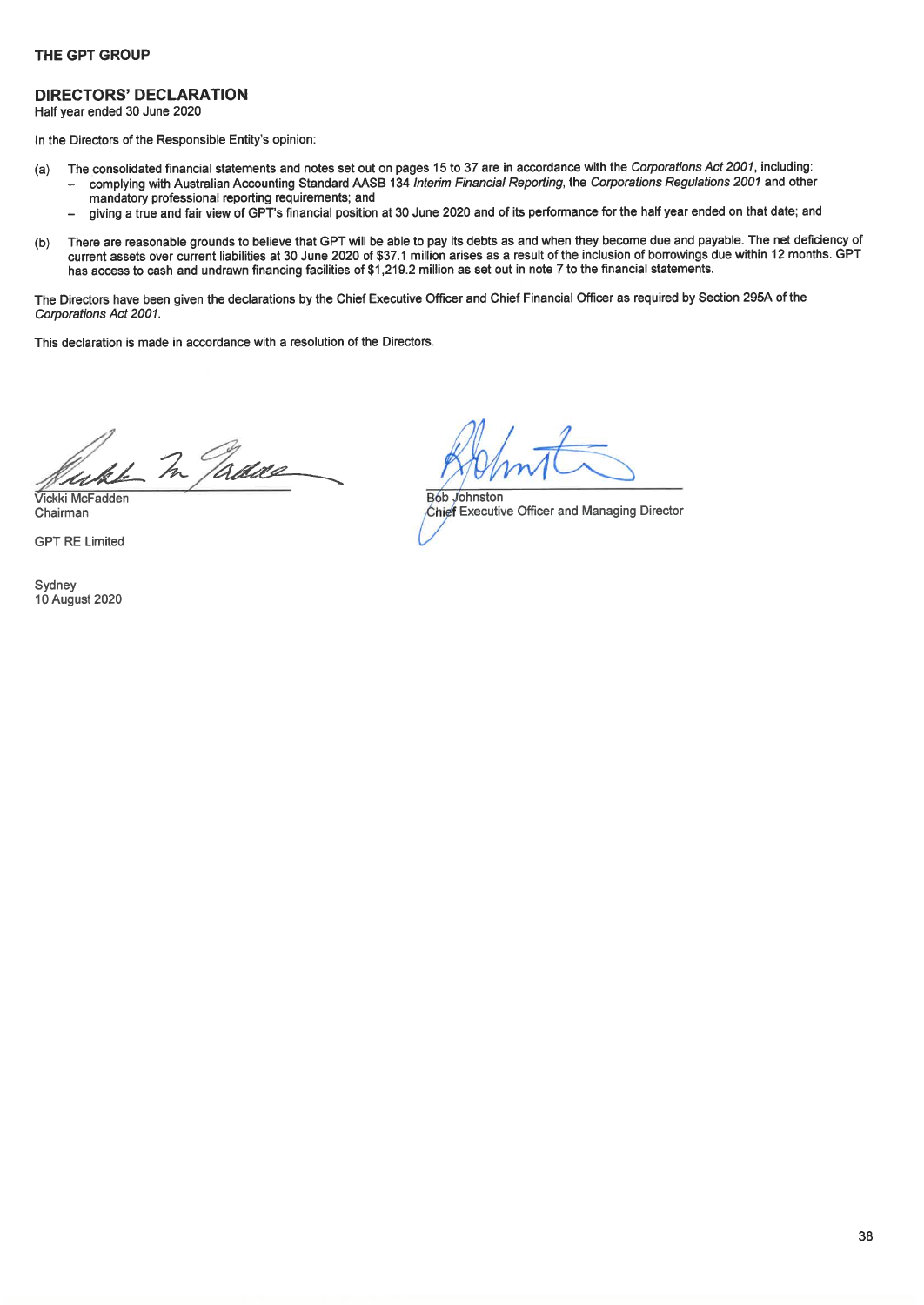**THE GPT GROUP**

## DIRECTORS' DECLARATION

Half year ended 30 June 2020

In the Directors of the Responsible Entity's opinion:

(a) The consolidated financial statements and notes set out on pages 15 to 37 are in accordance with the *Corporations Act 2001*, including:
   - complying with Australian Accounting Standard AASB 134 *Interim Financial Reporting*, the *Corporations Regulations 2001* and other mandatory professional reporting requirements; and
   - giving a true and fair view of GPT's financial position at 30 June 2020 and of its performance for the half year ended on that date; and

(b) There are reasonable grounds to believe that GPT will be able to pay its debts as and when they become due and payable. The net deficiency of current assets over current liabilities at 30 June 2020 of $37.1 million arises as a result of the inclusion of borrowings due within 12 months. GPT has access to cash and undrawn financing facilities of $1,219.2 million as set out in note 7 to the financial statements.

The Directors have been given the declarations by the Chief Executive Officer and Chief Financial Officer as required by Section 295A of the *Corporations Act 2001*.

This declaration is made in accordance with a resolution of the Directors.

Vickki McFadden
Chairman

GPT RE Limited

Bob Johnston
Chief Executive Officer and Managing Director

Sydney
10 August 2020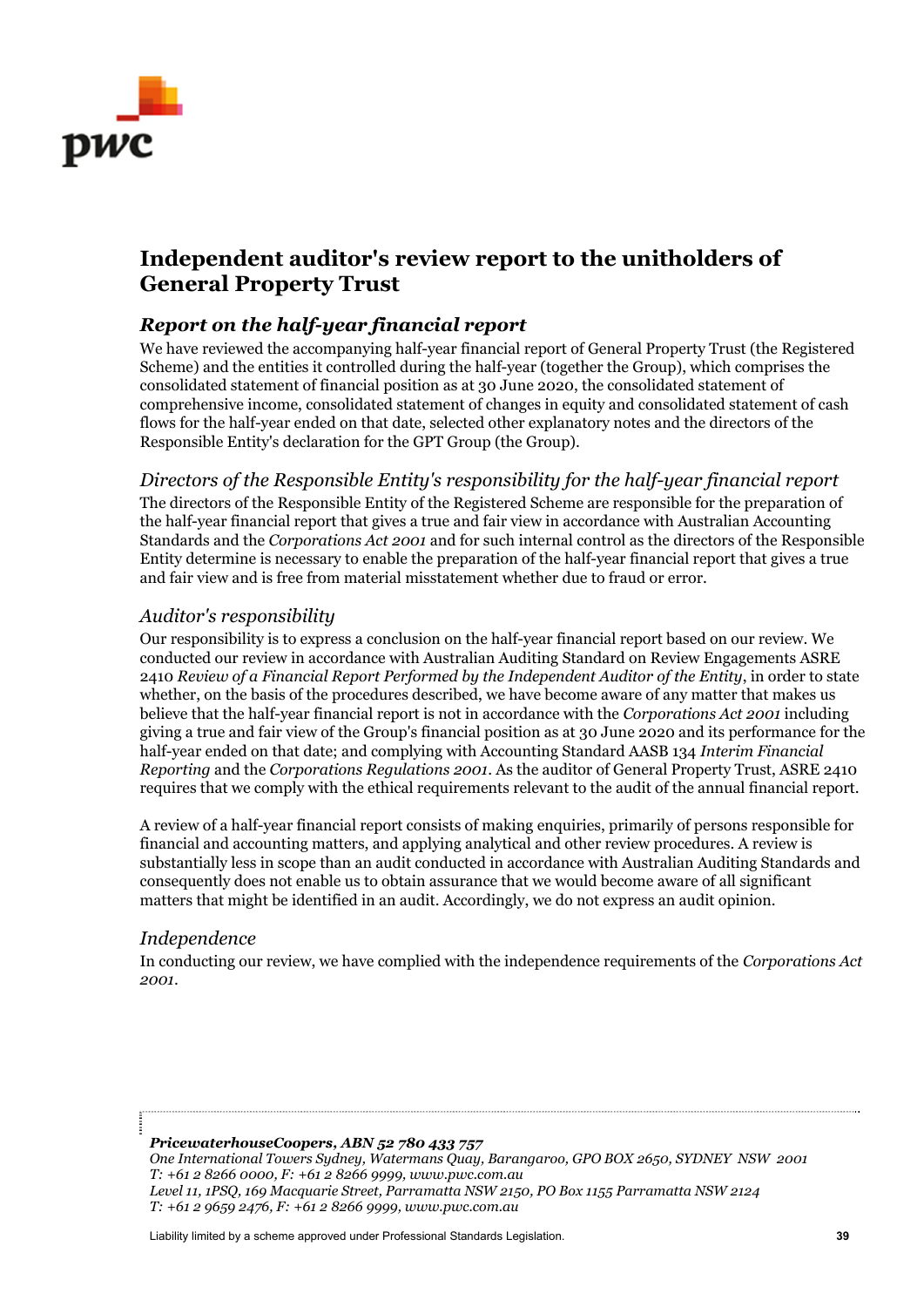# Independent auditor's review report to the unitholders of General Property Trust

## *Report on the half-year financial report*

We have reviewed the accompanying half-year financial report of General Property Trust (the Registered Scheme) and the entities it controlled during the half-year (together the Group), which comprises the consolidated statement of financial position as at 30 June 2020, the consolidated statement of comprehensive income, consolidated statement of changes in equity and consolidated statement of cash flows for the half-year ended on that date, selected other explanatory notes and the directors of the Responsible Entity's declaration for the GPT Group (the Group).

### *Directors of the Responsible Entity's responsibility for the half-year financial report*

The directors of the Responsible Entity of the Registered Scheme are responsible for the preparation of the half-year financial report that gives a true and fair view in accordance with Australian Accounting Standards and the *Corporations Act 2001* and for such internal control as the directors of the Responsible Entity determine is necessary to enable the preparation of the half-year financial report that gives a true and fair view and is free from material misstatement whether due to fraud or error.

### *Auditor's responsibility*

Our responsibility is to express a conclusion on the half-year financial report based on our review. We conducted our review in accordance with Australian Auditing Standard on Review Engagements ASRE 2410 *Review of a Financial Report Performed by the Independent Auditor of the Entity*, in order to state whether, on the basis of the procedures described, we have become aware of any matter that makes us believe that the half-year financial report is not in accordance with the *Corporations Act 2001* including giving a true and fair view of the Group's financial position as at 30 June 2020 and its performance for the half-year ended on that date; and complying with Accounting Standard AASB 134 *Interim Financial Reporting* and the *Corporations Regulations 2001*. As the auditor of General Property Trust, ASRE 2410 requires that we comply with the ethical requirements relevant to the audit of the annual financial report.

A review of a half-year financial report consists of making enquiries, primarily of persons responsible for financial and accounting matters, and applying analytical and other review procedures. A review is substantially less in scope than an audit conducted in accordance with Australian Auditing Standards and consequently does not enable us to obtain assurance that we would become aware of all significant matters that might be identified in an audit. Accordingly, we do not express an audit opinion.

### *Independence*

In conducting our review, we have complied with the independence requirements of the *Corporations Act 2001*.

***PricewaterhouseCoopers, ABN 52 780 433 757***
*One International Towers Sydney, Watermans Quay, Barangaroo, GPO BOX 2650, SYDNEY NSW 2001*
*T: +61 2 8266 0000, F: +61 2 8266 9999, www.pwc.com.au*
*Level 11, 1PSQ, 169 Macquarie Street, Parramatta NSW 2150, PO Box 1155 Parramatta NSW 2124*
*T: +61 2 9659 2476, F: +61 2 8266 9999, www.pwc.com.au*

Liability limited by a scheme approved under Professional Standards Legislation.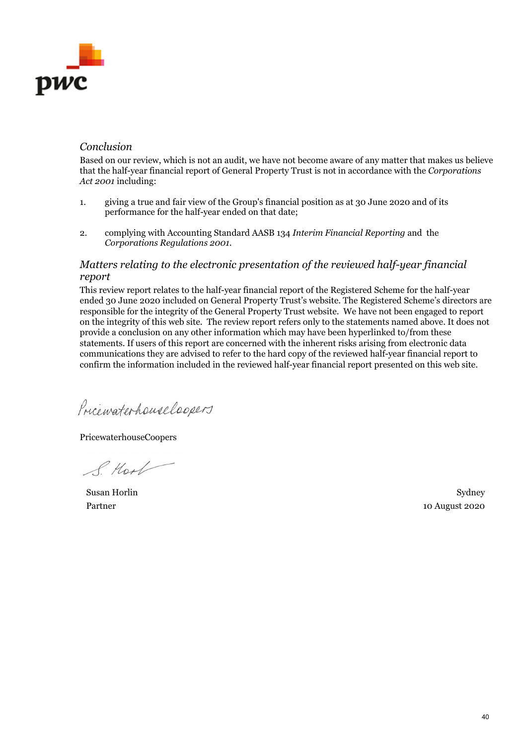*Conclusion*

Based on our review, which is not an audit, we have not become aware of any matter that makes us believe that the half-year financial report of General Property Trust is not in accordance with the *Corporations Act 2001* including:

1. giving a true and fair view of the Group's financial position as at 30 June 2020 and of its performance for the half-year ended on that date;

2. complying with Accounting Standard AASB 134 *Interim Financial Reporting* and the *Corporations Regulations 2001*.

*Matters relating to the electronic presentation of the reviewed half-year financial report*

This review report relates to the half-year financial report of the Registered Scheme for the half-year ended 30 June 2020 included on General Property Trust's website. The Registered Scheme's directors are responsible for the integrity of the General Property Trust website. We have not been engaged to report on the integrity of this web site. The review report refers only to the statements named above. It does not provide a conclusion on any other information which may have been hyperlinked to/from these statements. If users of this report are concerned with the inherent risks arising from electronic data communications they are advised to refer to the hard copy of the reviewed half-year financial report to confirm the information included in the reviewed half-year financial report presented on this web site.

PricewaterhouseCoopers

PricewaterhouseCoopers

Susan Horlin
Partner

Sydney
10 August 2020